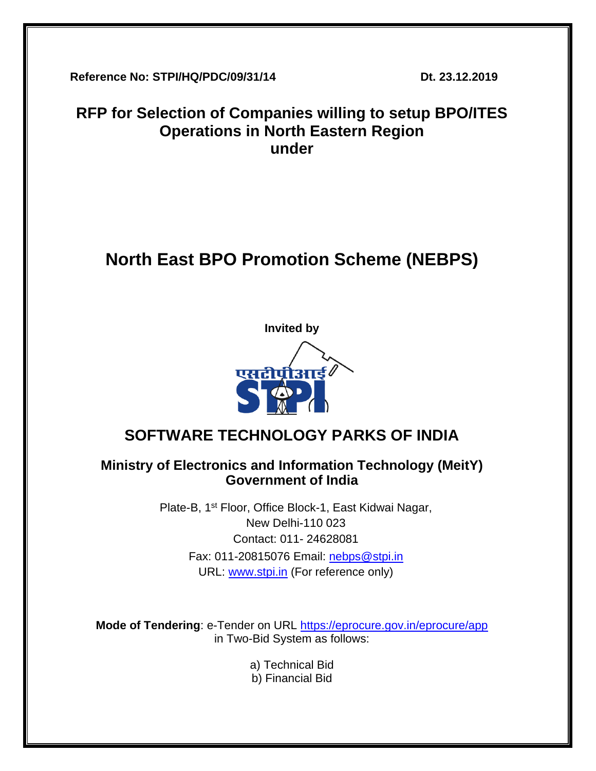**Reference No: STPI/HQ/PDC/09/31/14** **Dt. 23.12.2019**

# RFP for Selection of Companies willing to setup BPO/ITES Operations in North Eastern Region under

# North East BPO Promotion Scheme (NEBPS)

**Invited by**

एसटीपीआई STPI

## SOFTWARE TECHNOLOGY PARKS OF INDIA

### Ministry of Electronics and Information Technology (MeitY) Government of India

Plate-B, 1st Floor, Office Block-1, East Kidwai Nagar,
New Delhi-110 023
Contact: 011- 24628081
Fax: 011-20815076 Email: nebps@stpi.in
URL: www.stpi.in (For reference only)

**Mode of Tendering**: e-Tender on URL https://eprocure.gov.in/eprocure/app in Two-Bid System as follows:

a) Technical Bid
b) Financial Bid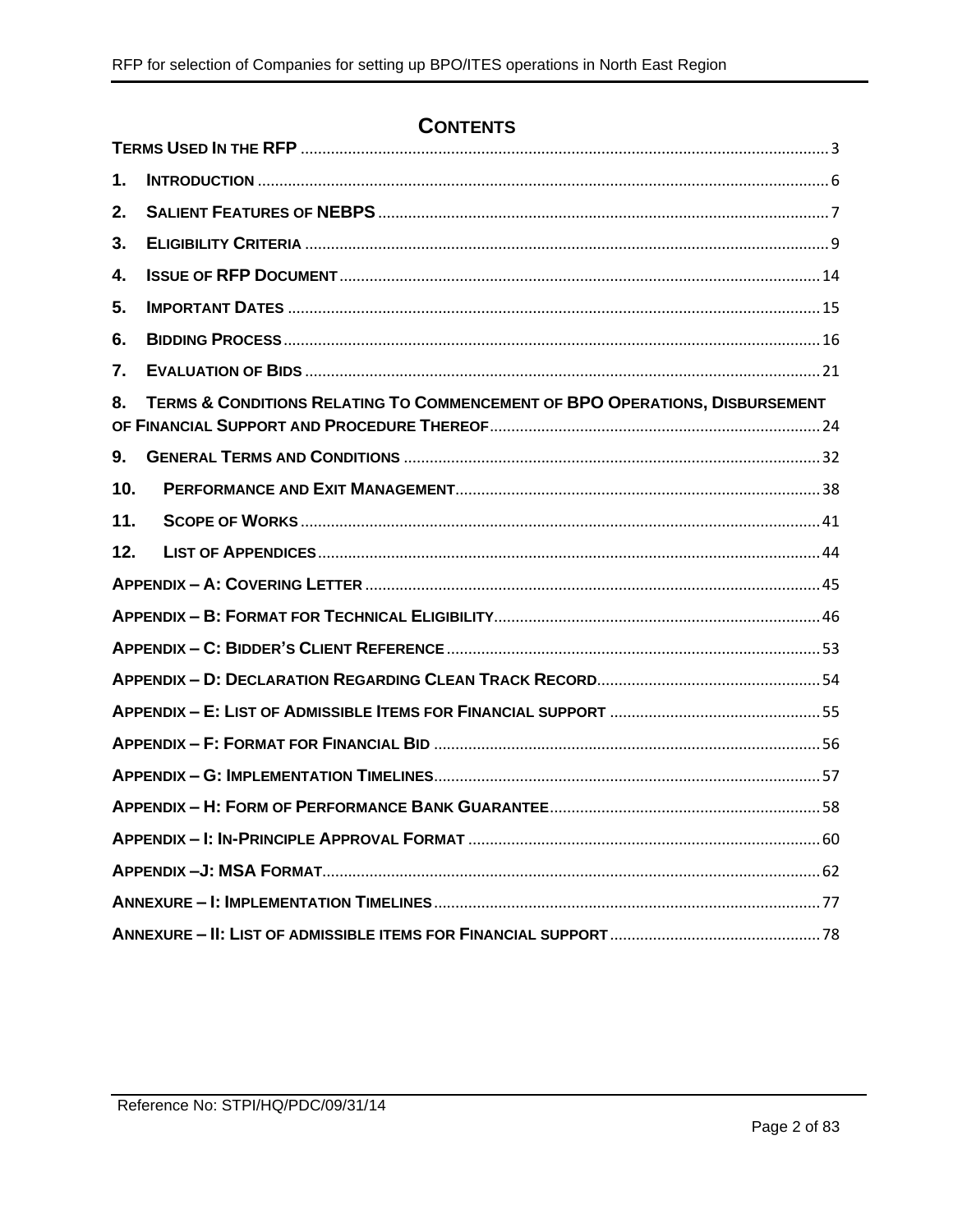# CONTENTS

TERMS USED IN THE RFP ........................................ 3

1. INTRODUCTION ........................................ 6

2. SALIENT FEATURES OF NEBPS ........................................ 7

3. ELIGIBILITY CRITERIA ........................................ 9

4. ISSUE OF RFP DOCUMENT ........................................ 14

5. IMPORTANT DATES ........................................ 15

6. BIDDING PROCESS ........................................ 16

7. EVALUATION OF BIDS ........................................ 21

8. TERMS & CONDITIONS RELATING TO COMMENCEMENT OF BPO OPERATIONS, DISBURSEMENT OF FINANCIAL SUPPORT AND PROCEDURE THEREOF ........................................ 24

9. GENERAL TERMS AND CONDITIONS ........................................ 32

10. PERFORMANCE AND EXIT MANAGEMENT ........................................ 38

11. SCOPE OF WORKS ........................................ 41

12. LIST OF APPENDICES ........................................ 44

APPENDIX – A: COVERING LETTER ........................................ 45

APPENDIX – B: FORMAT FOR TECHNICAL ELIGIBILITY ........................................ 46

APPENDIX – C: BIDDER'S CLIENT REFERENCE ........................................ 53

APPENDIX – D: DECLARATION REGARDING CLEAN TRACK RECORD ........................................ 54

APPENDIX – E: LIST OF ADMISSIBLE ITEMS FOR FINANCIAL SUPPORT ........................................ 55

APPENDIX – F: FORMAT FOR FINANCIAL BID ........................................ 56

APPENDIX – G: IMPLEMENTATION TIMELINES ........................................ 57

APPENDIX – H: FORM OF PERFORMANCE BANK GUARANTEE ........................................ 58

APPENDIX – I: IN-PRINCIPLE APPROVAL FORMAT ........................................ 60

APPENDIX –J: MSA FORMAT ........................................ 62

ANNEXURE – I: IMPLEMENTATION TIMELINES ........................................ 77

ANNEXURE – II: LIST OF ADMISSIBLE ITEMS FOR FINANCIAL SUPPORT ........................................ 78

Reference No: STPI/HQ/PDC/09/31/14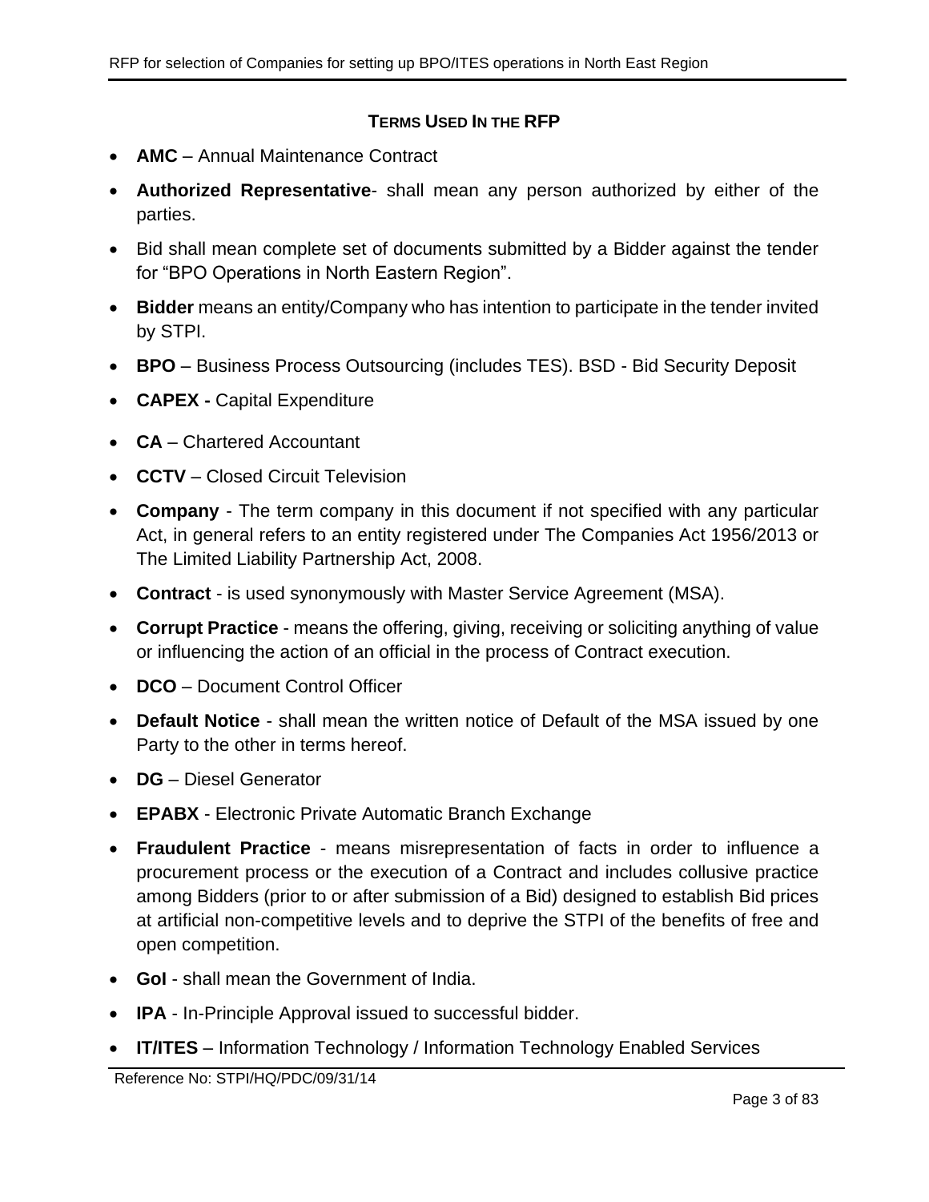## TERMS USED IN THE RFP

- **AMC** – Annual Maintenance Contract
- **Authorized Representative**- shall mean any person authorized by either of the parties.
- Bid shall mean complete set of documents submitted by a Bidder against the tender for "BPO Operations in North Eastern Region".
- **Bidder** means an entity/Company who has intention to participate in the tender invited by STPI.
- **BPO** – Business Process Outsourcing (includes TES). BSD - Bid Security Deposit
- **CAPEX -** Capital Expenditure
- **CA** – Chartered Accountant
- **CCTV** – Closed Circuit Television
- **Company** - The term company in this document if not specified with any particular Act, in general refers to an entity registered under The Companies Act 1956/2013 or The Limited Liability Partnership Act, 2008.
- **Contract** - is used synonymously with Master Service Agreement (MSA).
- **Corrupt Practice** - means the offering, giving, receiving or soliciting anything of value or influencing the action of an official in the process of Contract execution.
- **DCO** – Document Control Officer
- **Default Notice** - shall mean the written notice of Default of the MSA issued by one Party to the other in terms hereof.
- **DG** – Diesel Generator
- **EPABX** - Electronic Private Automatic Branch Exchange
- **Fraudulent Practice** - means misrepresentation of facts in order to influence a procurement process or the execution of a Contract and includes collusive practice among Bidders (prior to or after submission of a Bid) designed to establish Bid prices at artificial non-competitive levels and to deprive the STPI of the benefits of free and open competition.
- **GoI** - shall mean the Government of India.
- **IPA** - In-Principle Approval issued to successful bidder.
- **IT/ITES** – Information Technology / Information Technology Enabled Services

Reference No: STPI/HQ/PDC/09/31/14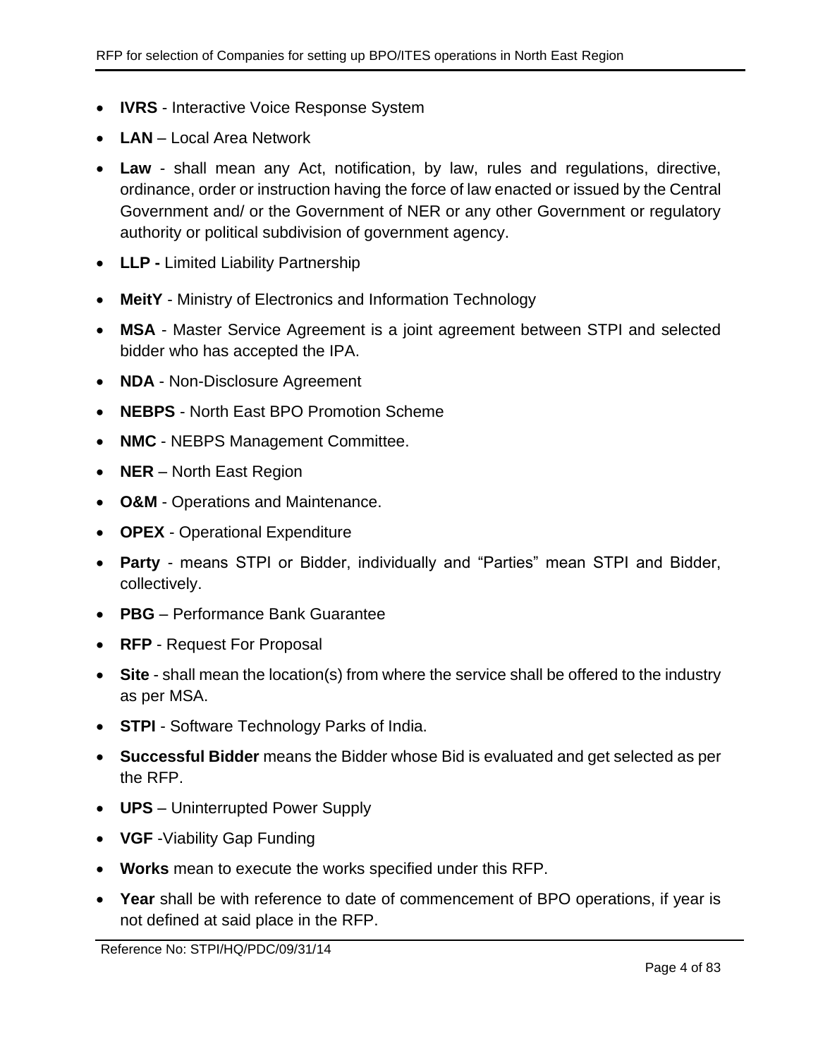- **IVRS** - Interactive Voice Response System
- **LAN** – Local Area Network
- **Law** - shall mean any Act, notification, by law, rules and regulations, directive, ordinance, order or instruction having the force of law enacted or issued by the Central Government and/ or the Government of NER or any other Government or regulatory authority or political subdivision of government agency.
- **LLP -** Limited Liability Partnership
- **MeitY** - Ministry of Electronics and Information Technology
- **MSA** - Master Service Agreement is a joint agreement between STPI and selected bidder who has accepted the IPA.
- **NDA** - Non-Disclosure Agreement
- **NEBPS** - North East BPO Promotion Scheme
- **NMC** - NEBPS Management Committee.
- **NER** – North East Region
- **O&M** - Operations and Maintenance.
- **OPEX** - Operational Expenditure
- **Party** - means STPI or Bidder, individually and "Parties" mean STPI and Bidder, collectively.
- **PBG** – Performance Bank Guarantee
- **RFP** - Request For Proposal
- **Site** - shall mean the location(s) from where the service shall be offered to the industry as per MSA.
- **STPI** - Software Technology Parks of India.
- **Successful Bidder** means the Bidder whose Bid is evaluated and get selected as per the RFP.
- **UPS** – Uninterrupted Power Supply
- **VGF** -Viability Gap Funding
- **Works** mean to execute the works specified under this RFP.
- **Year** shall be with reference to date of commencement of BPO operations, if year is not defined at said place in the RFP.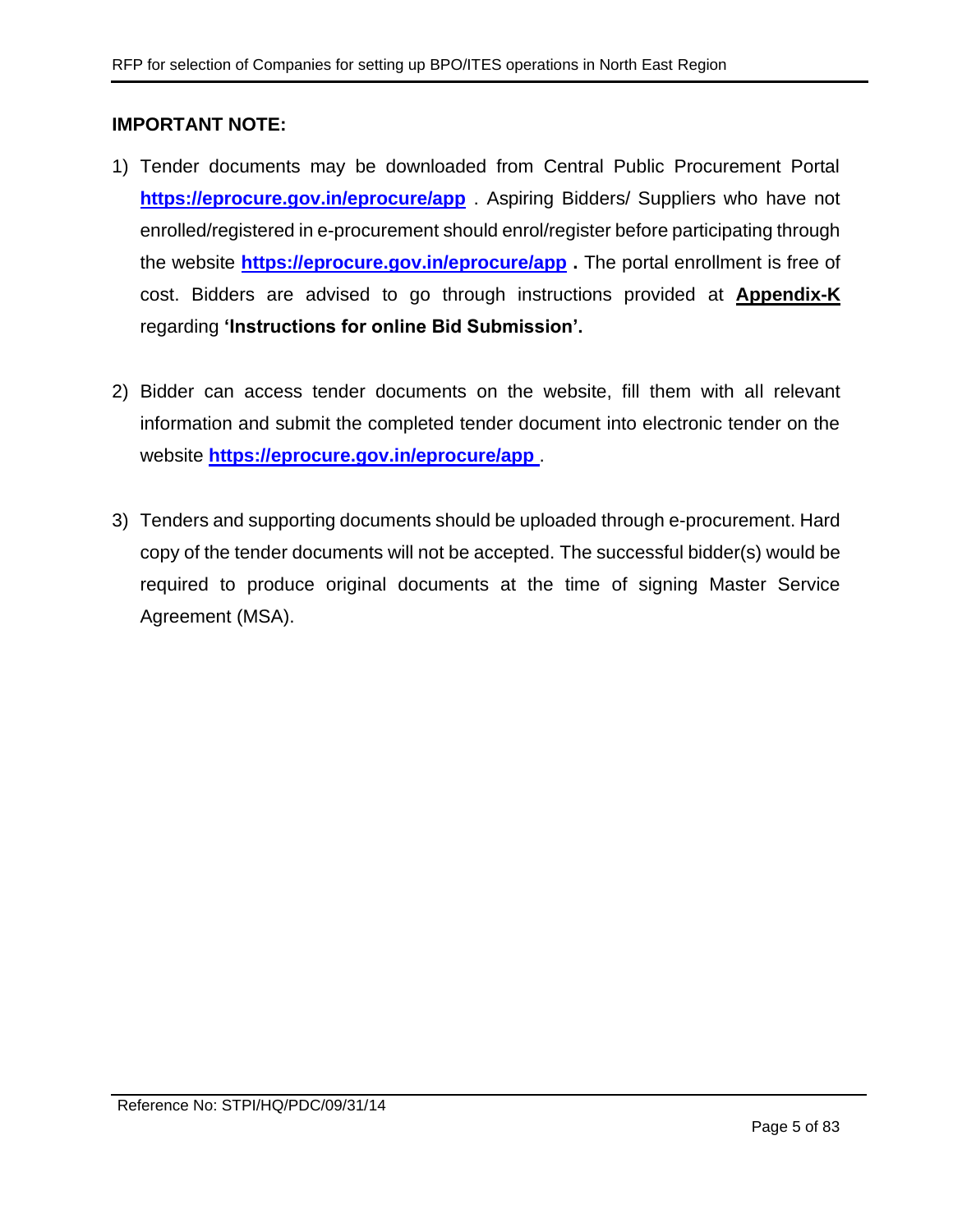**IMPORTANT NOTE:**

1) Tender documents may be downloaded from Central Public Procurement Portal **https://eprocure.gov.in/eprocure/app** . Aspiring Bidders/ Suppliers who have not enrolled/registered in e-procurement should enrol/register before participating through the website **https://eprocure.gov.in/eprocure/app** **.** The portal enrollment is free of cost. Bidders are advised to go through instructions provided at **Appendix-K** regarding **'Instructions for online Bid Submission'.**

2) Bidder can access tender documents on the website, fill them with all relevant information and submit the completed tender document into electronic tender on the website **https://eprocure.gov.in/eprocure/app** .

3) Tenders and supporting documents should be uploaded through e-procurement. Hard copy of the tender documents will not be accepted. The successful bidder(s) would be required to produce original documents at the time of signing Master Service Agreement (MSA).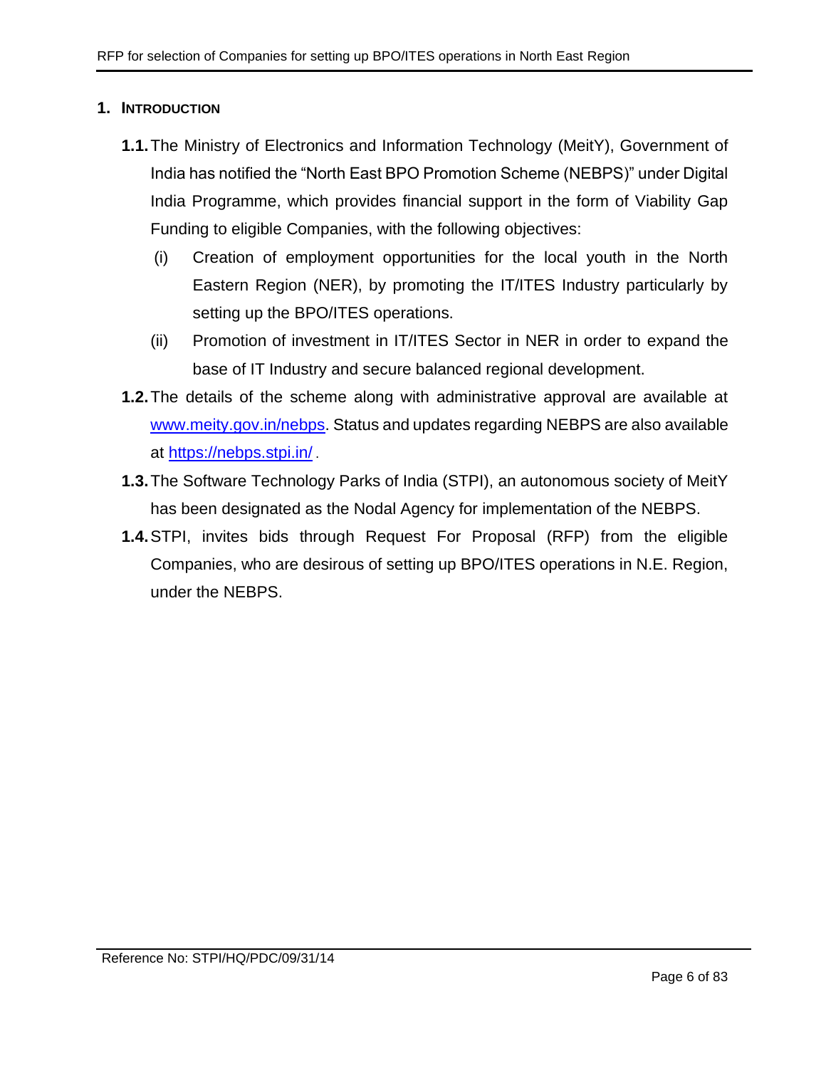# 1. INTRODUCTION

**1.1.** The Ministry of Electronics and Information Technology (MeitY), Government of India has notified the "North East BPO Promotion Scheme (NEBPS)" under Digital India Programme, which provides financial support in the form of Viability Gap Funding to eligible Companies, with the following objectives:

   (i) Creation of employment opportunities for the local youth in the North Eastern Region (NER), by promoting the IT/ITES Industry particularly by setting up the BPO/ITES operations.

   (ii) Promotion of investment in IT/ITES Sector in NER in order to expand the base of IT Industry and secure balanced regional development.

**1.2.** The details of the scheme along with administrative approval are available at [www.meity.gov.in/nebps](http://www.meity.gov.in/nebps). Status and updates regarding NEBPS are also available at [https://nebps.stpi.in/](https://nebps.stpi.in/) .

**1.3.** The Software Technology Parks of India (STPI), an autonomous society of MeitY has been designated as the Nodal Agency for implementation of the NEBPS.

**1.4.** STPI, invites bids through Request For Proposal (RFP) from the eligible Companies, who are desirous of setting up BPO/ITES operations in N.E. Region, under the NEBPS.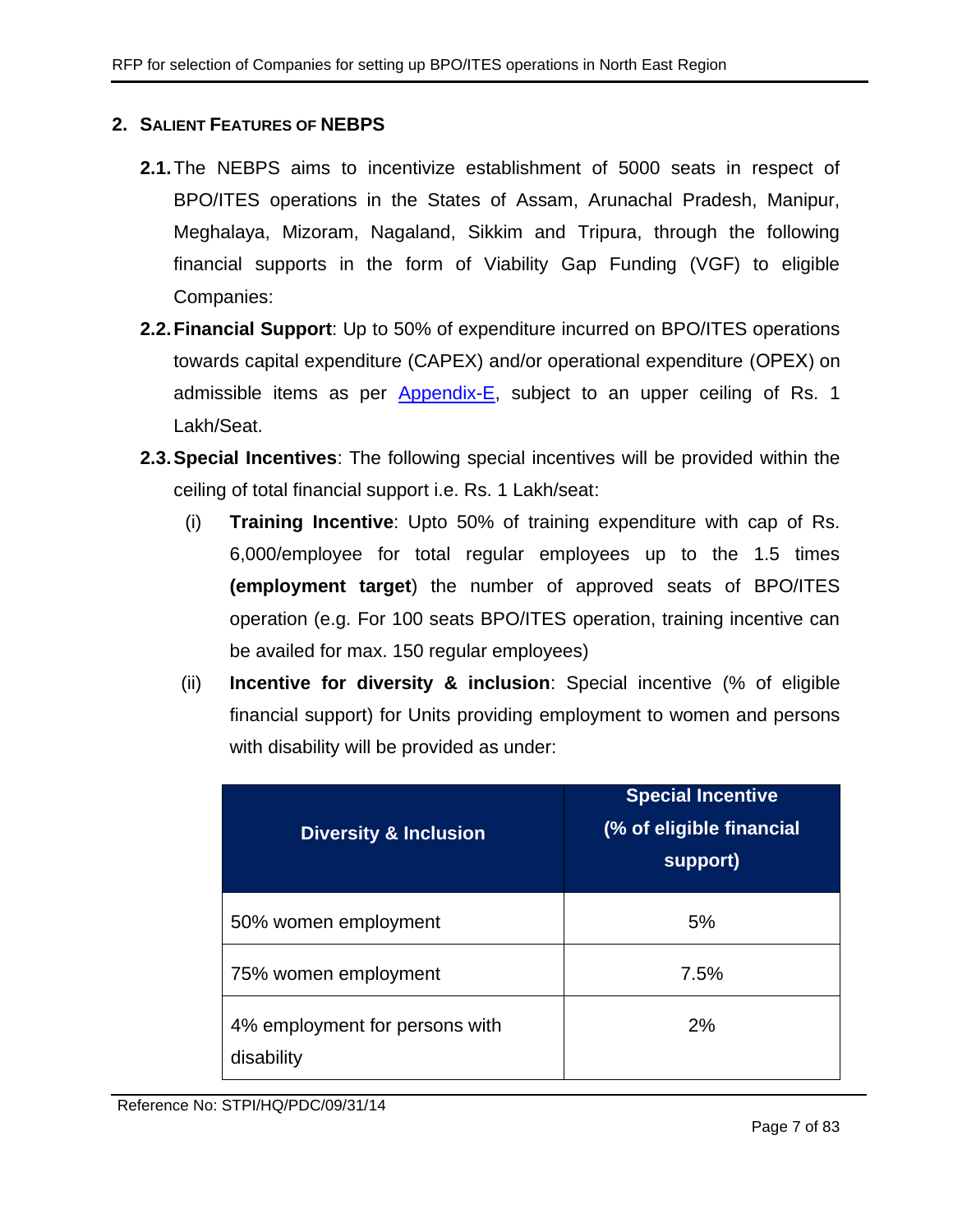## 2. Salient Features of NEBPS

**2.1.** The NEBPS aims to incentivize establishment of 5000 seats in respect of BPO/ITES operations in the States of Assam, Arunachal Pradesh, Manipur, Meghalaya, Mizoram, Nagaland, Sikkim and Tripura, through the following financial supports in the form of Viability Gap Funding (VGF) to eligible Companies:

**2.2.** **Financial Support**: Up to 50% of expenditure incurred on BPO/ITES operations towards capital expenditure (CAPEX) and/or operational expenditure (OPEX) on admissible items as per Appendix-E, subject to an upper ceiling of Rs. 1 Lakh/Seat.

**2.3.** **Special Incentives**: The following special incentives will be provided within the ceiling of total financial support i.e. Rs. 1 Lakh/seat:

(i) **Training Incentive**: Upto 50% of training expenditure with cap of Rs. 6,000/employee for total regular employees up to the 1.5 times **(employment target**) the number of approved seats of BPO/ITES operation (e.g. For 100 seats BPO/ITES operation, training incentive can be availed for max. 150 regular employees)

(ii) **Incentive for diversity & inclusion**: Special incentive (% of eligible financial support) for Units providing employment to women and persons with disability will be provided as under:

| Diversity & Inclusion | Special Incentive (% of eligible financial support) |
|---|---|
| 50% women employment | 5% |
| 75% women employment | 7.5% |
| 4% employment for persons with disability | 2% |

Reference No: STPI/HQ/PDC/09/31/14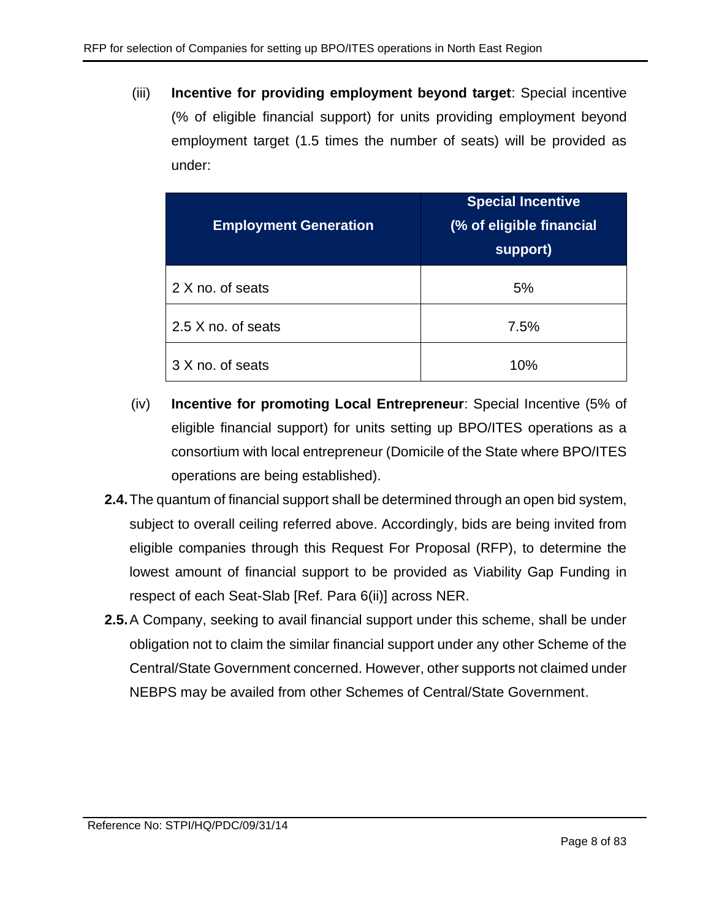(iii) **Incentive for providing employment beyond target**: Special incentive (% of eligible financial support) for units providing employment beyond employment target (1.5 times the number of seats) will be provided as under:

| Employment Generation | Special Incentive (% of eligible financial support) |
|---|---|
| 2 X no. of seats | 5% |
| 2.5 X no. of seats | 7.5% |
| 3 X no. of seats | 10% |

(iv) **Incentive for promoting Local Entrepreneur**: Special Incentive (5% of eligible financial support) for units setting up BPO/ITES operations as a consortium with local entrepreneur (Domicile of the State where BPO/ITES operations are being established).

**2.4.** The quantum of financial support shall be determined through an open bid system, subject to overall ceiling referred above. Accordingly, bids are being invited from eligible companies through this Request For Proposal (RFP), to determine the lowest amount of financial support to be provided as Viability Gap Funding in respect of each Seat-Slab [Ref. Para 6(ii)] across NER.

**2.5.** A Company, seeking to avail financial support under this scheme, shall be under obligation not to claim the similar financial support under any other Scheme of the Central/State Government concerned. However, other supports not claimed under NEBPS may be availed from other Schemes of Central/State Government.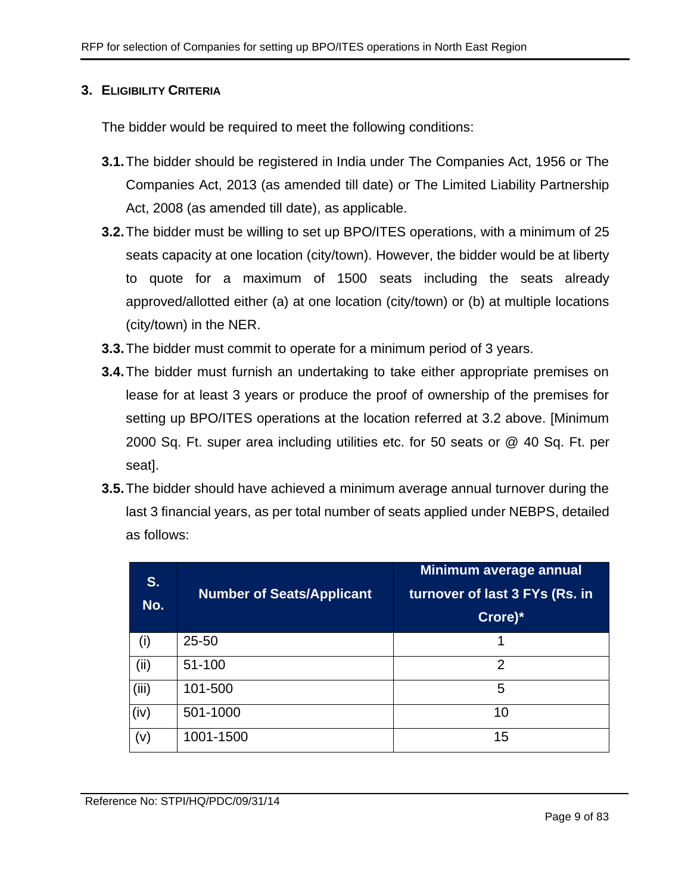## 3. ELIGIBILITY CRITERIA

The bidder would be required to meet the following conditions:

**3.1.** The bidder should be registered in India under The Companies Act, 1956 or The Companies Act, 2013 (as amended till date) or The Limited Liability Partnership Act, 2008 (as amended till date), as applicable.

**3.2.** The bidder must be willing to set up BPO/ITES operations, with a minimum of 25 seats capacity at one location (city/town). However, the bidder would be at liberty to quote for a maximum of 1500 seats including the seats already approved/allotted either (a) at one location (city/town) or (b) at multiple locations (city/town) in the NER.

**3.3.** The bidder must commit to operate for a minimum period of 3 years.

**3.4.** The bidder must furnish an undertaking to take either appropriate premises on lease for at least 3 years or produce the proof of ownership of the premises for setting up BPO/ITES operations at the location referred at 3.2 above. [Minimum 2000 Sq. Ft. super area including utilities etc. for 50 seats or @ 40 Sq. Ft. per seat].

**3.5.** The bidder should have achieved a minimum average annual turnover during the last 3 financial years, as per total number of seats applied under NEBPS, detailed as follows:

| S. No. | Number of Seats/Applicant | Minimum average annual turnover of last 3 FYs (Rs. in Crore)* |
|---|---|---|
| (i) | 25-50 | 1 |
| (ii) | 51-100 | 2 |
| (iii) | 101-500 | 5 |
| (iv) | 501-1000 | 10 |
| (v) | 1001-1500 | 15 |

Reference No: STPI/HQ/PDC/09/31/14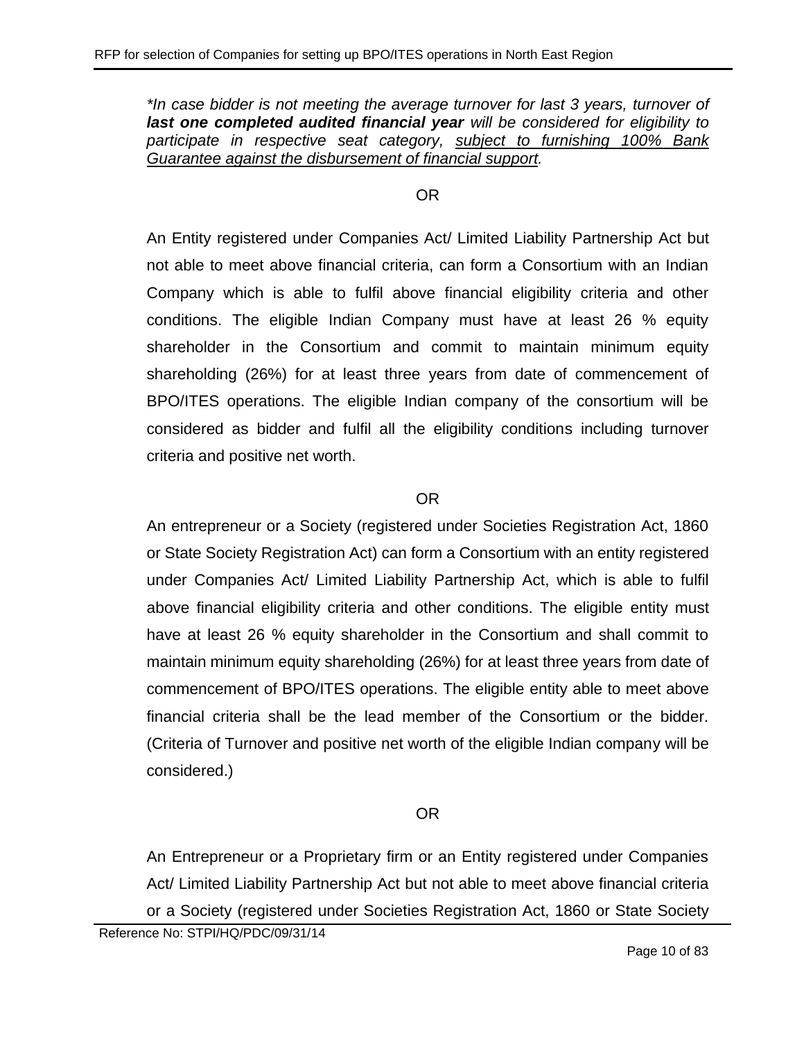*\*In case bidder is not meeting the average turnover for last 3 years, turnover of **last one completed audited financial year** will be considered for eligibility to participate in respective seat category, <u>subject to furnishing 100% Bank Guarantee against the disbursement of financial support</u>.*

OR

An Entity registered under Companies Act/ Limited Liability Partnership Act but not able to meet above financial criteria, can form a Consortium with an Indian Company which is able to fulfil above financial eligibility criteria and other conditions. The eligible Indian Company must have at least 26 % equity shareholder in the Consortium and commit to maintain minimum equity shareholding (26%) for at least three years from date of commencement of BPO/ITES operations. The eligible Indian company of the consortium will be considered as bidder and fulfil all the eligibility conditions including turnover criteria and positive net worth.

OR

An entrepreneur or a Society (registered under Societies Registration Act, 1860 or State Society Registration Act) can form a Consortium with an entity registered under Companies Act/ Limited Liability Partnership Act, which is able to fulfil above financial eligibility criteria and other conditions. The eligible entity must have at least 26 % equity shareholder in the Consortium and shall commit to maintain minimum equity shareholding (26%) for at least three years from date of commencement of BPO/ITES operations. The eligible entity able to meet above financial criteria shall be the lead member of the Consortium or the bidder. (Criteria of Turnover and positive net worth of the eligible Indian company will be considered.)

OR

An Entrepreneur or a Proprietary firm or an Entity registered under Companies Act/ Limited Liability Partnership Act but not able to meet above financial criteria or a Society (registered under Societies Registration Act, 1860 or State Society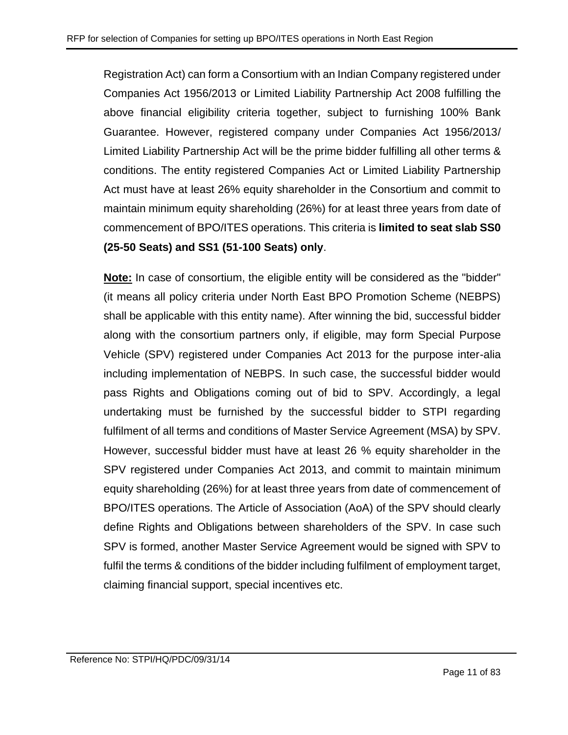Registration Act) can form a Consortium with an Indian Company registered under Companies Act 1956/2013 or Limited Liability Partnership Act 2008 fulfilling the above financial eligibility criteria together, subject to furnishing 100% Bank Guarantee. However, registered company under Companies Act 1956/2013/ Limited Liability Partnership Act will be the prime bidder fulfilling all other terms & conditions. The entity registered Companies Act or Limited Liability Partnership Act must have at least 26% equity shareholder in the Consortium and commit to maintain minimum equity shareholding (26%) for at least three years from date of commencement of BPO/ITES operations. This criteria is **limited to seat slab SS0 (25-50 Seats) and SS1 (51-100 Seats) only**.

**Note:** In case of consortium, the eligible entity will be considered as the "bidder" (it means all policy criteria under North East BPO Promotion Scheme (NEBPS) shall be applicable with this entity name). After winning the bid, successful bidder along with the consortium partners only, if eligible, may form Special Purpose Vehicle (SPV) registered under Companies Act 2013 for the purpose inter-alia including implementation of NEBPS. In such case, the successful bidder would pass Rights and Obligations coming out of bid to SPV. Accordingly, a legal undertaking must be furnished by the successful bidder to STPI regarding fulfilment of all terms and conditions of Master Service Agreement (MSA) by SPV. However, successful bidder must have at least 26 % equity shareholder in the SPV registered under Companies Act 2013, and commit to maintain minimum equity shareholding (26%) for at least three years from date of commencement of BPO/ITES operations. The Article of Association (AoA) of the SPV should clearly define Rights and Obligations between shareholders of the SPV. In case such SPV is formed, another Master Service Agreement would be signed with SPV to fulfil the terms & conditions of the bidder including fulfilment of employment target, claiming financial support, special incentives etc.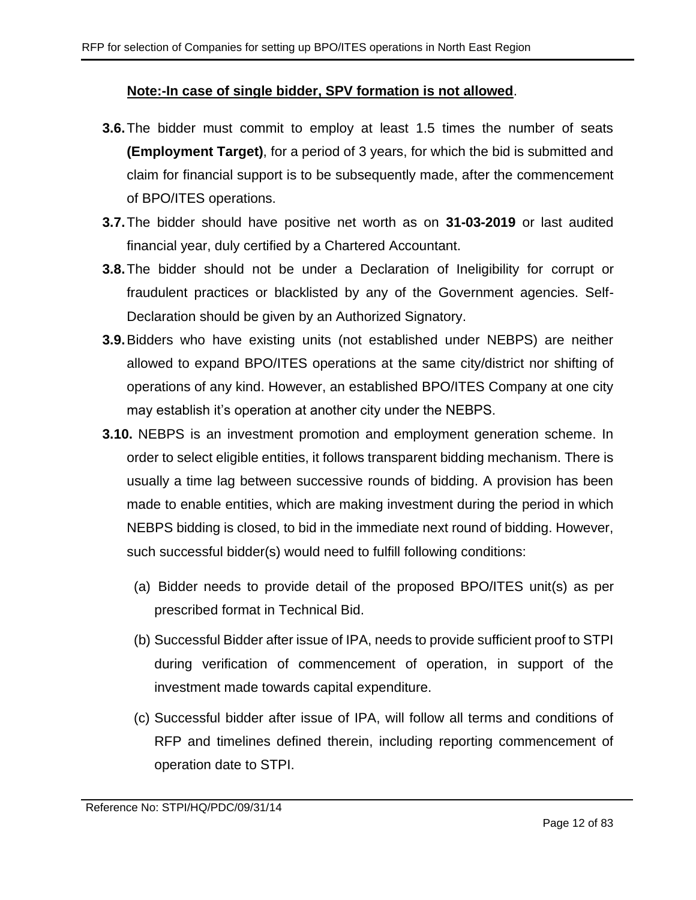**<u>Note:-In case of single bidder, SPV formation is not allowed</u>**.

**3.6.** The bidder must commit to employ at least 1.5 times the number of seats **(Employment Target)**, for a period of 3 years, for which the bid is submitted and claim for financial support is to be subsequently made, after the commencement of BPO/ITES operations.

**3.7.** The bidder should have positive net worth as on **31-03-2019** or last audited financial year, duly certified by a Chartered Accountant.

**3.8.** The bidder should not be under a Declaration of Ineligibility for corrupt or fraudulent practices or blacklisted by any of the Government agencies. Self-Declaration should be given by an Authorized Signatory.

**3.9.** Bidders who have existing units (not established under NEBPS) are neither allowed to expand BPO/ITES operations at the same city/district nor shifting of operations of any kind. However, an established BPO/ITES Company at one city may establish it's operation at another city under the NEBPS.

**3.10.** NEBPS is an investment promotion and employment generation scheme. In order to select eligible entities, it follows transparent bidding mechanism. There is usually a time lag between successive rounds of bidding. A provision has been made to enable entities, which are making investment during the period in which NEBPS bidding is closed, to bid in the immediate next round of bidding. However, such successful bidder(s) would need to fulfill following conditions:

(a) Bidder needs to provide detail of the proposed BPO/ITES unit(s) as per prescribed format in Technical Bid.

(b) Successful Bidder after issue of IPA, needs to provide sufficient proof to STPI during verification of commencement of operation, in support of the investment made towards capital expenditure.

(c) Successful bidder after issue of IPA, will follow all terms and conditions of RFP and timelines defined therein, including reporting commencement of operation date to STPI.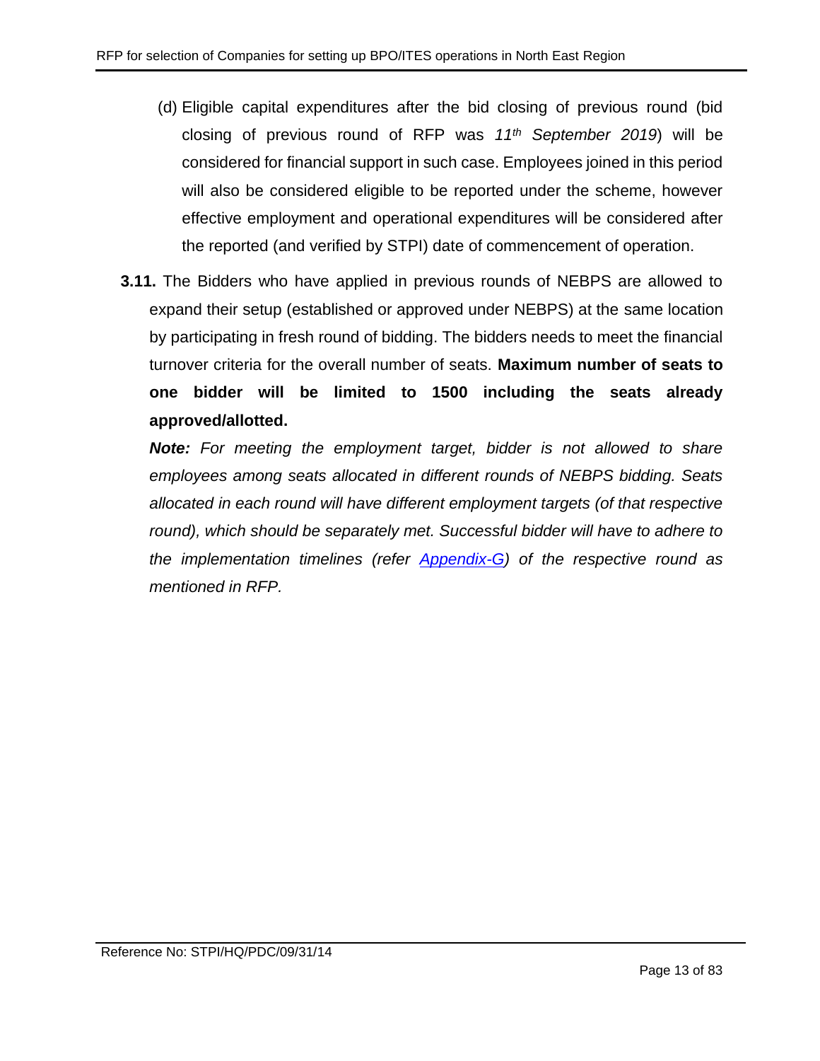(d) Eligible capital expenditures after the bid closing of previous round (bid closing of previous round of RFP was *11th September 2019*) will be considered for financial support in such case. Employees joined in this period will also be considered eligible to be reported under the scheme, however effective employment and operational expenditures will be considered after the reported (and verified by STPI) date of commencement of operation.

**3.11.** The Bidders who have applied in previous rounds of NEBPS are allowed to expand their setup (established or approved under NEBPS) at the same location by participating in fresh round of bidding. The bidders needs to meet the financial turnover criteria for the overall number of seats. **Maximum number of seats to one bidder will be limited to 1500 including the seats already approved/allotted.**

***Note:*** *For meeting the employment target, bidder is not allowed to share employees among seats allocated in different rounds of NEBPS bidding. Seats allocated in each round will have different employment targets (of that respective round), which should be separately met. Successful bidder will have to adhere to the implementation timelines (refer Appendix-G) of the respective round as mentioned in RFP.*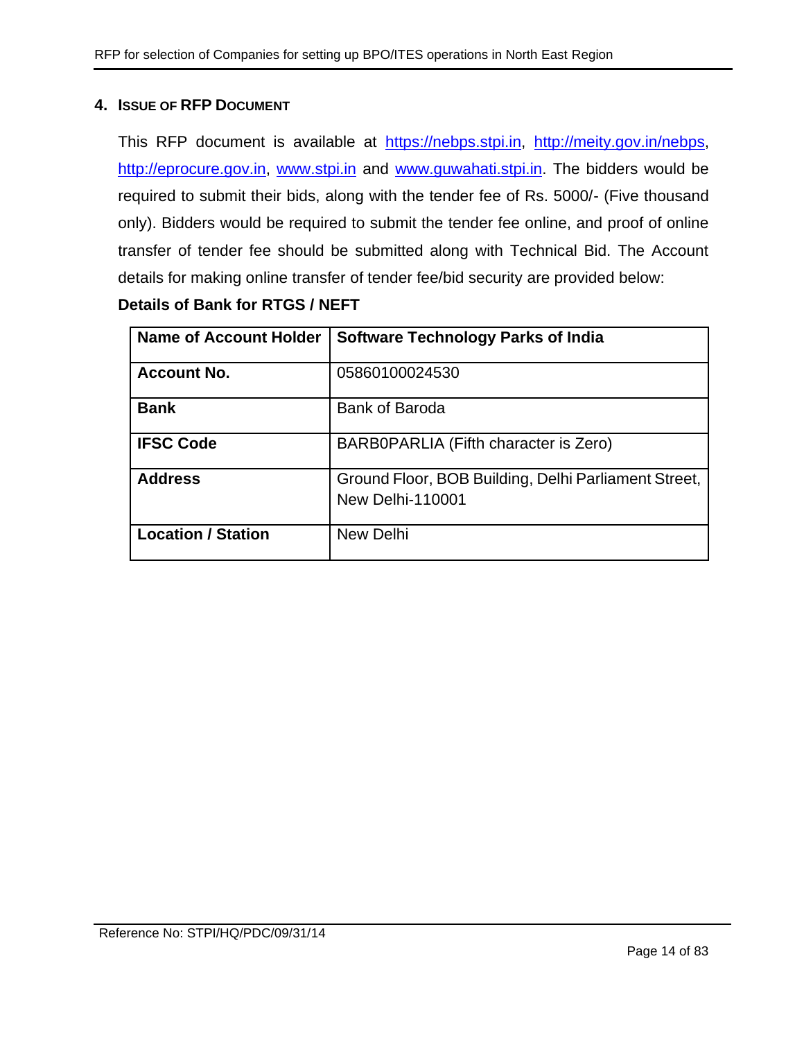## 4. ISSUE OF RFP DOCUMENT

This RFP document is available at https://nebps.stpi.in, http://meity.gov.in/nebps, http://eprocure.gov.in, www.stpi.in and www.guwahati.stpi.in. The bidders would be required to submit their bids, along with the tender fee of Rs. 5000/- (Five thousand only). Bidders would be required to submit the tender fee online, and proof of online transfer of tender fee should be submitted along with Technical Bid. The Account details for making online transfer of tender fee/bid security are provided below:

**Details of Bank for RTGS / NEFT**

| **Name of Account Holder** | **Software Technology Parks of India** |
|---|---|
| **Account No.** | 05860100024530 |
| **Bank** | Bank of Baroda |
| **IFSC Code** | BARB0PARLIA (Fifth character is Zero) |
| **Address** | Ground Floor, BOB Building, Delhi Parliament Street, New Delhi-110001 |
| **Location / Station** | New Delhi |

Reference No: STPI/HQ/PDC/09/31/14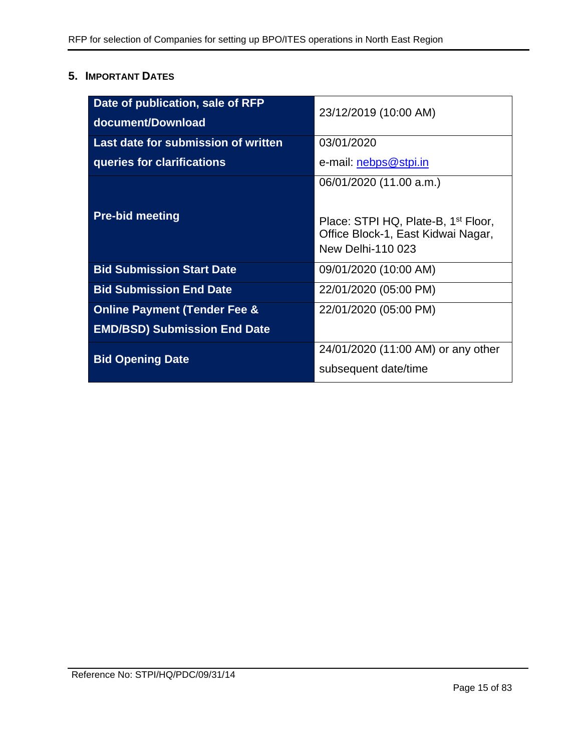## 5. IMPORTANT DATES

| | |
|---|---|
| **Date of publication, sale of RFP document/Download** | 23/12/2019 (10:00 AM) |
| **Last date for submission of written queries for clarifications** | 03/01/2020<br>e-mail: nebps@stpi.in |
| **Pre-bid meeting** | 06/01/2020 (11.00 a.m.)<br><br>Place: STPI HQ, Plate-B, 1st Floor, Office Block-1, East Kidwai Nagar, New Delhi-110 023 |
| **Bid Submission Start Date** | 09/01/2020 (10:00 AM) |
| **Bid Submission End Date** | 22/01/2020 (05:00 PM) |
| **Online Payment (Tender Fee & EMD/BSD) Submission End Date** | 22/01/2020 (05:00 PM) |
| **Bid Opening Date** | 24/01/2020 (11:00 AM) or any other subsequent date/time |

Reference No: STPI/HQ/PDC/09/31/14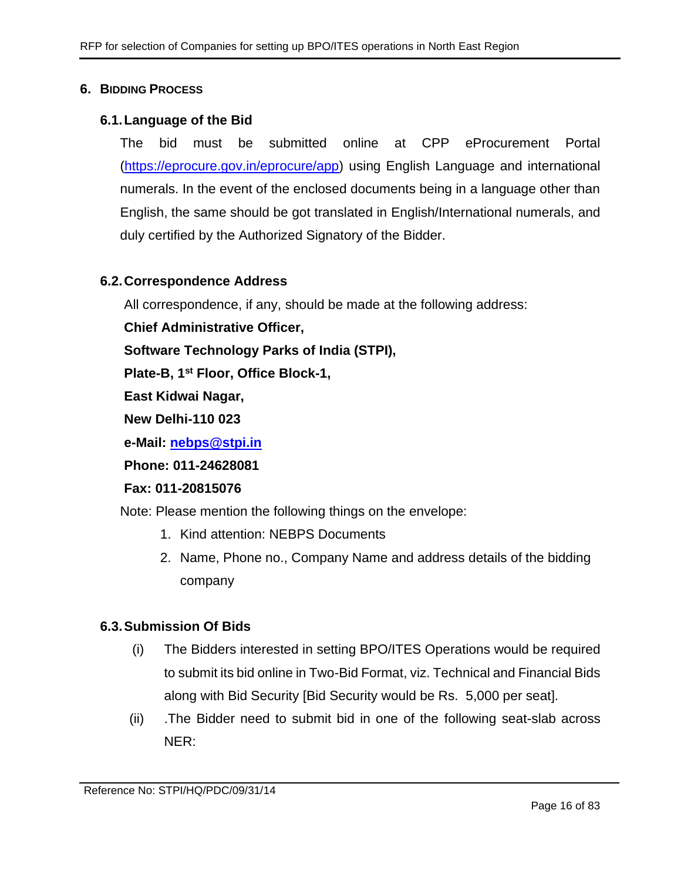## 6. BIDDING PROCESS

### 6.1. Language of the Bid

The bid must be submitted online at CPP eProcurement Portal (https://eprocure.gov.in/eprocure/app) using English Language and international numerals. In the event of the enclosed documents being in a language other than English, the same should be got translated in English/International numerals, and duly certified by the Authorized Signatory of the Bidder.

### 6.2. Correspondence Address

All correspondence, if any, should be made at the following address:

**Chief Administrative Officer,**

**Software Technology Parks of India (STPI),**

**Plate-B, 1st Floor, Office Block-1,**

**East Kidwai Nagar,**

**New Delhi-110 023**

**e-Mail: nebps@stpi.in**

**Phone: 011-24628081**

**Fax: 011-20815076**

Note: Please mention the following things on the envelope:

1. Kind attention: NEBPS Documents
2. Name, Phone no., Company Name and address details of the bidding company

### 6.3. Submission Of Bids

(i) The Bidders interested in setting BPO/ITES Operations would be required to submit its bid online in Two-Bid Format, viz. Technical and Financial Bids along with Bid Security [Bid Security would be Rs. 5,000 per seat].

(ii) .The Bidder need to submit bid in one of the following seat-slab across NER: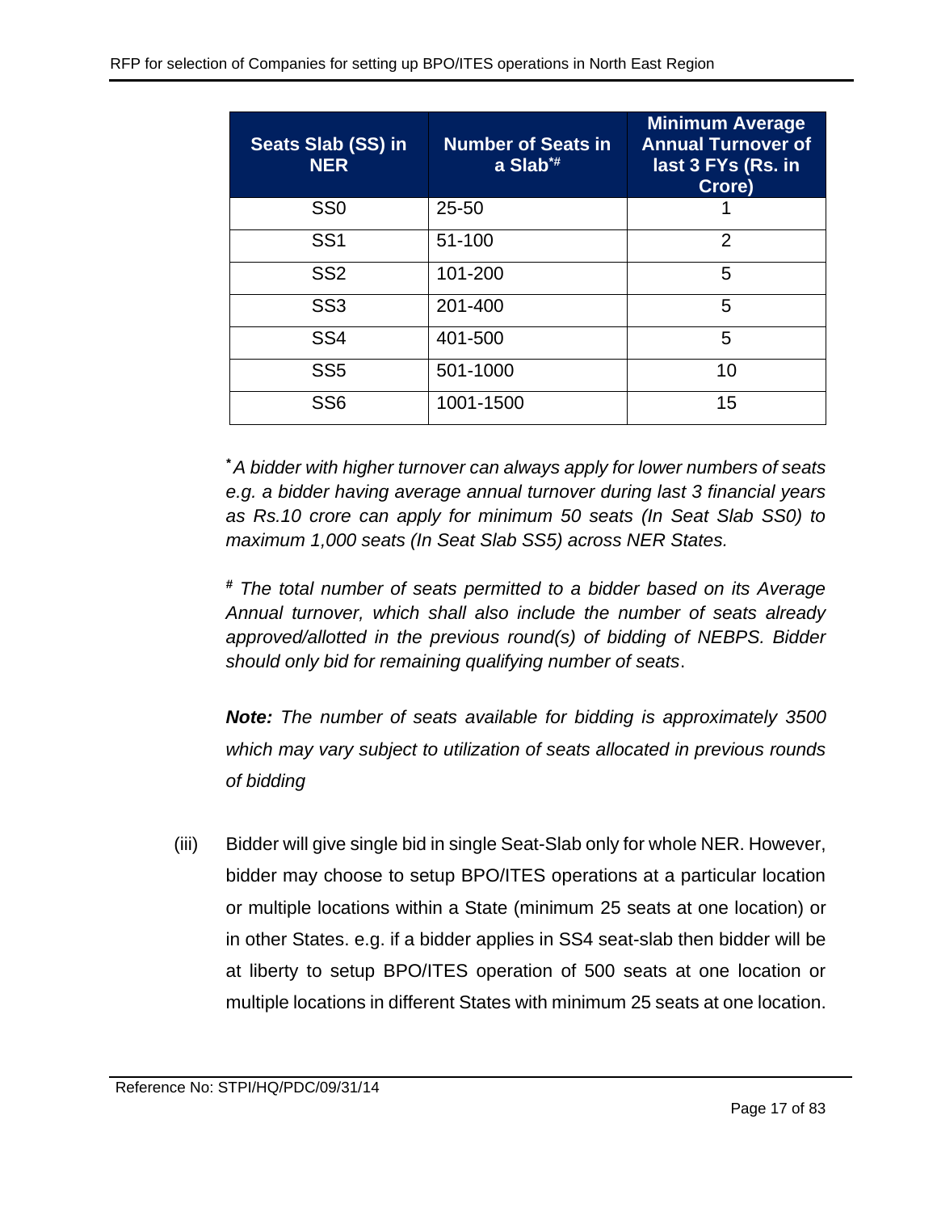| Seats Slab (SS) in NER | Number of Seats in a Slab*# | Minimum Average Annual Turnover of last 3 FYs (Rs. in Crore) |
|---|---|---|
| SS0 | 25-50 | 1 |
| SS1 | 51-100 | 2 |
| SS2 | 101-200 | 5 |
| SS3 | 201-400 | 5 |
| SS4 | 401-500 | 5 |
| SS5 | 501-1000 | 10 |
| SS6 | 1001-1500 | 15 |

*\* A bidder with higher turnover can always apply for lower numbers of seats e.g. a bidder having average annual turnover during last 3 financial years as Rs.10 crore can apply for minimum 50 seats (In Seat Slab SS0) to maximum 1,000 seats (In Seat Slab SS5) across NER States.*

*# The total number of seats permitted to a bidder based on its Average Annual turnover, which shall also include the number of seats already approved/allotted in the previous round(s) of bidding of NEBPS. Bidder should only bid for remaining qualifying number of seats*.

***Note:** The number of seats available for bidding is approximately 3500 which may vary subject to utilization of seats allocated in previous rounds of bidding*

(iii) Bidder will give single bid in single Seat-Slab only for whole NER. However, bidder may choose to setup BPO/ITES operations at a particular location or multiple locations within a State (minimum 25 seats at one location) or in other States. e.g. if a bidder applies in SS4 seat-slab then bidder will be at liberty to setup BPO/ITES operation of 500 seats at one location or multiple locations in different States with minimum 25 seats at one location.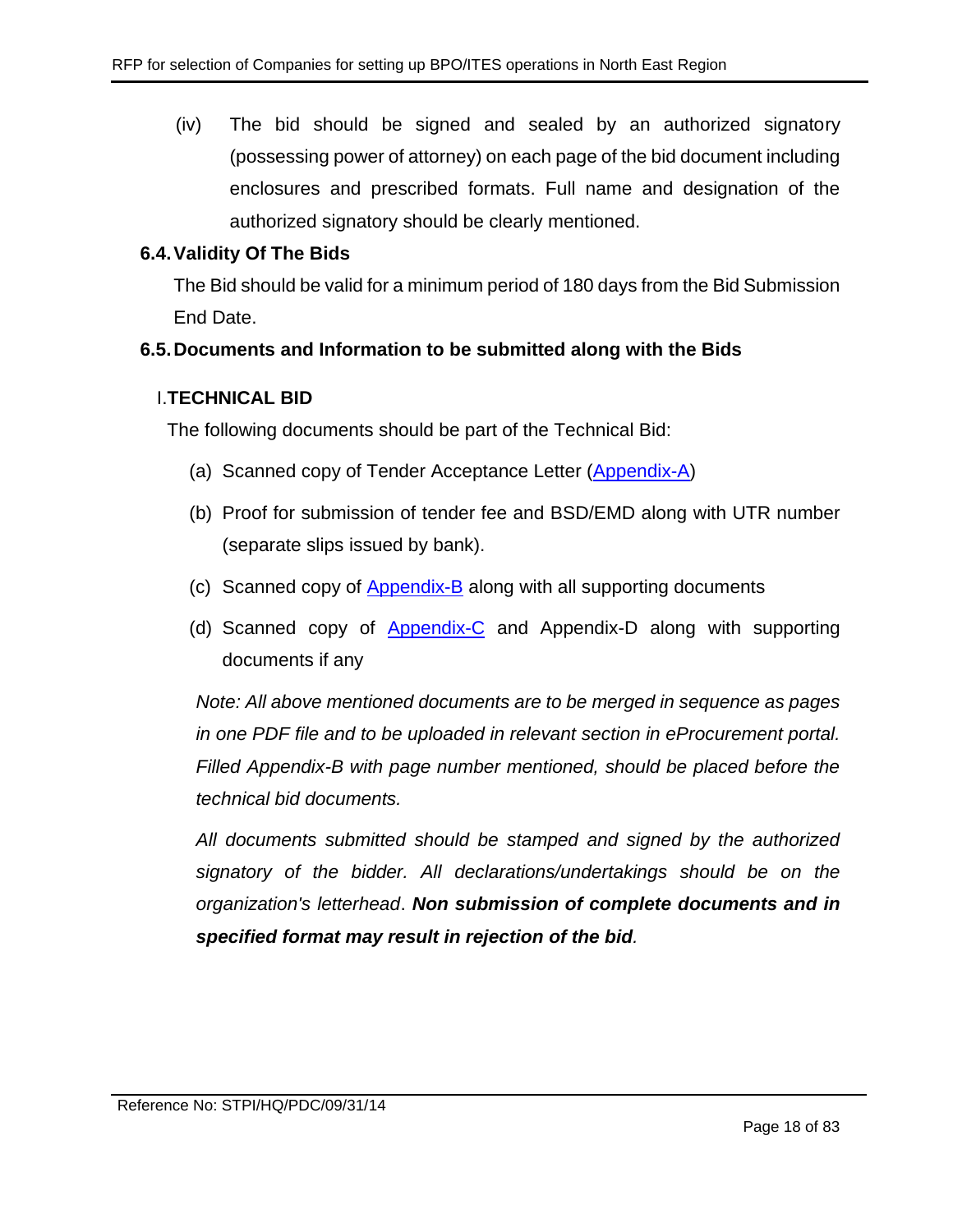(iv) The bid should be signed and sealed by an authorized signatory (possessing power of attorney) on each page of the bid document including enclosures and prescribed formats. Full name and designation of the authorized signatory should be clearly mentioned.

### 6.4. Validity Of The Bids

The Bid should be valid for a minimum period of 180 days from the Bid Submission End Date.

### 6.5. Documents and Information to be submitted along with the Bids

#### I. TECHNICAL BID

The following documents should be part of the Technical Bid:

(a) Scanned copy of Tender Acceptance Letter (Appendix-A)

(b) Proof for submission of tender fee and BSD/EMD along with UTR number (separate slips issued by bank).

(c) Scanned copy of Appendix-B along with all supporting documents

(d) Scanned copy of Appendix-C and Appendix-D along with supporting documents if any

*Note: All above mentioned documents are to be merged in sequence as pages in one PDF file and to be uploaded in relevant section in eProcurement portal. Filled Appendix-B with page number mentioned, should be placed before the technical bid documents.*

*All documents submitted should be stamped and signed by the authorized signatory of the bidder. All declarations/undertakings should be on the organization's letterhead*. ***Non submission of complete documents and in specified format may result in rejection of the bid****.*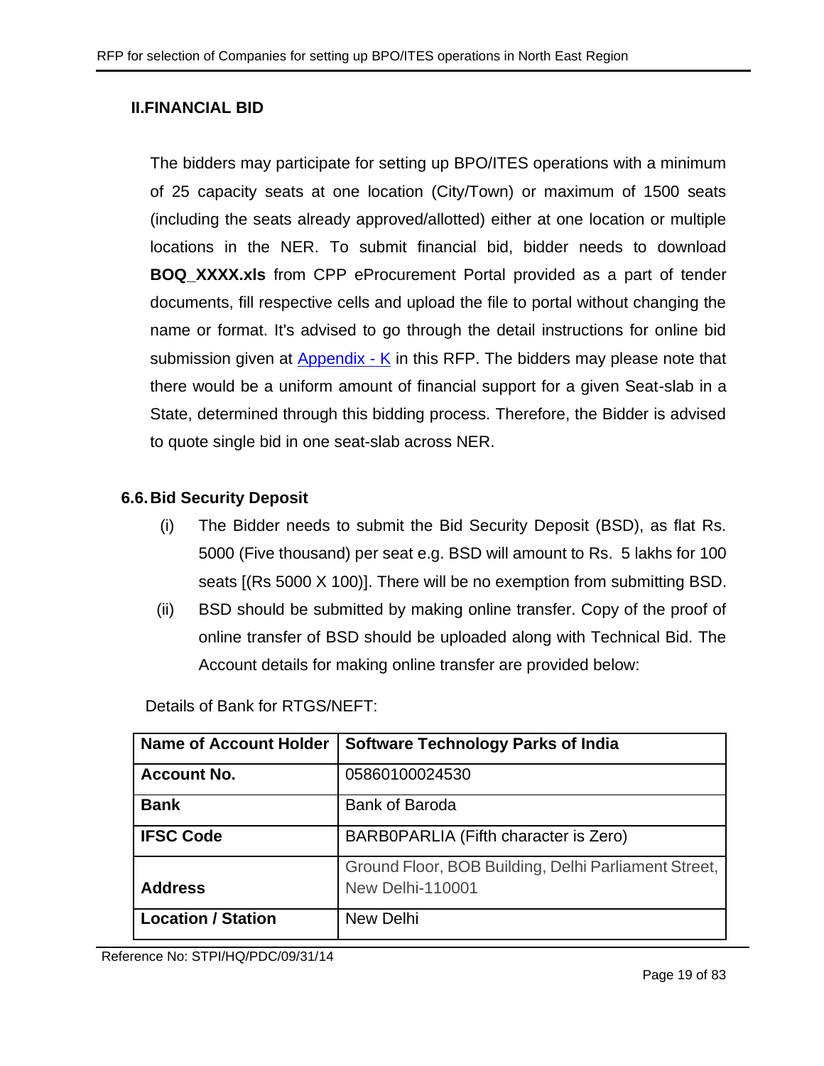## II.FINANCIAL BID

The bidders may participate for setting up BPO/ITES operations with a minimum of 25 capacity seats at one location (City/Town) or maximum of 1500 seats (including the seats already approved/allotted) either at one location or multiple locations in the NER. To submit financial bid, bidder needs to download **BOQ_XXXX.xls** from CPP eProcurement Portal provided as a part of tender documents, fill respective cells and upload the file to portal without changing the name or format. It's advised to go through the detail instructions for online bid submission given at Appendix - K in this RFP. The bidders may please note that there would be a uniform amount of financial support for a given Seat-slab in a State, determined through this bidding process. Therefore, the Bidder is advised to quote single bid in one seat-slab across NER.

### 6.6. Bid Security Deposit

(i) The Bidder needs to submit the Bid Security Deposit (BSD), as flat Rs. 5000 (Five thousand) per seat e.g. BSD will amount to Rs. 5 lakhs for 100 seats [(Rs 5000 X 100)]. There will be no exemption from submitting BSD.

(ii) BSD should be submitted by making online transfer. Copy of the proof of online transfer of BSD should be uploaded along with Technical Bid. The Account details for making online transfer are provided below:

Details of Bank for RTGS/NEFT:

| Name of Account Holder | Software Technology Parks of India |
|---|---|
| Account No. | 05860100024530 |
| Bank | Bank of Baroda |
| IFSC Code | BARB0PARLIA (Fifth character is Zero) |
| Address | Ground Floor, BOB Building, Delhi Parliament Street, New Delhi-110001 |
| Location / Station | New Delhi |

Reference No: STPI/HQ/PDC/09/31/14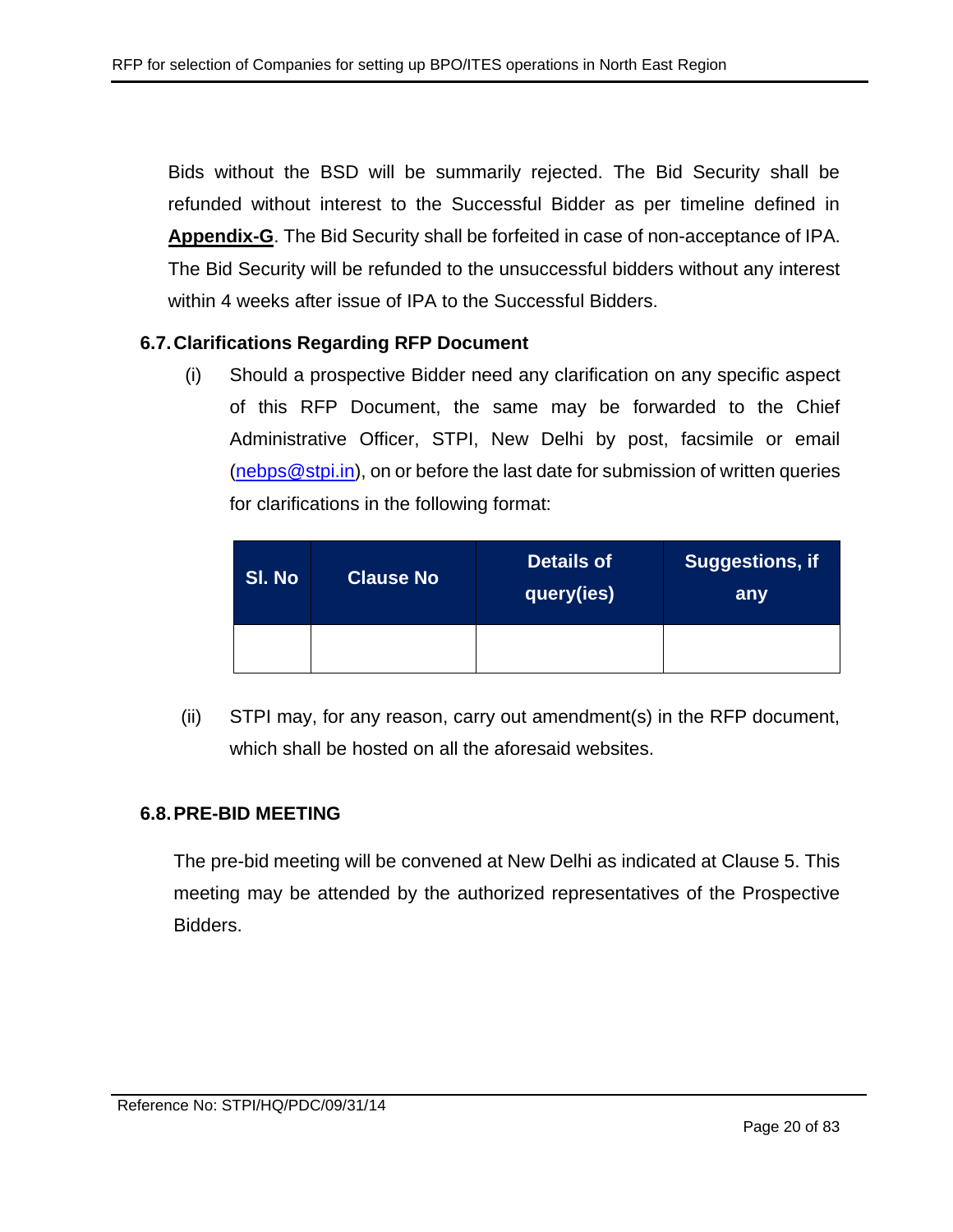Bids without the BSD will be summarily rejected. The Bid Security shall be refunded without interest to the Successful Bidder as per timeline defined in **Appendix-G**. The Bid Security shall be forfeited in case of non-acceptance of IPA. The Bid Security will be refunded to the unsuccessful bidders without any interest within 4 weeks after issue of IPA to the Successful Bidders.

### 6.7. Clarifications Regarding RFP Document

(i) Should a prospective Bidder need any clarification on any specific aspect of this RFP Document, the same may be forwarded to the Chief Administrative Officer, STPI, New Delhi by post, facsimile or email (nebps@stpi.in), on or before the last date for submission of written queries for clarifications in the following format:

| Sl. No | Clause No | Details of query(ies) | Suggestions, if any |
|---|---|---|---|
| | | | |

(ii) STPI may, for any reason, carry out amendment(s) in the RFP document, which shall be hosted on all the aforesaid websites.

### 6.8. PRE-BID MEETING

The pre-bid meeting will be convened at New Delhi as indicated at Clause 5. This meeting may be attended by the authorized representatives of the Prospective Bidders.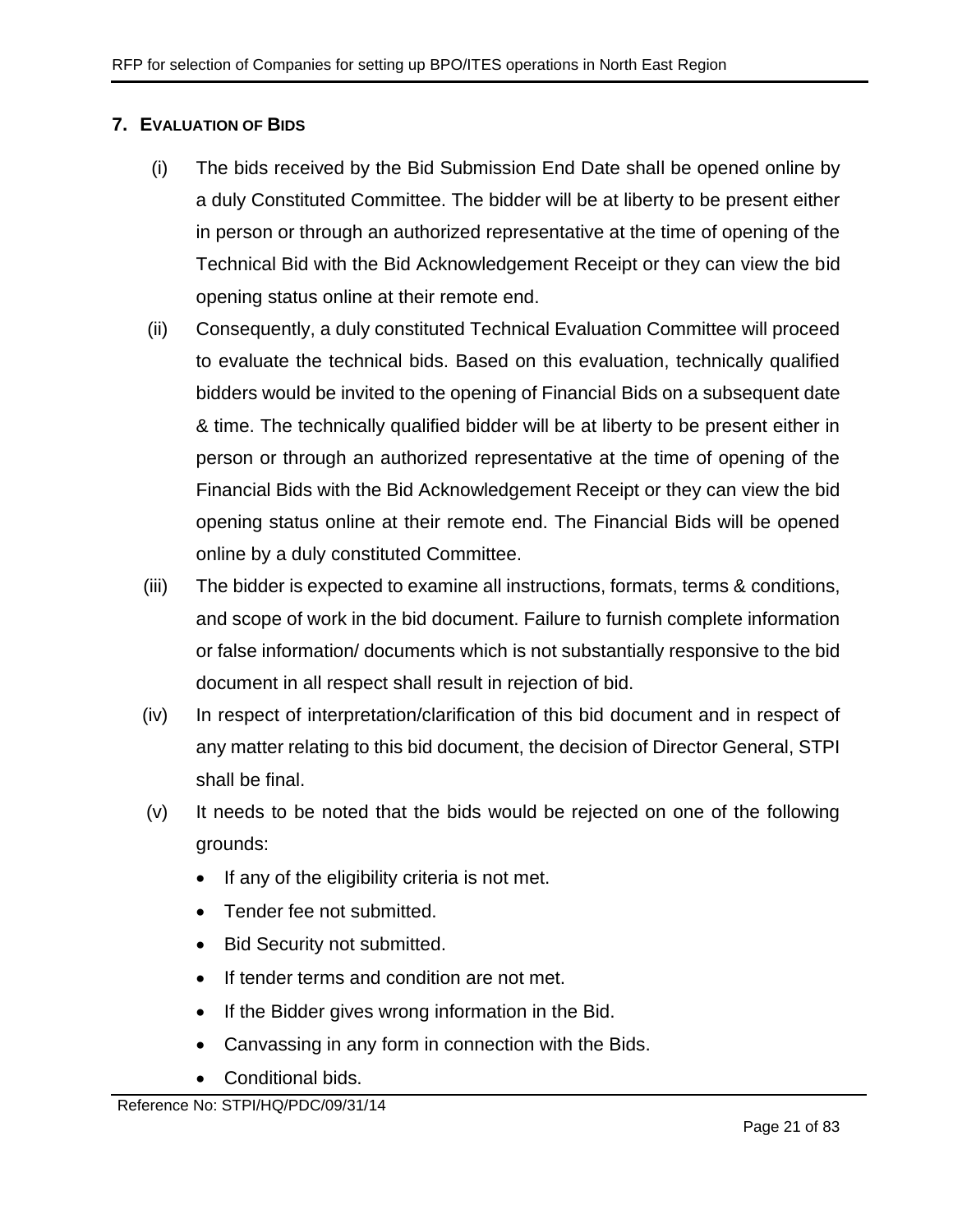## 7. EVALUATION OF BIDS

(i) The bids received by the Bid Submission End Date shall be opened online by a duly Constituted Committee. The bidder will be at liberty to be present either in person or through an authorized representative at the time of opening of the Technical Bid with the Bid Acknowledgement Receipt or they can view the bid opening status online at their remote end.

(ii) Consequently, a duly constituted Technical Evaluation Committee will proceed to evaluate the technical bids. Based on this evaluation, technically qualified bidders would be invited to the opening of Financial Bids on a subsequent date & time. The technically qualified bidder will be at liberty to be present either in person or through an authorized representative at the time of opening of the Financial Bids with the Bid Acknowledgement Receipt or they can view the bid opening status online at their remote end. The Financial Bids will be opened online by a duly constituted Committee.

(iii) The bidder is expected to examine all instructions, formats, terms & conditions, and scope of work in the bid document. Failure to furnish complete information or false information/ documents which is not substantially responsive to the bid document in all respect shall result in rejection of bid.

(iv) In respect of interpretation/clarification of this bid document and in respect of any matter relating to this bid document, the decision of Director General, STPI shall be final.

(v) It needs to be noted that the bids would be rejected on one of the following grounds:

- If any of the eligibility criteria is not met.
- Tender fee not submitted.
- Bid Security not submitted.
- If tender terms and condition are not met.
- If the Bidder gives wrong information in the Bid.
- Canvassing in any form in connection with the Bids.
- Conditional bids.

Reference No: STPI/HQ/PDC/09/31/14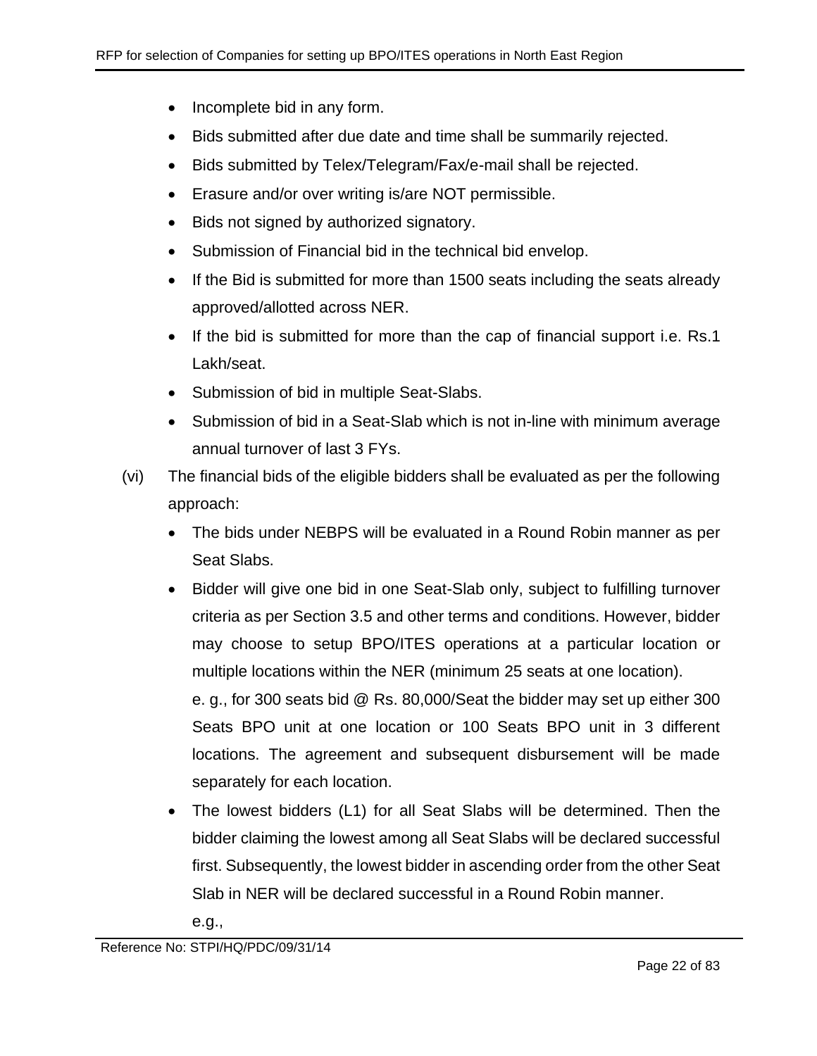- Incomplete bid in any form.
- Bids submitted after due date and time shall be summarily rejected.
- Bids submitted by Telex/Telegram/Fax/e-mail shall be rejected.
- Erasure and/or over writing is/are NOT permissible.
- Bids not signed by authorized signatory.
- Submission of Financial bid in the technical bid envelop.
- If the Bid is submitted for more than 1500 seats including the seats already approved/allotted across NER.
- If the bid is submitted for more than the cap of financial support i.e. Rs.1 Lakh/seat.
- Submission of bid in multiple Seat-Slabs.
- Submission of bid in a Seat-Slab which is not in-line with minimum average annual turnover of last 3 FYs.

(vi) The financial bids of the eligible bidders shall be evaluated as per the following approach:

- The bids under NEBPS will be evaluated in a Round Robin manner as per Seat Slabs.
- Bidder will give one bid in one Seat-Slab only, subject to fulfilling turnover criteria as per Section 3.5 and other terms and conditions. However, bidder may choose to setup BPO/ITES operations at a particular location or multiple locations within the NER (minimum 25 seats at one location).

  e. g., for 300 seats bid @ Rs. 80,000/Seat the bidder may set up either 300 Seats BPO unit at one location or 100 Seats BPO unit in 3 different locations. The agreement and subsequent disbursement will be made separately for each location.
- The lowest bidders (L1) for all Seat Slabs will be determined. Then the bidder claiming the lowest among all Seat Slabs will be declared successful first. Subsequently, the lowest bidder in ascending order from the other Seat Slab in NER will be declared successful in a Round Robin manner.

  e.g.,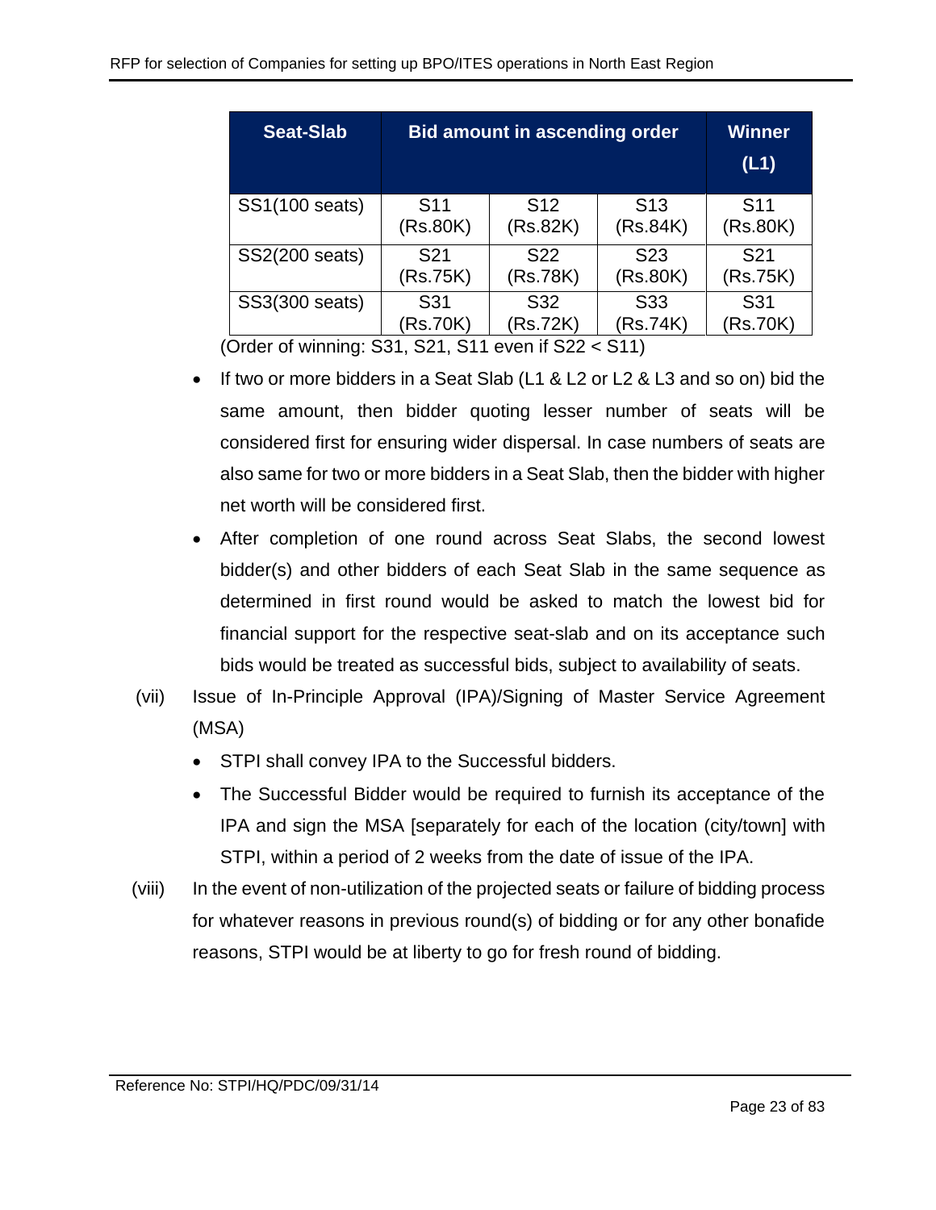| Seat-Slab | Bid amount in ascending order | | | Winner (L1) |
|---|---|---|---|---|
| SS1(100 seats) | S11 (Rs.80K) | S12 (Rs.82K) | S13 (Rs.84K) | S11 (Rs.80K) |
| SS2(200 seats) | S21 (Rs.75K) | S22 (Rs.78K) | S23 (Rs.80K) | S21 (Rs.75K) |
| SS3(300 seats) | S31 (Rs.70K) | S32 (Rs.72K) | S33 (Rs.74K) | S31 (Rs.70K) |

(Order of winning: S31, S21, S11 even if S22 < S11)

- If two or more bidders in a Seat Slab (L1 & L2 or L2 & L3 and so on) bid the same amount, then bidder quoting lesser number of seats will be considered first for ensuring wider dispersal. In case numbers of seats are also same for two or more bidders in a Seat Slab, then the bidder with higher net worth will be considered first.
- After completion of one round across Seat Slabs, the second lowest bidder(s) and other bidders of each Seat Slab in the same sequence as determined in first round would be asked to match the lowest bid for financial support for the respective seat-slab and on its acceptance such bids would be treated as successful bids, subject to availability of seats.

(vii) Issue of In-Principle Approval (IPA)/Signing of Master Service Agreement (MSA)

- STPI shall convey IPA to the Successful bidders.
- The Successful Bidder would be required to furnish its acceptance of the IPA and sign the MSA [separately for each of the location (city/town] with STPI, within a period of 2 weeks from the date of issue of the IPA.

(viii) In the event of non-utilization of the projected seats or failure of bidding process for whatever reasons in previous round(s) of bidding or for any other bonafide reasons, STPI would be at liberty to go for fresh round of bidding.

Reference No: STPI/HQ/PDC/09/31/14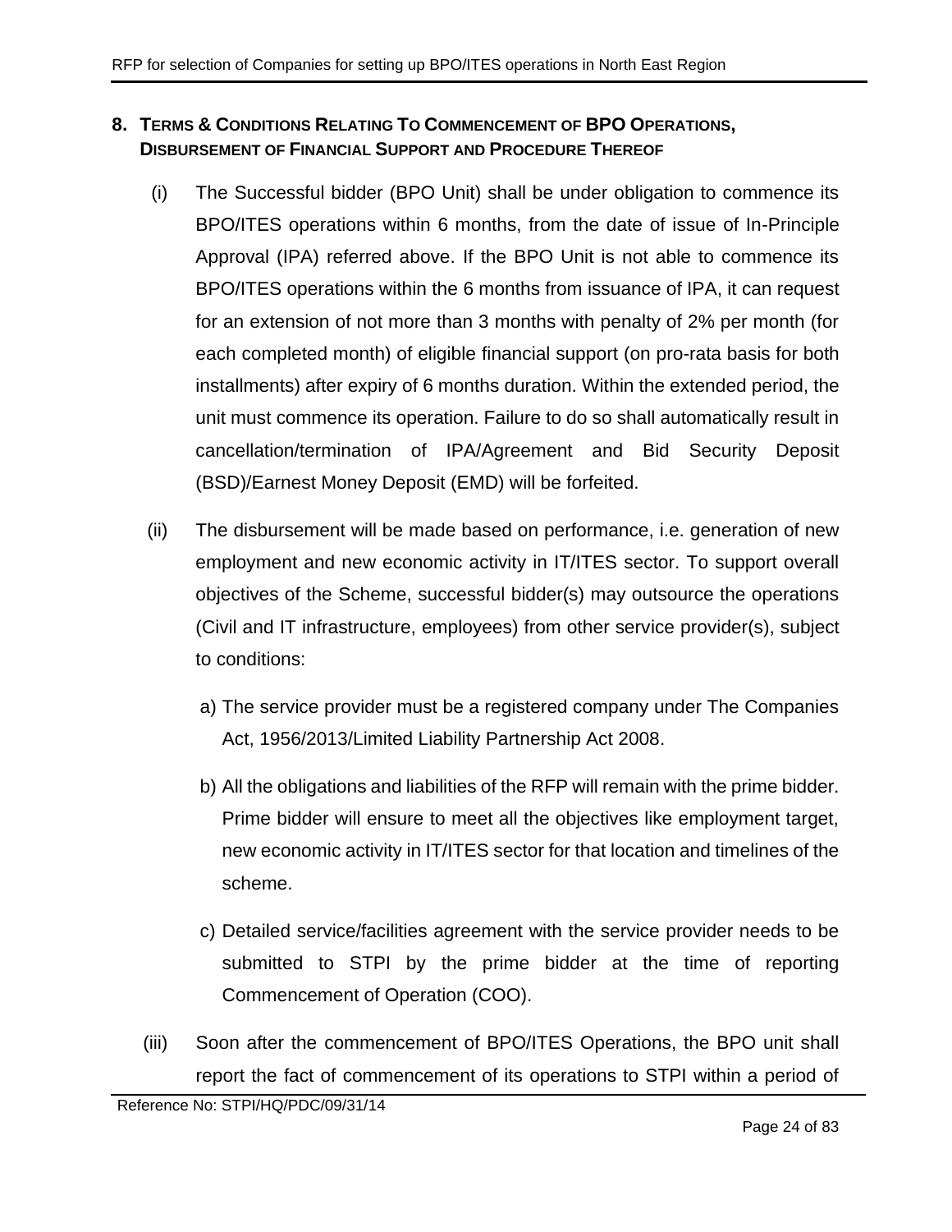## 8. Terms & Conditions Relating To Commencement of BPO Operations, Disbursement of Financial Support and Procedure Thereof

(i) The Successful bidder (BPO Unit) shall be under obligation to commence its BPO/ITES operations within 6 months, from the date of issue of In-Principle Approval (IPA) referred above. If the BPO Unit is not able to commence its BPO/ITES operations within the 6 months from issuance of IPA, it can request for an extension of not more than 3 months with penalty of 2% per month (for each completed month) of eligible financial support (on pro-rata basis for both installments) after expiry of 6 months duration. Within the extended period, the unit must commence its operation. Failure to do so shall automatically result in cancellation/termination of IPA/Agreement and Bid Security Deposit (BSD)/Earnest Money Deposit (EMD) will be forfeited.

(ii) The disbursement will be made based on performance, i.e. generation of new employment and new economic activity in IT/ITES sector. To support overall objectives of the Scheme, successful bidder(s) may outsource the operations (Civil and IT infrastructure, employees) from other service provider(s), subject to conditions:

   a) The service provider must be a registered company under The Companies Act, 1956/2013/Limited Liability Partnership Act 2008.

   b) All the obligations and liabilities of the RFP will remain with the prime bidder. Prime bidder will ensure to meet all the objectives like employment target, new economic activity in IT/ITES sector for that location and timelines of the scheme.

   c) Detailed service/facilities agreement with the service provider needs to be submitted to STPI by the prime bidder at the time of reporting Commencement of Operation (COO).

(iii) Soon after the commencement of BPO/ITES Operations, the BPO unit shall report the fact of commencement of its operations to STPI within a period of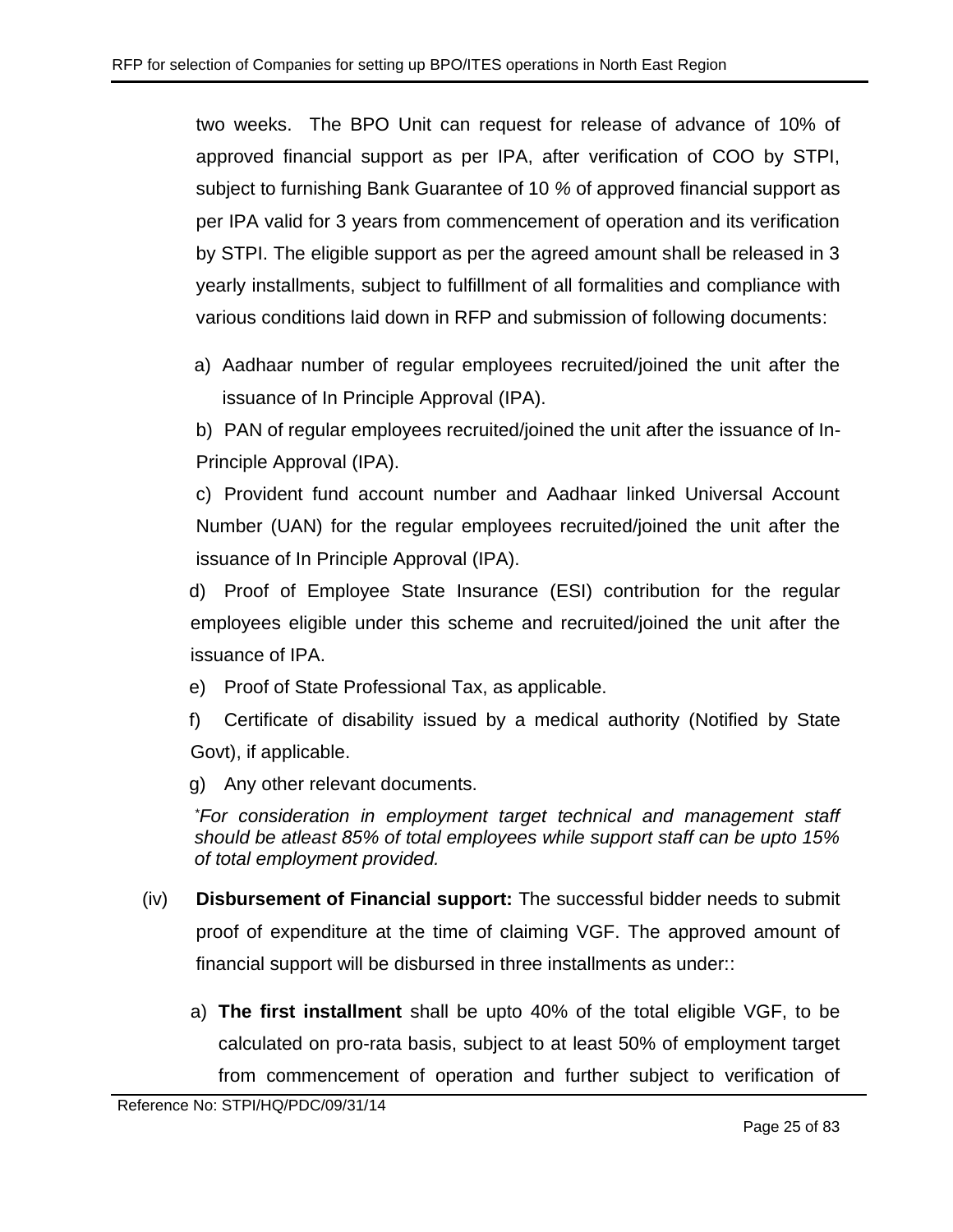two weeks. The BPO Unit can request for release of advance of 10% of approved financial support as per IPA, after verification of COO by STPI, subject to furnishing Bank Guarantee of 10 % of approved financial support as per IPA valid for 3 years from commencement of operation and its verification by STPI. The eligible support as per the agreed amount shall be released in 3 yearly installments, subject to fulfillment of all formalities and compliance with various conditions laid down in RFP and submission of following documents:

a) Aadhaar number of regular employees recruited/joined the unit after the issuance of In Principle Approval (IPA).

b) PAN of regular employees recruited/joined the unit after the issuance of In-Principle Approval (IPA).

c) Provident fund account number and Aadhaar linked Universal Account Number (UAN) for the regular employees recruited/joined the unit after the issuance of In Principle Approval (IPA).

d) Proof of Employee State Insurance (ESI) contribution for the regular employees eligible under this scheme and recruited/joined the unit after the issuance of IPA.

e) Proof of State Professional Tax, as applicable.

f) Certificate of disability issued by a medical authority (Notified by State Govt), if applicable.

g) Any other relevant documents.

*\*For consideration in employment target technical and management staff should be atleast 85% of total employees while support staff can be upto 15% of total employment provided.*

(iv) **Disbursement of Financial support:** The successful bidder needs to submit proof of expenditure at the time of claiming VGF. The approved amount of financial support will be disbursed in three installments as under::

a) **The first installment** shall be upto 40% of the total eligible VGF, to be calculated on pro-rata basis, subject to at least 50% of employment target from commencement of operation and further subject to verification of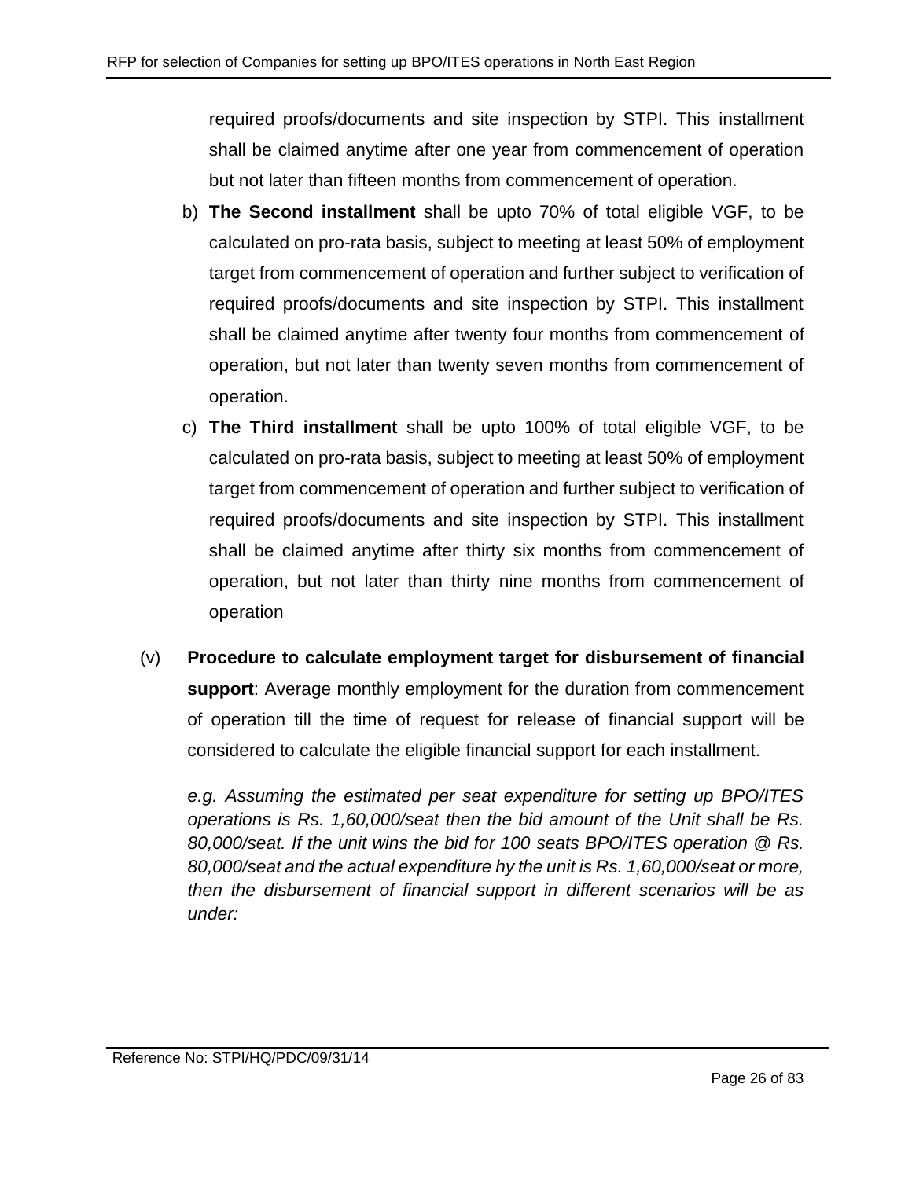required proofs/documents and site inspection by STPI. This installment shall be claimed anytime after one year from commencement of operation but not later than fifteen months from commencement of operation.

b) **The Second installment** shall be upto 70% of total eligible VGF, to be calculated on pro-rata basis, subject to meeting at least 50% of employment target from commencement of operation and further subject to verification of required proofs/documents and site inspection by STPI. This installment shall be claimed anytime after twenty four months from commencement of operation, but not later than twenty seven months from commencement of operation.

c) **The Third installment** shall be upto 100% of total eligible VGF, to be calculated on pro-rata basis, subject to meeting at least 50% of employment target from commencement of operation and further subject to verification of required proofs/documents and site inspection by STPI. This installment shall be claimed anytime after thirty six months from commencement of operation, but not later than thirty nine months from commencement of operation

(v) **Procedure to calculate employment target for disbursement of financial support**: Average monthly employment for the duration from commencement of operation till the time of request for release of financial support will be considered to calculate the eligible financial support for each installment.

*e.g. Assuming the estimated per seat expenditure for setting up BPO/ITES operations is Rs. 1,60,000/seat then the bid amount of the Unit shall be Rs. 80,000/seat. If the unit wins the bid for 100 seats BPO/ITES operation @ Rs. 80,000/seat and the actual expenditure hy the unit is Rs. 1,60,000/seat or more, then the disbursement of financial support in different scenarios will be as under:*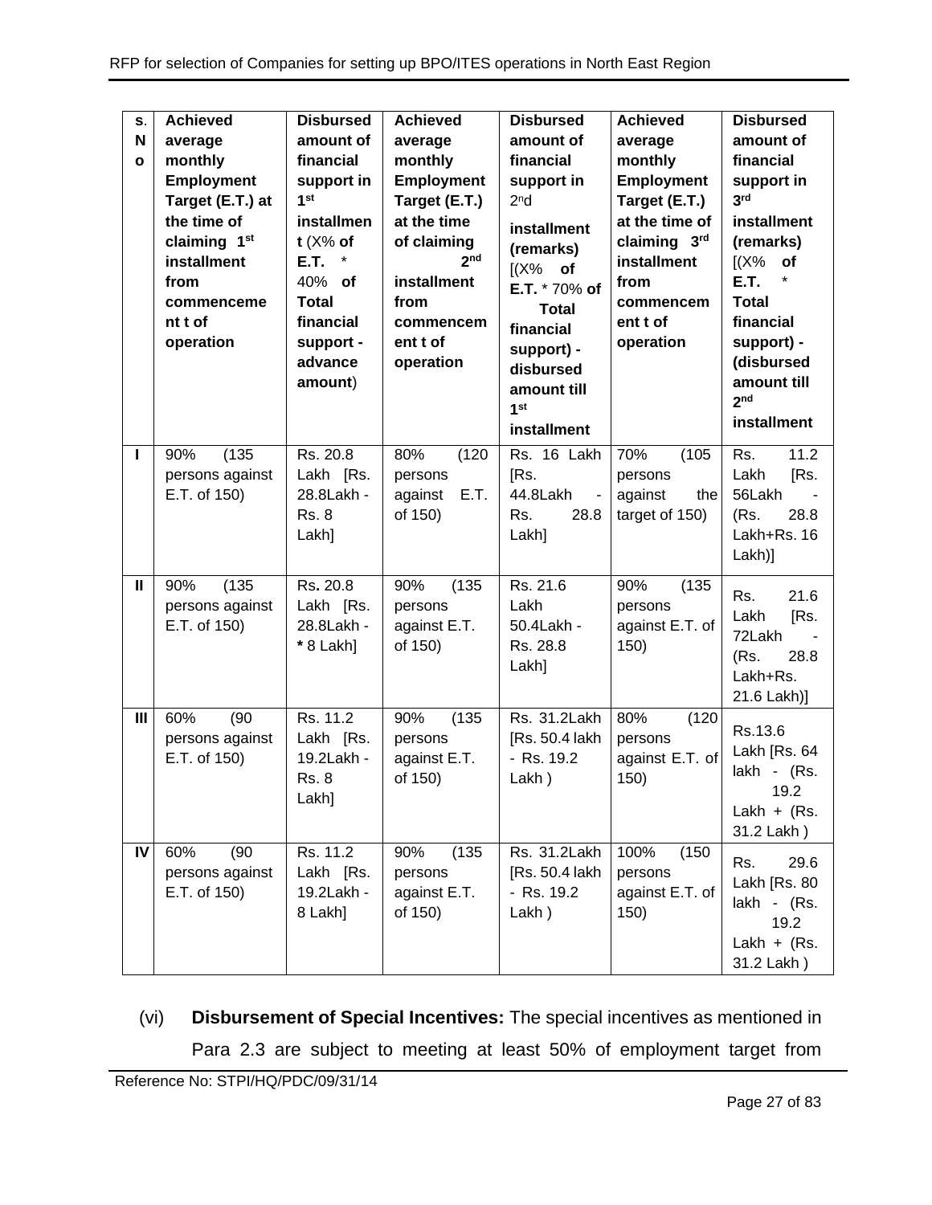| S. No | Achieved average monthly Employment Target (E.T.) at the time of claiming 1st installment from commencement of operation | Disbursed amount of financial support in 1st installment (X% of E.T. * 40% of Total financial support - advance amount) | Achieved average monthly Employment Target (E.T.) at the time of claiming 2nd installment from commencement of operation | Disbursed amount of financial support in 2nd installment (remarks) [(X% of E.T. * 70% of Total financial support) - disbursed amount till 1st installment | Achieved average monthly Employment Target (E.T.) at the time of claiming 3rd installment from commencement of operation | Disbursed amount of financial support in 3rd installment (remarks) [(X% of E.T. * Total financial support) - (disbursed amount till 2nd installment |
|---|---|---|---|---|---|---|
| I | 90% (135 persons against E.T. of 150) | Rs. 20.8 Lakh [Rs. 28.8Lakh - Rs. 8 Lakh] | 80% (120 persons against E.T. of 150) | Rs. 16 Lakh [Rs. 44.8Lakh - Rs. 28.8 Lakh] | 70% (105 persons against the target of 150) | Rs. 11.2 Lakh [Rs. 56Lakh - (Rs. 28.8 Lakh+Rs. 16 Lakh)] |
| II | 90% (135 persons against E.T. of 150) | Rs. 20.8 Lakh [Rs. 28.8Lakh - * 8 Lakh] | 90% (135 persons against E.T. of 150) | Rs. 21.6 Lakh 50.4Lakh - Rs. 28.8 Lakh] | 90% (135 persons against E.T. of 150) | Rs. 21.6 Lakh [Rs. 72Lakh - (Rs. 28.8 Lakh+Rs. 21.6 Lakh)] |
| III | 60% (90 persons against E.T. of 150) | Rs. 11.2 Lakh [Rs. 19.2Lakh - Rs. 8 Lakh] | 90% (135 persons against E.T. of 150) | Rs. 31.2Lakh [Rs. 50.4 lakh - Rs. 19.2 Lakh ) | 80% (120 persons against E.T. of 150) | Rs.13.6 Lakh [Rs. 64 lakh - (Rs. 19.2 Lakh + (Rs. 31.2 Lakh ) |
| IV | 60% (90 persons against E.T. of 150) | Rs. 11.2 Lakh [Rs. 19.2Lakh - 8 Lakh] | 90% (135 persons against E.T. of 150) | Rs. 31.2Lakh [Rs. 50.4 lakh - Rs. 19.2 Lakh ) | 100% (150 persons against E.T. of 150) | Rs. 29.6 Lakh [Rs. 80 lakh - (Rs. 19.2 Lakh + (Rs. 31.2 Lakh ) |

(vi) **Disbursement of Special Incentives:** The special incentives as mentioned in Para 2.3 are subject to meeting at least 50% of employment target from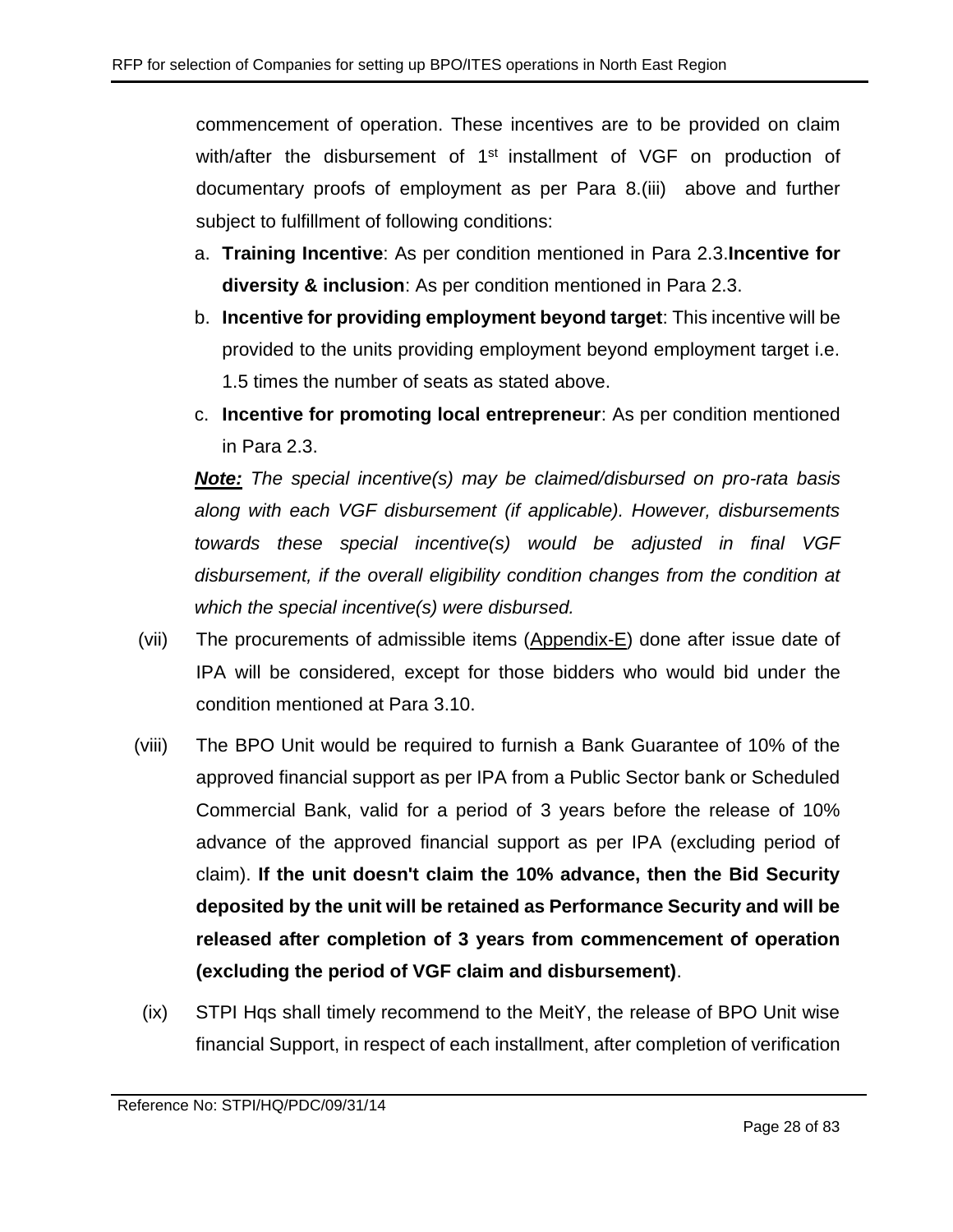commencement of operation. These incentives are to be provided on claim with/after the disbursement of 1st installment of VGF on production of documentary proofs of employment as per Para 8.(iii) above and further subject to fulfillment of following conditions:

a. **Training Incentive**: As per condition mentioned in Para 2.3.**Incentive for diversity & inclusion**: As per condition mentioned in Para 2.3.
b. **Incentive for providing employment beyond target**: This incentive will be provided to the units providing employment beyond employment target i.e. 1.5 times the number of seats as stated above.
c. **Incentive for promoting local entrepreneur**: As per condition mentioned in Para 2.3.

***Note:*** *The special incentive(s) may be claimed/disbursed on pro-rata basis along with each VGF disbursement (if applicable). However, disbursements towards these special incentive(s) would be adjusted in final VGF disbursement, if the overall eligibility condition changes from the condition at which the special incentive(s) were disbursed.*

(vii) The procurements of admissible items (Appendix-E) done after issue date of IPA will be considered, except for those bidders who would bid under the condition mentioned at Para 3.10.

(viii) The BPO Unit would be required to furnish a Bank Guarantee of 10% of the approved financial support as per IPA from a Public Sector bank or Scheduled Commercial Bank, valid for a period of 3 years before the release of 10% advance of the approved financial support as per IPA (excluding period of claim). **If the unit doesn't claim the 10% advance, then the Bid Security deposited by the unit will be retained as Performance Security and will be released after completion of 3 years from commencement of operation (excluding the period of VGF claim and disbursement)**.

(ix) STPI Hqs shall timely recommend to the MeitY, the release of BPO Unit wise financial Support, in respect of each installment, after completion of verification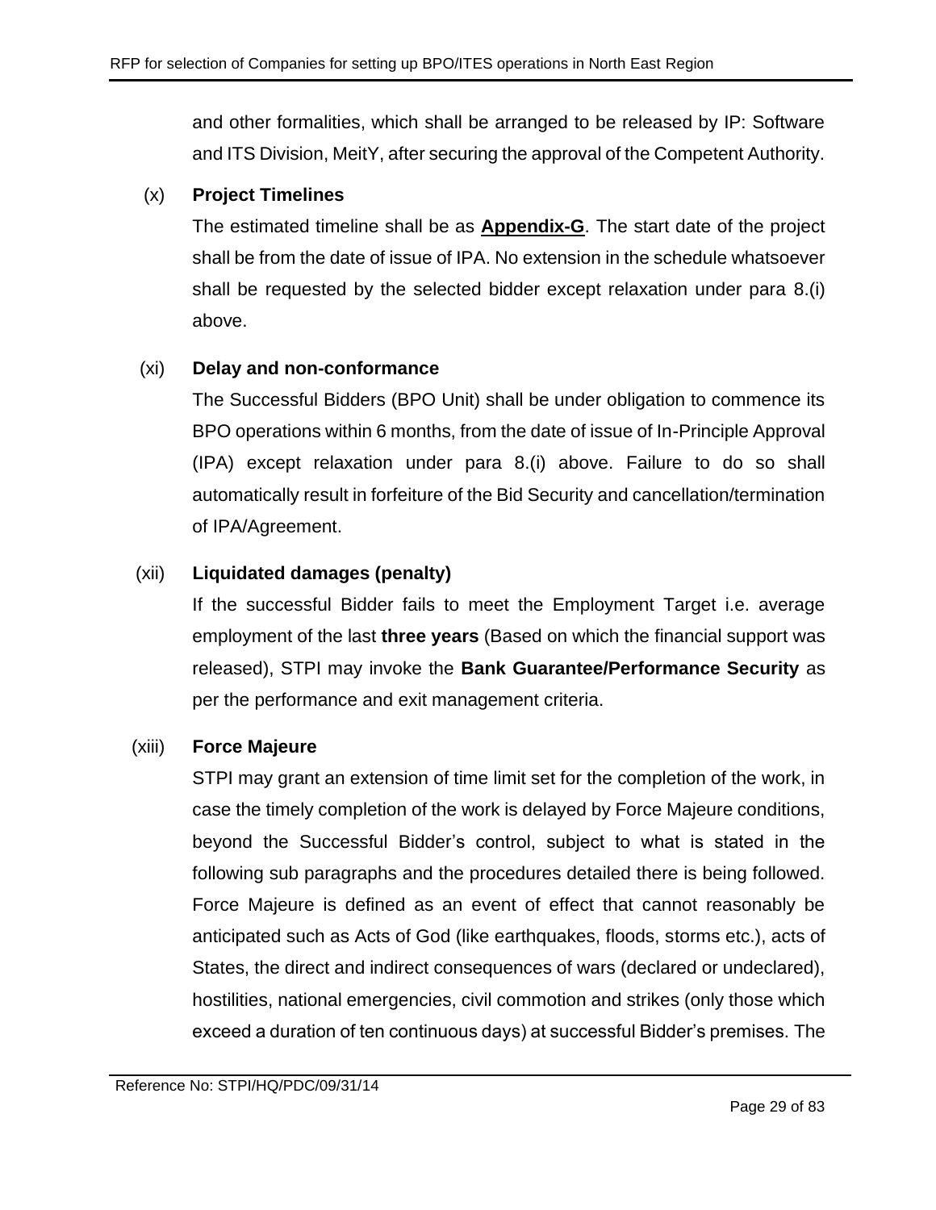and other formalities, which shall be arranged to be released by IP: Software and ITS Division, MeitY, after securing the approval of the Competent Authority.

(x) **Project Timelines**

The estimated timeline shall be as **Appendix-G**. The start date of the project shall be from the date of issue of IPA. No extension in the schedule whatsoever shall be requested by the selected bidder except relaxation under para 8.(i) above.

(xi) **Delay and non-conformance**

The Successful Bidders (BPO Unit) shall be under obligation to commence its BPO operations within 6 months, from the date of issue of In-Principle Approval (IPA) except relaxation under para 8.(i) above. Failure to do so shall automatically result in forfeiture of the Bid Security and cancellation/termination of IPA/Agreement.

(xii) **Liquidated damages (penalty)**

If the successful Bidder fails to meet the Employment Target i.e. average employment of the last **three years** (Based on which the financial support was released), STPI may invoke the **Bank Guarantee/Performance Security** as per the performance and exit management criteria.

(xiii) **Force Majeure**

STPI may grant an extension of time limit set for the completion of the work, in case the timely completion of the work is delayed by Force Majeure conditions, beyond the Successful Bidder's control, subject to what is stated in the following sub paragraphs and the procedures detailed there is being followed. Force Majeure is defined as an event of effect that cannot reasonably be anticipated such as Acts of God (like earthquakes, floods, storms etc.), acts of States, the direct and indirect consequences of wars (declared or undeclared), hostilities, national emergencies, civil commotion and strikes (only those which exceed a duration of ten continuous days) at successful Bidder's premises. The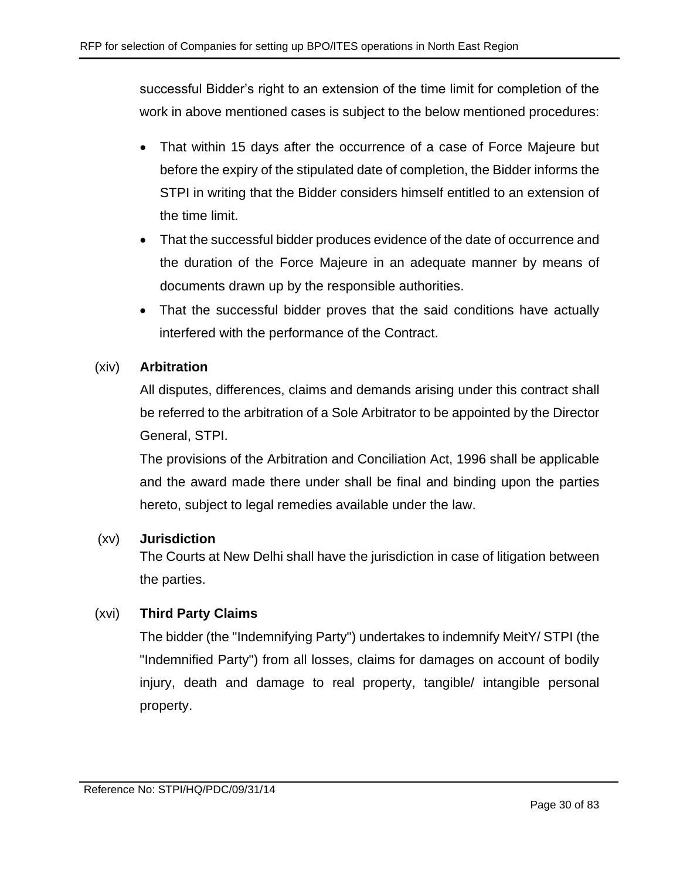successful Bidder's right to an extension of the time limit for completion of the work in above mentioned cases is subject to the below mentioned procedures:

- That within 15 days after the occurrence of a case of Force Majeure but before the expiry of the stipulated date of completion, the Bidder informs the STPI in writing that the Bidder considers himself entitled to an extension of the time limit.
- That the successful bidder produces evidence of the date of occurrence and the duration of the Force Majeure in an adequate manner by means of documents drawn up by the responsible authorities.
- That the successful bidder proves that the said conditions have actually interfered with the performance of the Contract.

(xiv) **Arbitration**

All disputes, differences, claims and demands arising under this contract shall be referred to the arbitration of a Sole Arbitrator to be appointed by the Director General, STPI.

The provisions of the Arbitration and Conciliation Act, 1996 shall be applicable and the award made there under shall be final and binding upon the parties hereto, subject to legal remedies available under the law.

(xv) **Jurisdiction**

The Courts at New Delhi shall have the jurisdiction in case of litigation between the parties.

(xvi) **Third Party Claims**

The bidder (the "Indemnifying Party") undertakes to indemnify MeitY/ STPI (the "Indemnified Party") from all losses, claims for damages on account of bodily injury, death and damage to real property, tangible/ intangible personal property.

Reference No: STPI/HQ/PDC/09/31/14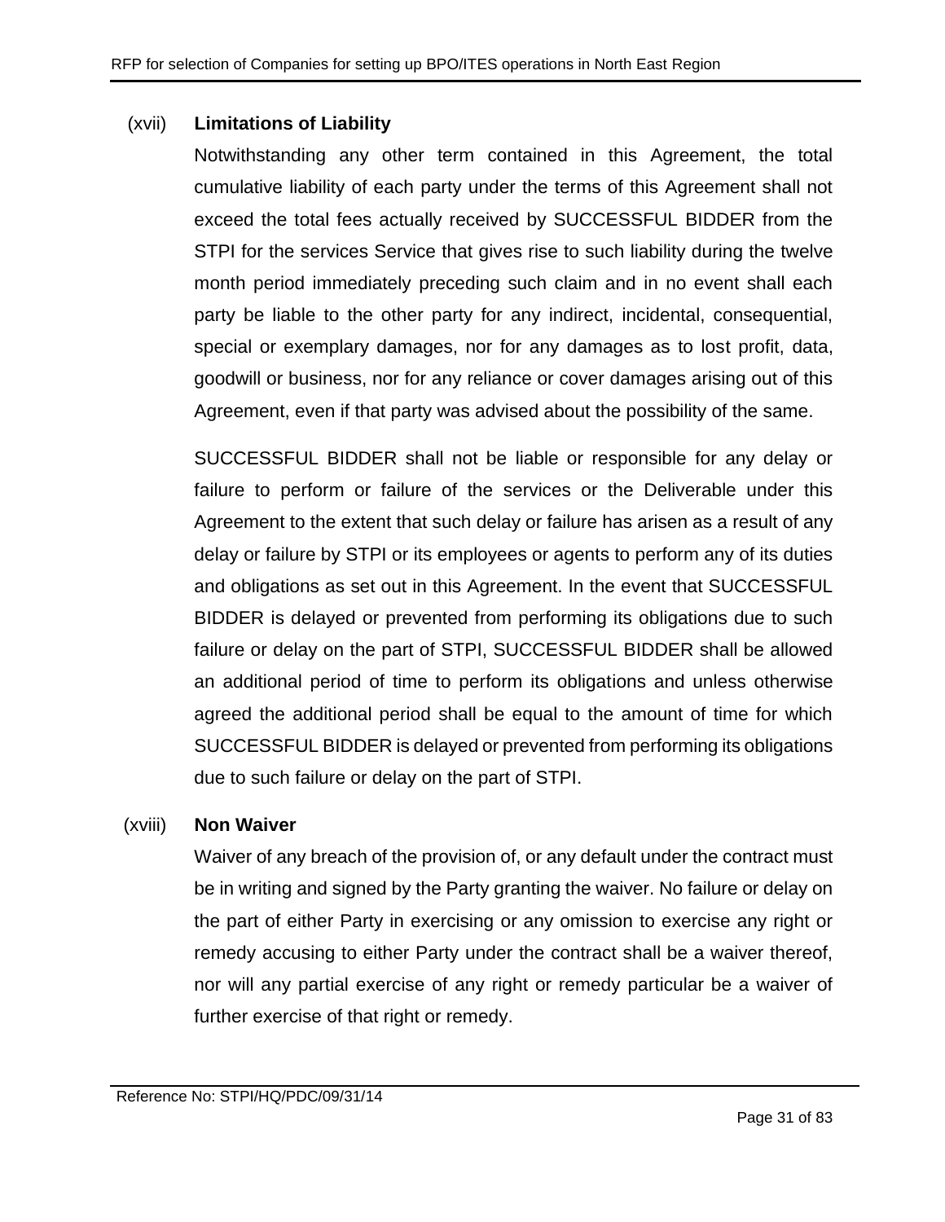(xvii) **Limitations of Liability**

Notwithstanding any other term contained in this Agreement, the total cumulative liability of each party under the terms of this Agreement shall not exceed the total fees actually received by SUCCESSFUL BIDDER from the STPI for the services Service that gives rise to such liability during the twelve month period immediately preceding such claim and in no event shall each party be liable to the other party for any indirect, incidental, consequential, special or exemplary damages, nor for any damages as to lost profit, data, goodwill or business, nor for any reliance or cover damages arising out of this Agreement, even if that party was advised about the possibility of the same.

SUCCESSFUL BIDDER shall not be liable or responsible for any delay or failure to perform or failure of the services or the Deliverable under this Agreement to the extent that such delay or failure has arisen as a result of any delay or failure by STPI or its employees or agents to perform any of its duties and obligations as set out in this Agreement. In the event that SUCCESSFUL BIDDER is delayed or prevented from performing its obligations due to such failure or delay on the part of STPI, SUCCESSFUL BIDDER shall be allowed an additional period of time to perform its obligations and unless otherwise agreed the additional period shall be equal to the amount of time for which SUCCESSFUL BIDDER is delayed or prevented from performing its obligations due to such failure or delay on the part of STPI.

(xviii) **Non Waiver**

Waiver of any breach of the provision of, or any default under the contract must be in writing and signed by the Party granting the waiver. No failure or delay on the part of either Party in exercising or any omission to exercise any right or remedy accusing to either Party under the contract shall be a waiver thereof, nor will any partial exercise of any right or remedy particular be a waiver of further exercise of that right or remedy.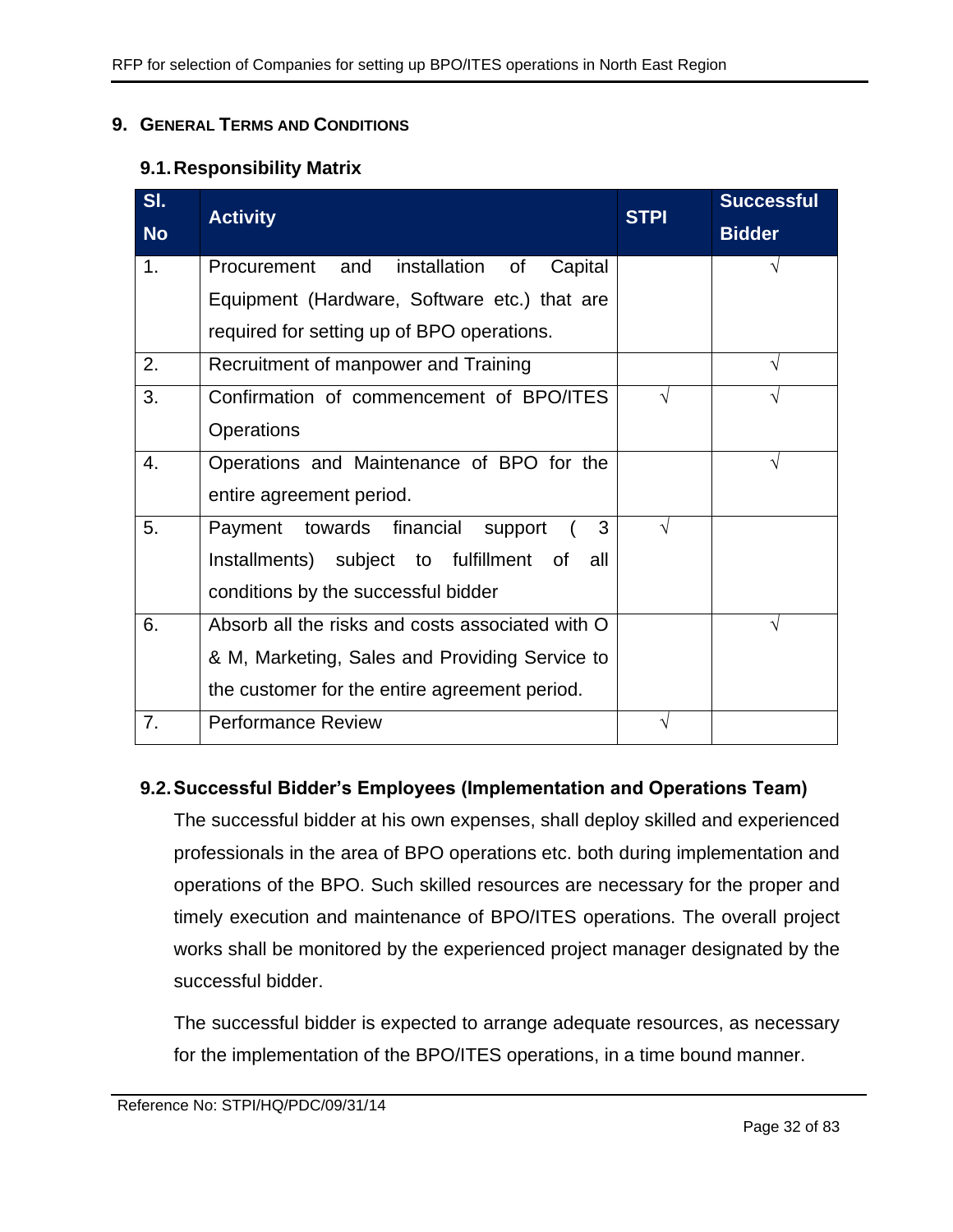## 9. General Terms and Conditions

### 9.1. Responsibility Matrix

| Sl. No | Activity | STPI | Successful Bidder |
|---|---|---|---|
| 1. | Procurement and installation of Capital Equipment (Hardware, Software etc.) that are required for setting up of BPO operations. | | √ |
| 2. | Recruitment of manpower and Training | | √ |
| 3. | Confirmation of commencement of BPO/ITES Operations | √ | √ |
| 4. | Operations and Maintenance of BPO for the entire agreement period. | | √ |
| 5. | Payment towards financial support ( 3 Installments) subject to fulfillment of all conditions by the successful bidder | √ | |
| 6. | Absorb all the risks and costs associated with O & M, Marketing, Sales and Providing Service to the customer for the entire agreement period. | | √ |
| 7. | Performance Review | √ | |

### 9.2. Successful Bidder's Employees (Implementation and Operations Team)

The successful bidder at his own expenses, shall deploy skilled and experienced professionals in the area of BPO operations etc. both during implementation and operations of the BPO. Such skilled resources are necessary for the proper and timely execution and maintenance of BPO/ITES operations. The overall project works shall be monitored by the experienced project manager designated by the successful bidder.

The successful bidder is expected to arrange adequate resources, as necessary for the implementation of the BPO/ITES operations, in a time bound manner.

Reference No: STPI/HQ/PDC/09/31/14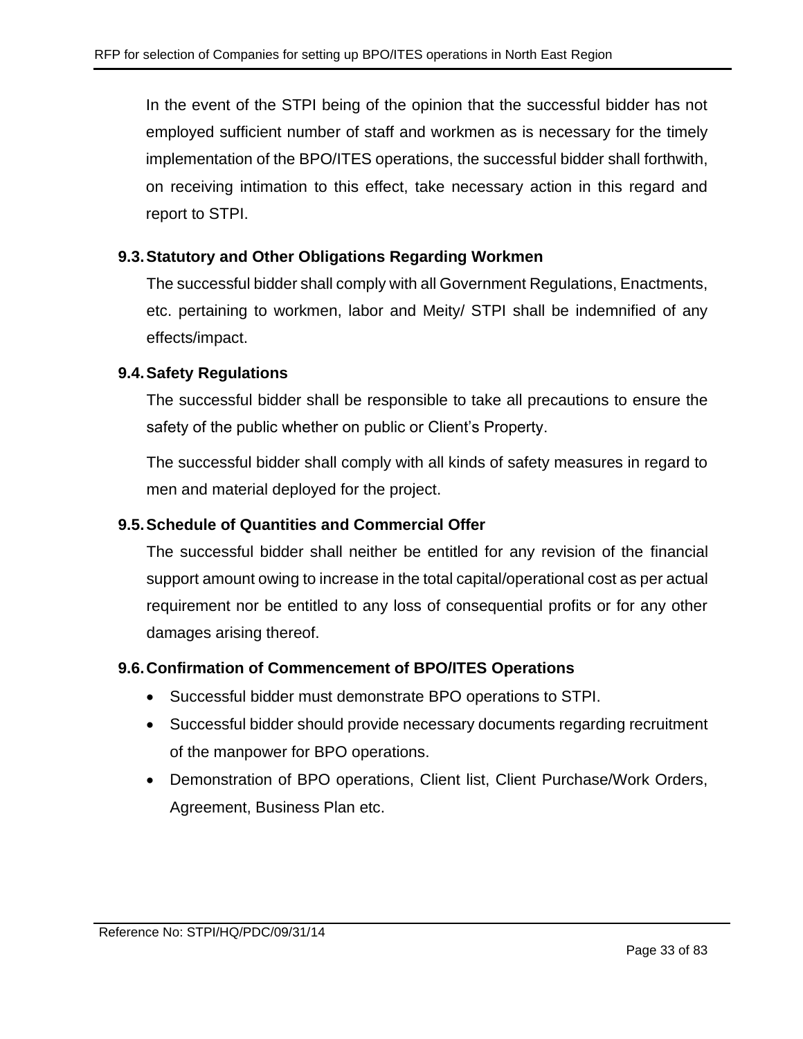In the event of the STPI being of the opinion that the successful bidder has not employed sufficient number of staff and workmen as is necessary for the timely implementation of the BPO/ITES operations, the successful bidder shall forthwith, on receiving intimation to this effect, take necessary action in this regard and report to STPI.

### 9.3. Statutory and Other Obligations Regarding Workmen

The successful bidder shall comply with all Government Regulations, Enactments, etc. pertaining to workmen, labor and Meity/ STPI shall be indemnified of any effects/impact.

### 9.4. Safety Regulations

The successful bidder shall be responsible to take all precautions to ensure the safety of the public whether on public or Client's Property.

The successful bidder shall comply with all kinds of safety measures in regard to men and material deployed for the project.

### 9.5. Schedule of Quantities and Commercial Offer

The successful bidder shall neither be entitled for any revision of the financial support amount owing to increase in the total capital/operational cost as per actual requirement nor be entitled to any loss of consequential profits or for any other damages arising thereof.

### 9.6. Confirmation of Commencement of BPO/ITES Operations

- Successful bidder must demonstrate BPO operations to STPI.
- Successful bidder should provide necessary documents regarding recruitment of the manpower for BPO operations.
- Demonstration of BPO operations, Client list, Client Purchase/Work Orders, Agreement, Business Plan etc.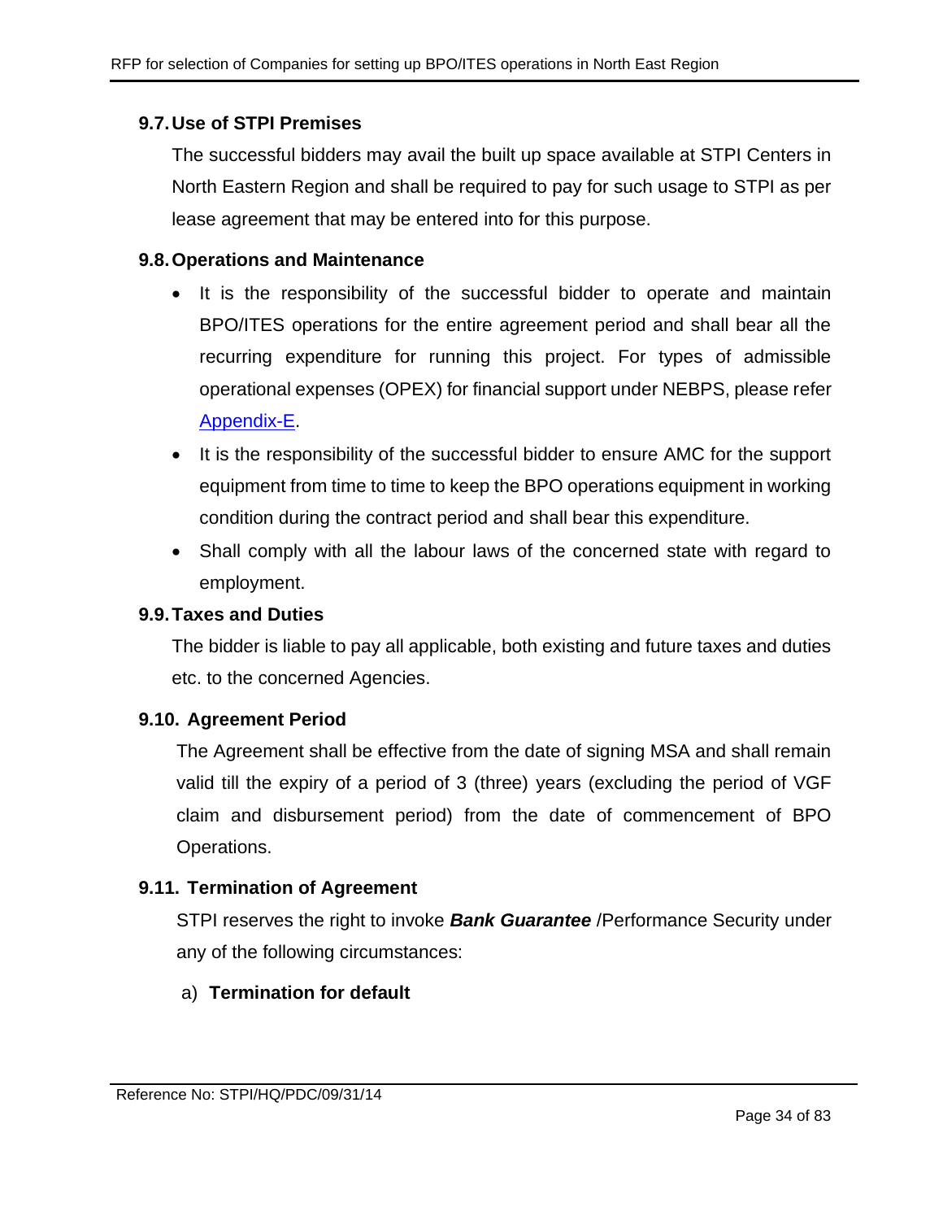### 9.7. Use of STPI Premises

The successful bidders may avail the built up space available at STPI Centers in North Eastern Region and shall be required to pay for such usage to STPI as per lease agreement that may be entered into for this purpose.

### 9.8. Operations and Maintenance

- It is the responsibility of the successful bidder to operate and maintain BPO/ITES operations for the entire agreement period and shall bear all the recurring expenditure for running this project. For types of admissible operational expenses (OPEX) for financial support under NEBPS, please refer Appendix-E.
- It is the responsibility of the successful bidder to ensure AMC for the support equipment from time to time to keep the BPO operations equipment in working condition during the contract period and shall bear this expenditure.
- Shall comply with all the labour laws of the concerned state with regard to employment.

### 9.9. Taxes and Duties

The bidder is liable to pay all applicable, both existing and future taxes and duties etc. to the concerned Agencies.

### 9.10. Agreement Period

The Agreement shall be effective from the date of signing MSA and shall remain valid till the expiry of a period of 3 (three) years (excluding the period of VGF claim and disbursement period) from the date of commencement of BPO Operations.

### 9.11. Termination of Agreement

STPI reserves the right to invoke ***Bank Guarantee*** /Performance Security under any of the following circumstances:

a) **Termination for default**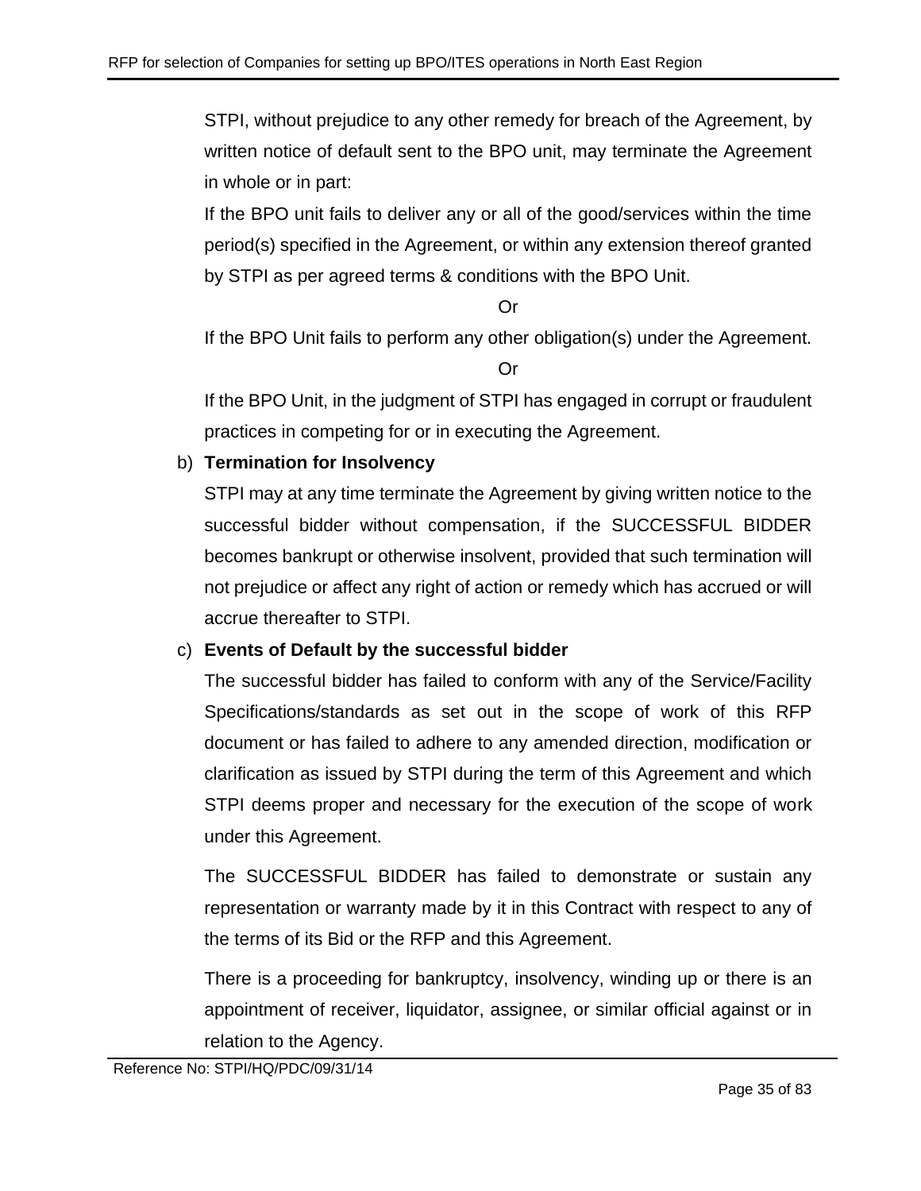STPI, without prejudice to any other remedy for breach of the Agreement, by written notice of default sent to the BPO unit, may terminate the Agreement in whole or in part:

If the BPO unit fails to deliver any or all of the good/services within the time period(s) specified in the Agreement, or within any extension thereof granted by STPI as per agreed terms & conditions with the BPO Unit.

Or

If the BPO Unit fails to perform any other obligation(s) under the Agreement.

Or

If the BPO Unit, in the judgment of STPI has engaged in corrupt or fraudulent practices in competing for or in executing the Agreement.

b) **Termination for Insolvency**

STPI may at any time terminate the Agreement by giving written notice to the successful bidder without compensation, if the SUCCESSFUL BIDDER becomes bankrupt or otherwise insolvent, provided that such termination will not prejudice or affect any right of action or remedy which has accrued or will accrue thereafter to STPI.

c) **Events of Default by the successful bidder**

The successful bidder has failed to conform with any of the Service/Facility Specifications/standards as set out in the scope of work of this RFP document or has failed to adhere to any amended direction, modification or clarification as issued by STPI during the term of this Agreement and which STPI deems proper and necessary for the execution of the scope of work under this Agreement.

The SUCCESSFUL BIDDER has failed to demonstrate or sustain any representation or warranty made by it in this Contract with respect to any of the terms of its Bid or the RFP and this Agreement.

There is a proceeding for bankruptcy, insolvency, winding up or there is an appointment of receiver, liquidator, assignee, or similar official against or in relation to the Agency.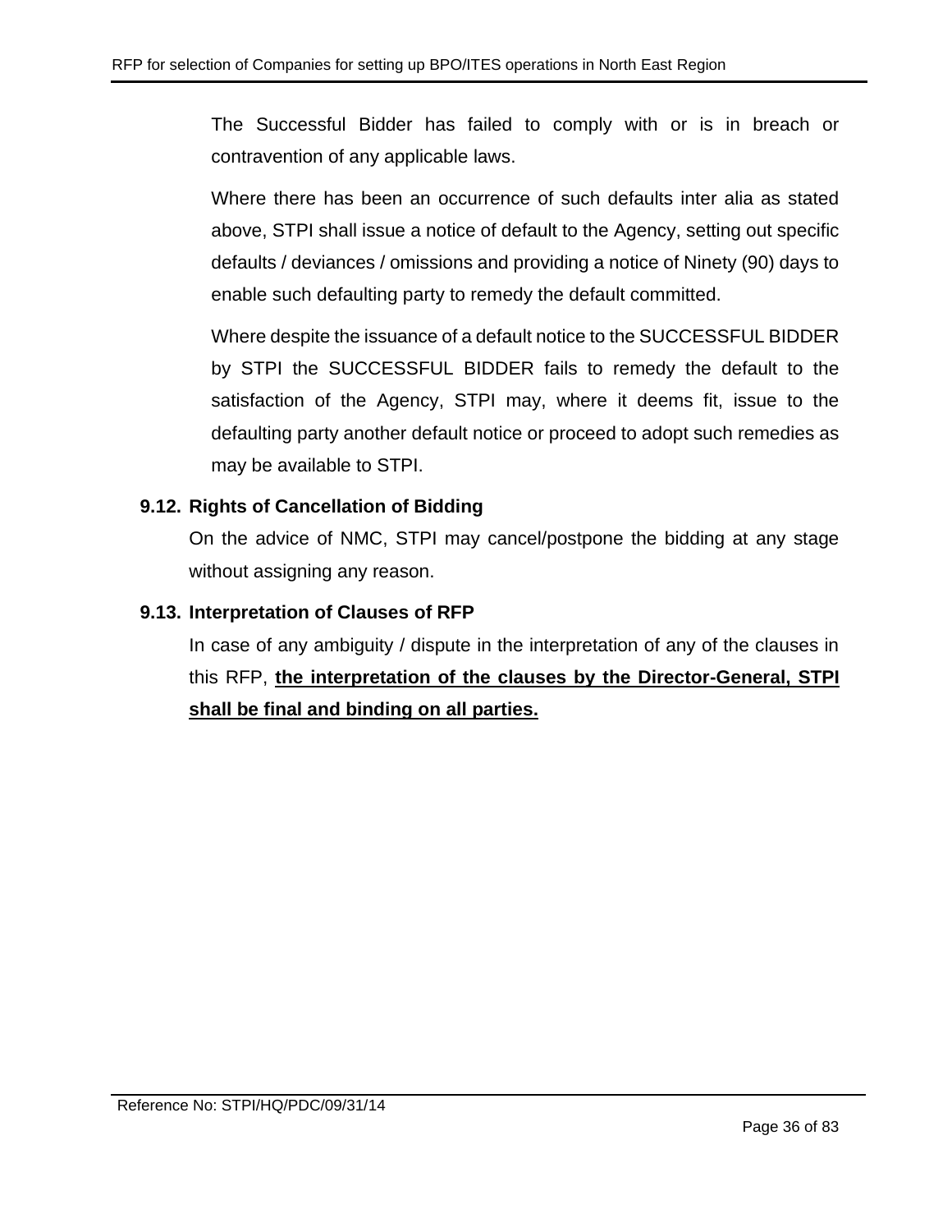The Successful Bidder has failed to comply with or is in breach or contravention of any applicable laws.

Where there has been an occurrence of such defaults inter alia as stated above, STPI shall issue a notice of default to the Agency, setting out specific defaults / deviances / omissions and providing a notice of Ninety (90) days to enable such defaulting party to remedy the default committed.

Where despite the issuance of a default notice to the SUCCESSFUL BIDDER by STPI the SUCCESSFUL BIDDER fails to remedy the default to the satisfaction of the Agency, STPI may, where it deems fit, issue to the defaulting party another default notice or proceed to adopt such remedies as may be available to STPI.

### 9.12. Rights of Cancellation of Bidding

On the advice of NMC, STPI may cancel/postpone the bidding at any stage without assigning any reason.

### 9.13. Interpretation of Clauses of RFP

In case of any ambiguity / dispute in the interpretation of any of the clauses in this RFP, **the interpretation of the clauses by the Director-General, STPI shall be final and binding on all parties.**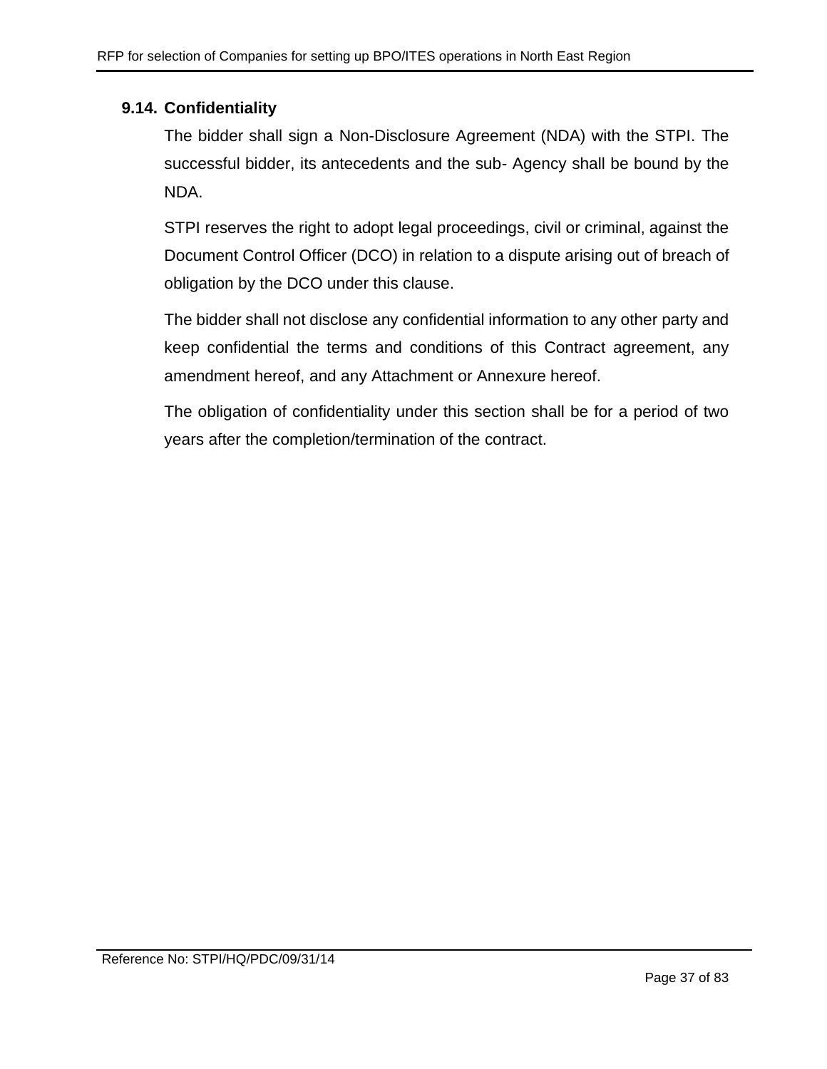### 9.14. Confidentiality

The bidder shall sign a Non-Disclosure Agreement (NDA) with the STPI. The successful bidder, its antecedents and the sub- Agency shall be bound by the NDA.

STPI reserves the right to adopt legal proceedings, civil or criminal, against the Document Control Officer (DCO) in relation to a dispute arising out of breach of obligation by the DCO under this clause.

The bidder shall not disclose any confidential information to any other party and keep confidential the terms and conditions of this Contract agreement, any amendment hereof, and any Attachment or Annexure hereof.

The obligation of confidentiality under this section shall be for a period of two years after the completion/termination of the contract.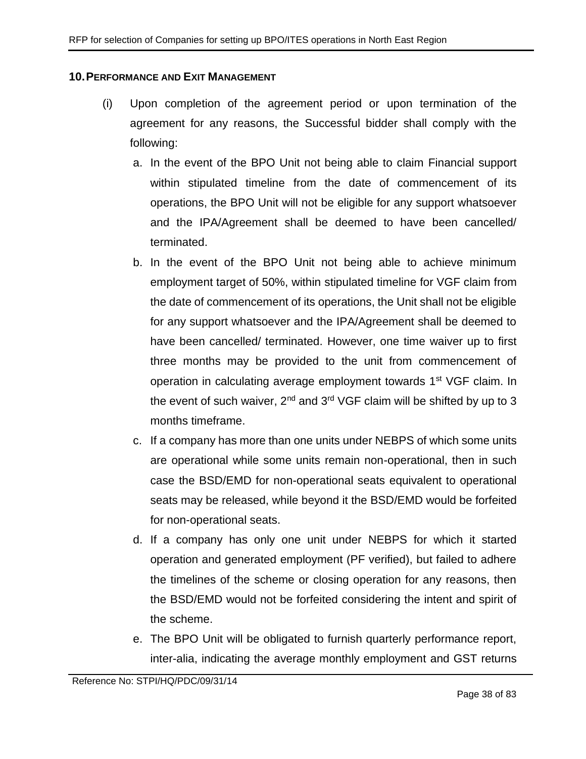## 10. PERFORMANCE AND EXIT MANAGEMENT

(i) Upon completion of the agreement period or upon termination of the agreement for any reasons, the Successful bidder shall comply with the following:

a. In the event of the BPO Unit not being able to claim Financial support within stipulated timeline from the date of commencement of its operations, the BPO Unit will not be eligible for any support whatsoever and the IPA/Agreement shall be deemed to have been cancelled/ terminated.

b. In the event of the BPO Unit not being able to achieve minimum employment target of 50%, within stipulated timeline for VGF claim from the date of commencement of its operations, the Unit shall not be eligible for any support whatsoever and the IPA/Agreement shall be deemed to have been cancelled/ terminated. However, one time waiver up to first three months may be provided to the unit from commencement of operation in calculating average employment towards 1st VGF claim. In the event of such waiver, 2nd and 3rd VGF claim will be shifted by up to 3 months timeframe.

c. If a company has more than one units under NEBPS of which some units are operational while some units remain non-operational, then in such case the BSD/EMD for non-operational seats equivalent to operational seats may be released, while beyond it the BSD/EMD would be forfeited for non-operational seats.

d. If a company has only one unit under NEBPS for which it started operation and generated employment (PF verified), but failed to adhere the timelines of the scheme or closing operation for any reasons, then the BSD/EMD would not be forfeited considering the intent and spirit of the scheme.

e. The BPO Unit will be obligated to furnish quarterly performance report, inter-alia, indicating the average monthly employment and GST returns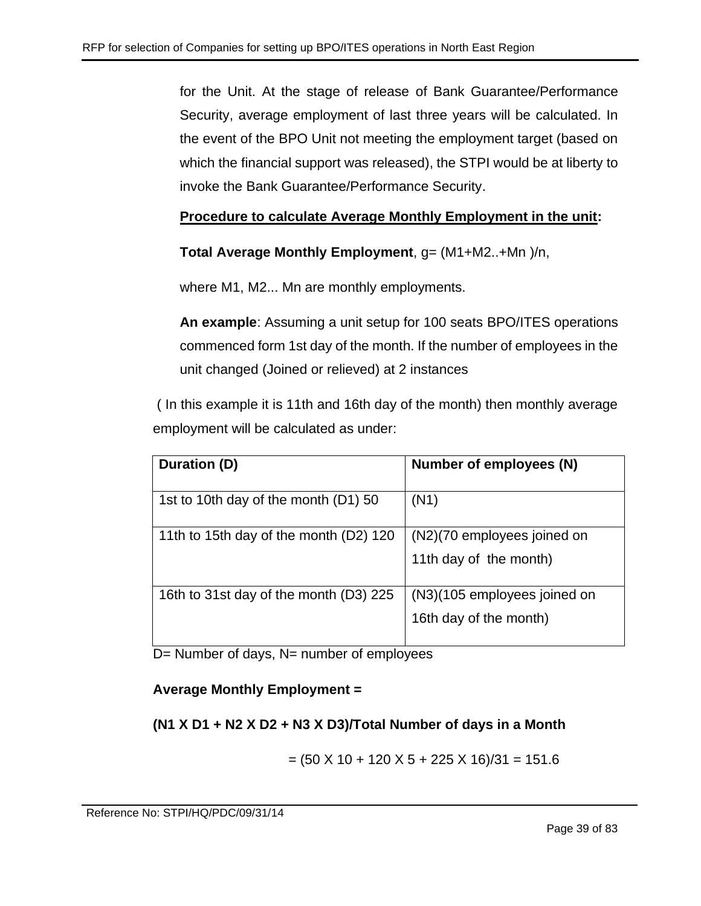for the Unit. At the stage of release of Bank Guarantee/Performance Security, average employment of last three years will be calculated. In the event of the BPO Unit not meeting the employment target (based on which the financial support was released), the STPI would be at liberty to invoke the Bank Guarantee/Performance Security.

**Procedure to calculate Average Monthly Employment in the unit:**

**Total Average Monthly Employment**, g= (M1+M2..+Mn )/n,

where M1, M2... Mn are monthly employments.

**An example**: Assuming a unit setup for 100 seats BPO/ITES operations commenced form 1st day of the month. If the number of employees in the unit changed (Joined or relieved) at 2 instances

( In this example it is 11th and 16th day of the month) then monthly average employment will be calculated as under:

| Duration (D) | Number of employees (N) |
|---|---|
| 1st to 10th day of the month (D1) 50 | (N1) |
| 11th to 15th day of the month (D2) 120 | (N2)(70 employees joined on 11th day of the month) |
| 16th to 31st day of the month (D3) 225 | (N3)(105 employees joined on 16th day of the month) |

D= Number of days, N= number of employees

**Average Monthly Employment =**

**(N1 X D1 + N2 X D2 + N3 X D3)/Total Number of days in a Month**

= (50 X 10 + 120 X 5 + 225 X 16)/31 = 151.6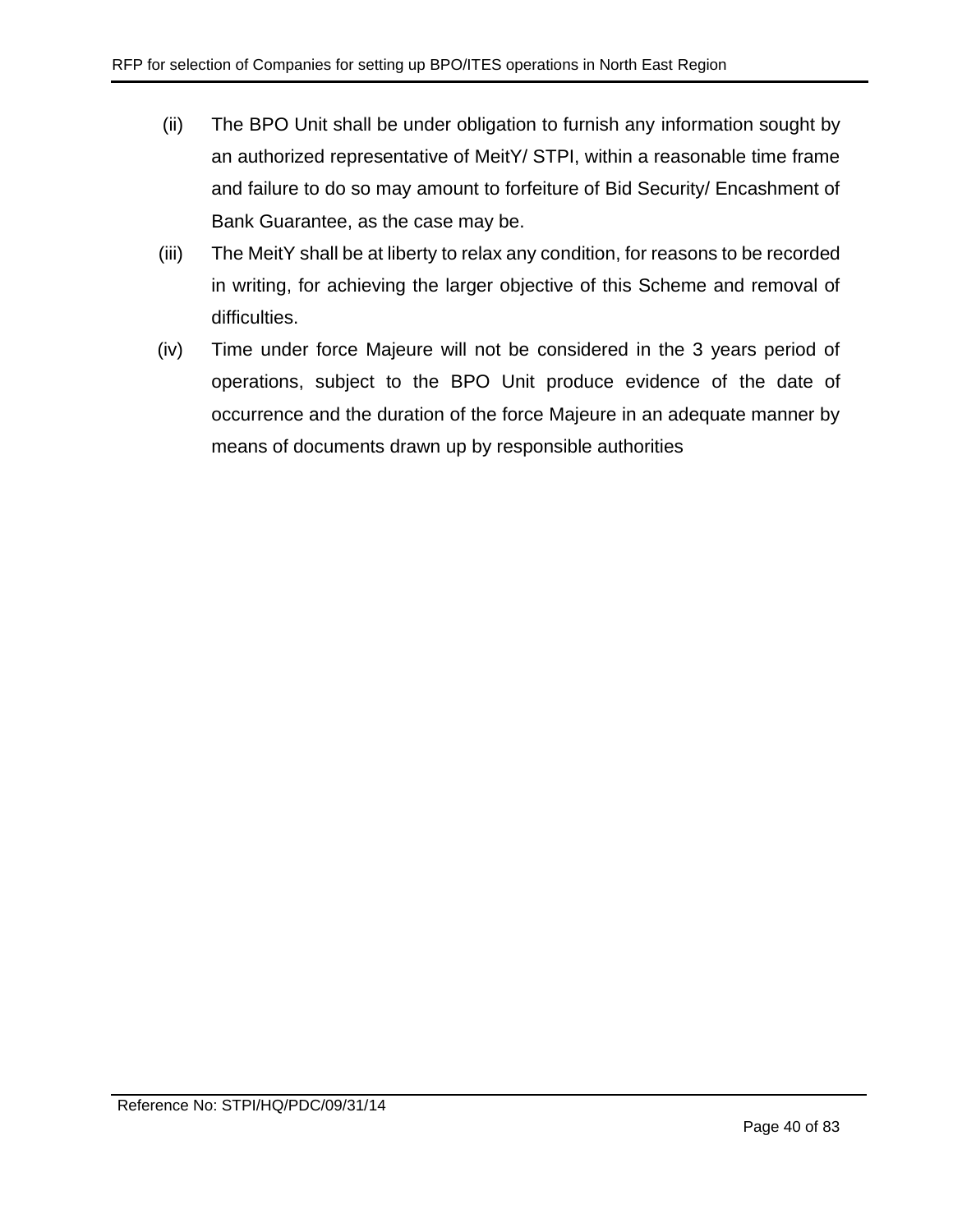(ii) The BPO Unit shall be under obligation to furnish any information sought by an authorized representative of MeitY/ STPI, within a reasonable time frame and failure to do so may amount to forfeiture of Bid Security/ Encashment of Bank Guarantee, as the case may be.

(iii) The MeitY shall be at liberty to relax any condition, for reasons to be recorded in writing, for achieving the larger objective of this Scheme and removal of difficulties.

(iv) Time under force Majeure will not be considered in the 3 years period of operations, subject to the BPO Unit produce evidence of the date of occurrence and the duration of the force Majeure in an adequate manner by means of documents drawn up by responsible authorities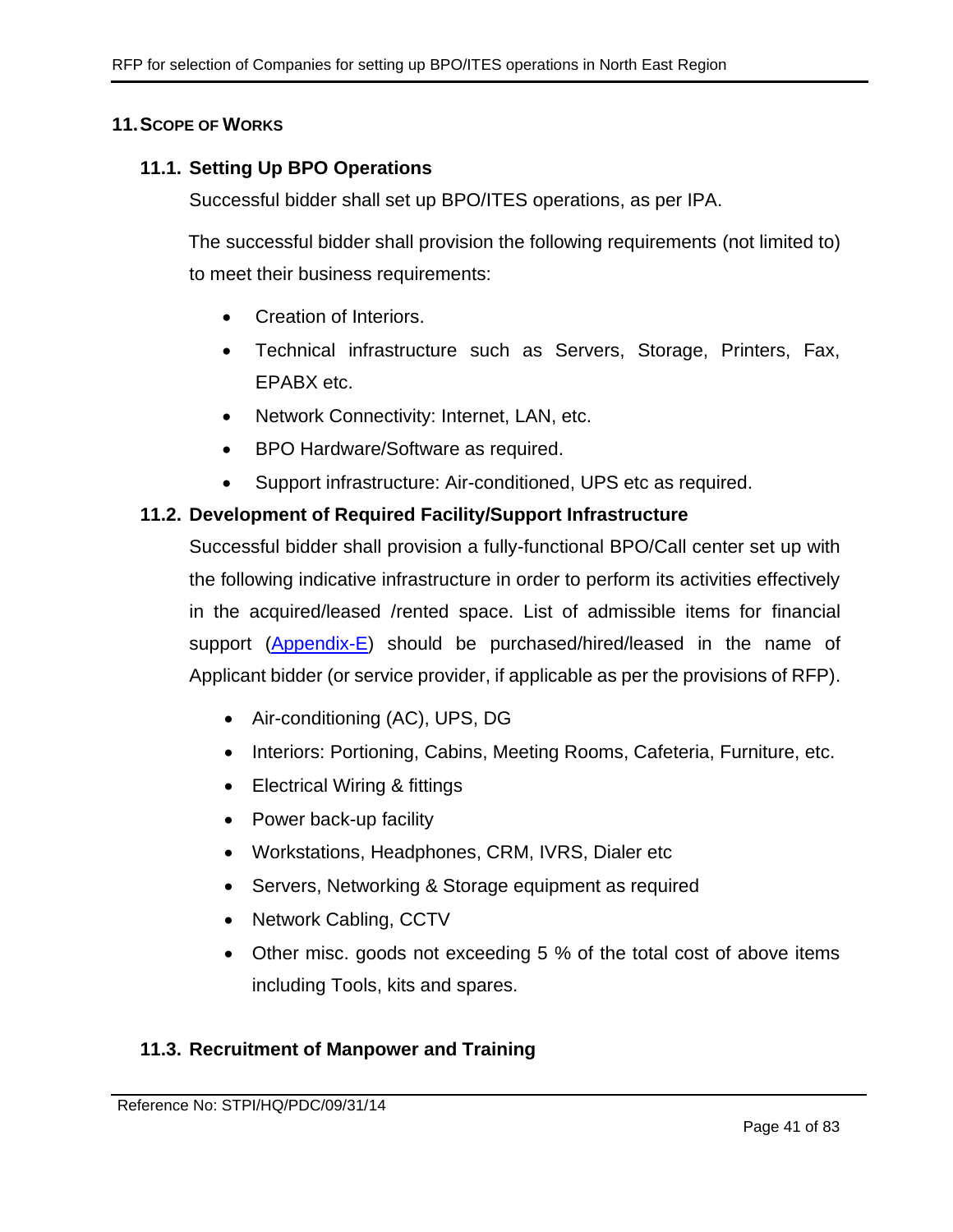## 11. SCOPE OF WORKS

### 11.1. Setting Up BPO Operations

Successful bidder shall set up BPO/ITES operations, as per IPA.

The successful bidder shall provision the following requirements (not limited to) to meet their business requirements:

- Creation of Interiors.
- Technical infrastructure such as Servers, Storage, Printers, Fax, EPABX etc.
- Network Connectivity: Internet, LAN, etc.
- BPO Hardware/Software as required.
- Support infrastructure: Air-conditioned, UPS etc as required.

### 11.2. Development of Required Facility/Support Infrastructure

Successful bidder shall provision a fully-functional BPO/Call center set up with the following indicative infrastructure in order to perform its activities effectively in the acquired/leased /rented space. List of admissible items for financial support (Appendix-E) should be purchased/hired/leased in the name of Applicant bidder (or service provider, if applicable as per the provisions of RFP).

- Air-conditioning (AC), UPS, DG
- Interiors: Portioning, Cabins, Meeting Rooms, Cafeteria, Furniture, etc.
- Electrical Wiring & fittings
- Power back-up facility
- Workstations, Headphones, CRM, IVRS, Dialer etc
- Servers, Networking & Storage equipment as required
- Network Cabling, CCTV
- Other misc. goods not exceeding 5 % of the total cost of above items including Tools, kits and spares.

### 11.3. Recruitment of Manpower and Training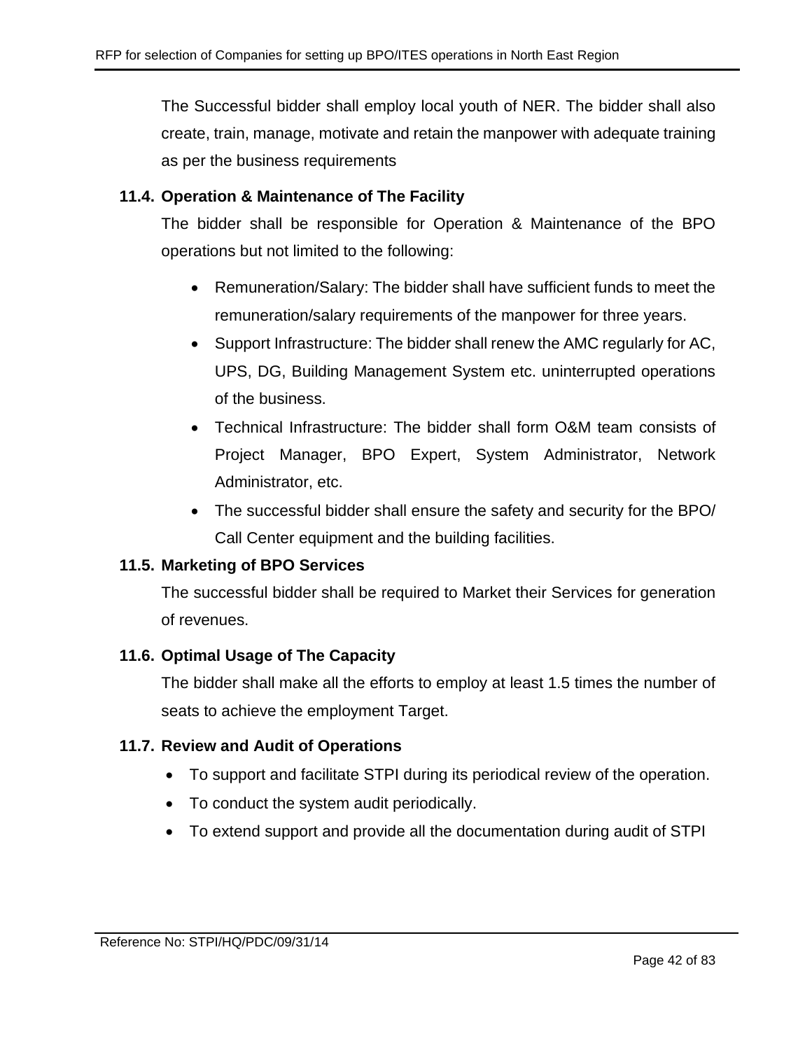The Successful bidder shall employ local youth of NER. The bidder shall also create, train, manage, motivate and retain the manpower with adequate training as per the business requirements

### 11.4. Operation & Maintenance of The Facility

The bidder shall be responsible for Operation & Maintenance of the BPO operations but not limited to the following:

- Remuneration/Salary: The bidder shall have sufficient funds to meet the remuneration/salary requirements of the manpower for three years.
- Support Infrastructure: The bidder shall renew the AMC regularly for AC, UPS, DG, Building Management System etc. uninterrupted operations of the business.
- Technical Infrastructure: The bidder shall form O&M team consists of Project Manager, BPO Expert, System Administrator, Network Administrator, etc.
- The successful bidder shall ensure the safety and security for the BPO/ Call Center equipment and the building facilities.

### 11.5. Marketing of BPO Services

The successful bidder shall be required to Market their Services for generation of revenues.

### 11.6. Optimal Usage of The Capacity

The bidder shall make all the efforts to employ at least 1.5 times the number of seats to achieve the employment Target.

### 11.7. Review and Audit of Operations

- To support and facilitate STPI during its periodical review of the operation.
- To conduct the system audit periodically.
- To extend support and provide all the documentation during audit of STPI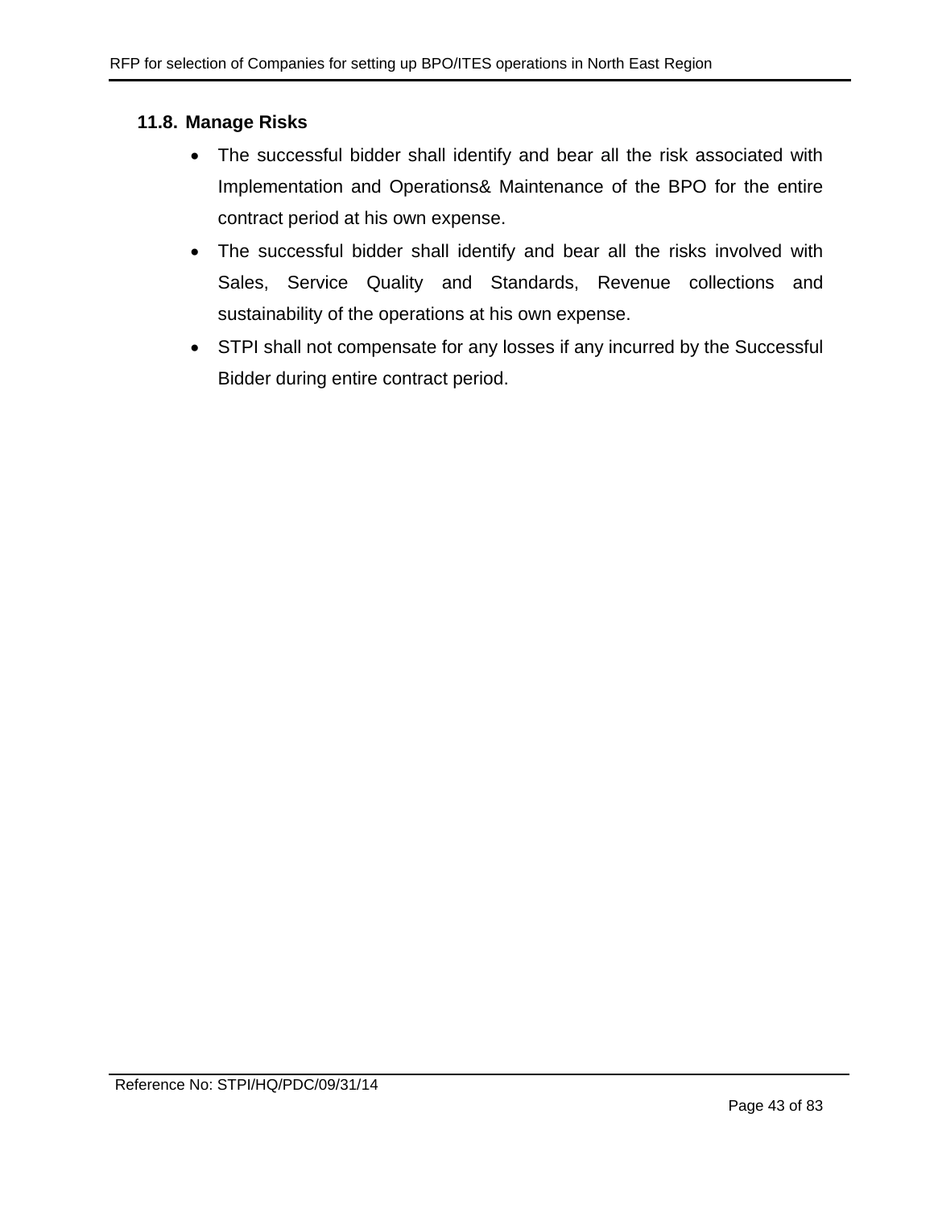### 11.8. Manage Risks

- The successful bidder shall identify and bear all the risk associated with Implementation and Operations& Maintenance of the BPO for the entire contract period at his own expense.
- The successful bidder shall identify and bear all the risks involved with Sales, Service Quality and Standards, Revenue collections and sustainability of the operations at his own expense.
- STPI shall not compensate for any losses if any incurred by the Successful Bidder during entire contract period.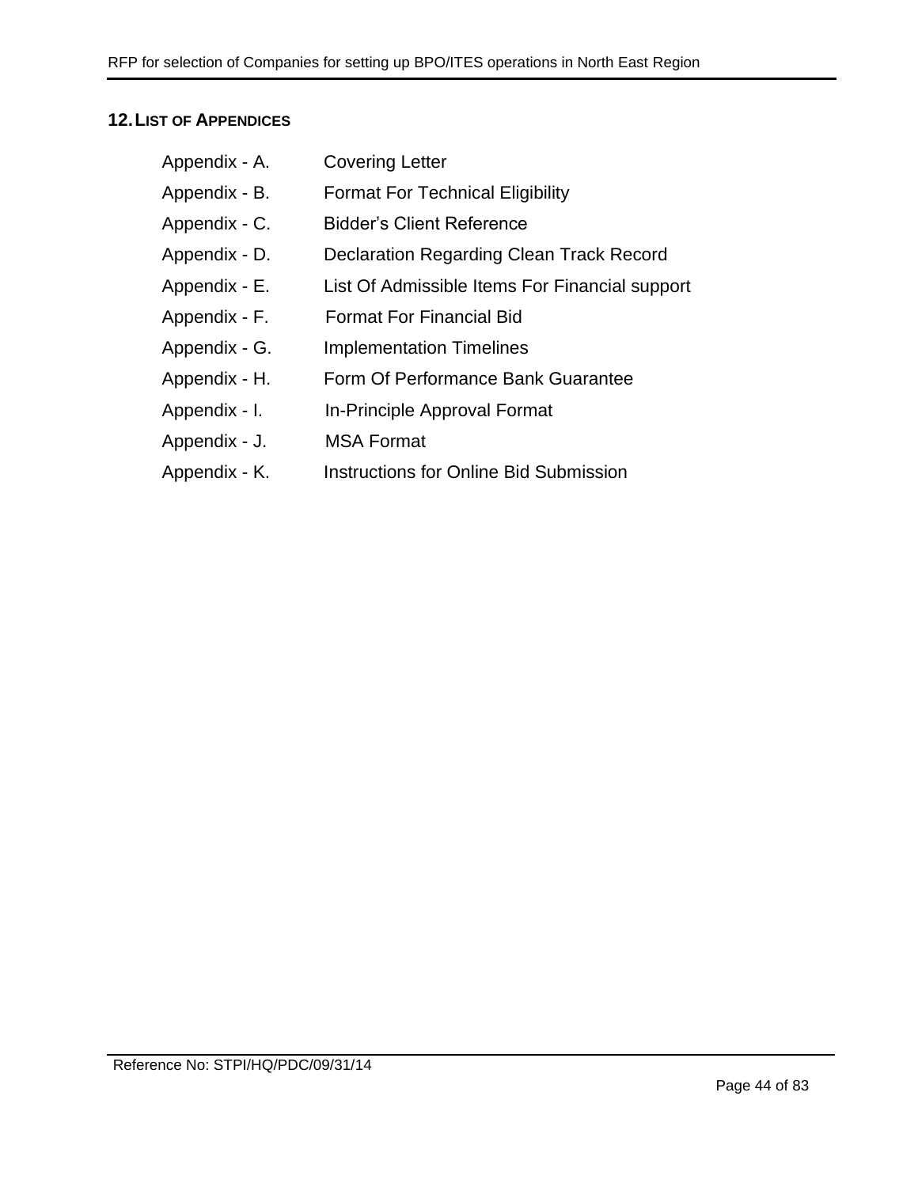## 12. LIST OF APPENDICES

- Appendix - A. Covering Letter
- Appendix - B. Format For Technical Eligibility
- Appendix - C. Bidder's Client Reference
- Appendix - D. Declaration Regarding Clean Track Record
- Appendix - E. List Of Admissible Items For Financial support
- Appendix - F. Format For Financial Bid
- Appendix - G. Implementation Timelines
- Appendix - H. Form Of Performance Bank Guarantee
- Appendix - I. In-Principle Approval Format
- Appendix - J. MSA Format
- Appendix - K. Instructions for Online Bid Submission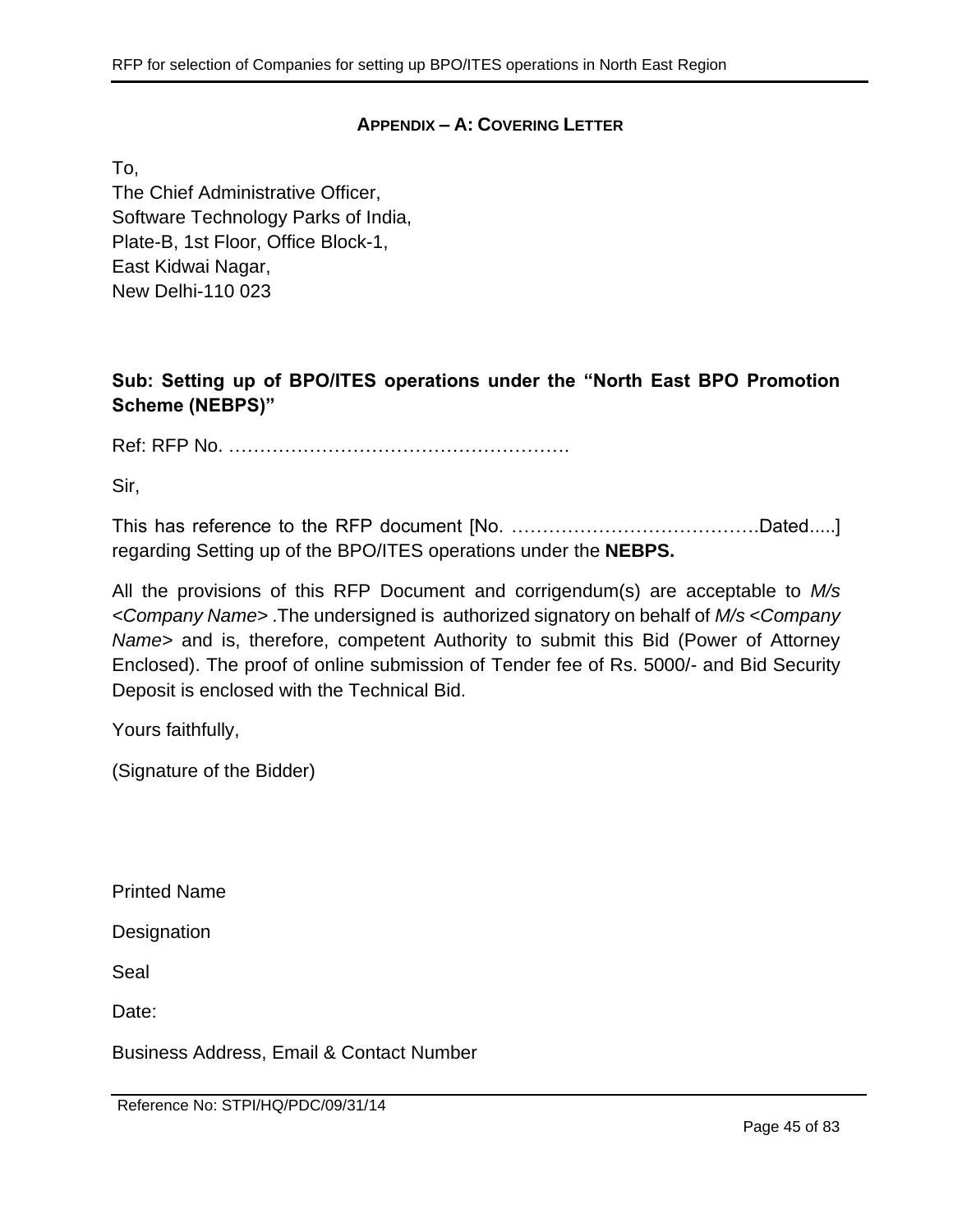## APPENDIX – A: COVERING LETTER

To,
The Chief Administrative Officer,
Software Technology Parks of India,
Plate-B, 1st Floor, Office Block-1,
East Kidwai Nagar,
New Delhi-110 023

**Sub: Setting up of BPO/ITES operations under the "North East BPO Promotion Scheme (NEBPS)"**

Ref: RFP No. ………………………………………………

Sir,

This has reference to the RFP document [No. ………………………………….Dated.....] regarding Setting up of the BPO/ITES operations under the **NEBPS.**

All the provisions of this RFP Document and corrigendum(s) are acceptable to *M/s <Company Name>* .The undersigned is authorized signatory on behalf of *M/s <Company Name>* and is, therefore, competent Authority to submit this Bid (Power of Attorney Enclosed). The proof of online submission of Tender fee of Rs. 5000/- and Bid Security Deposit is enclosed with the Technical Bid.

Yours faithfully,

(Signature of the Bidder)

Printed Name

Designation

Seal

Date:

Business Address, Email & Contact Number

Reference No: STPI/HQ/PDC/09/31/14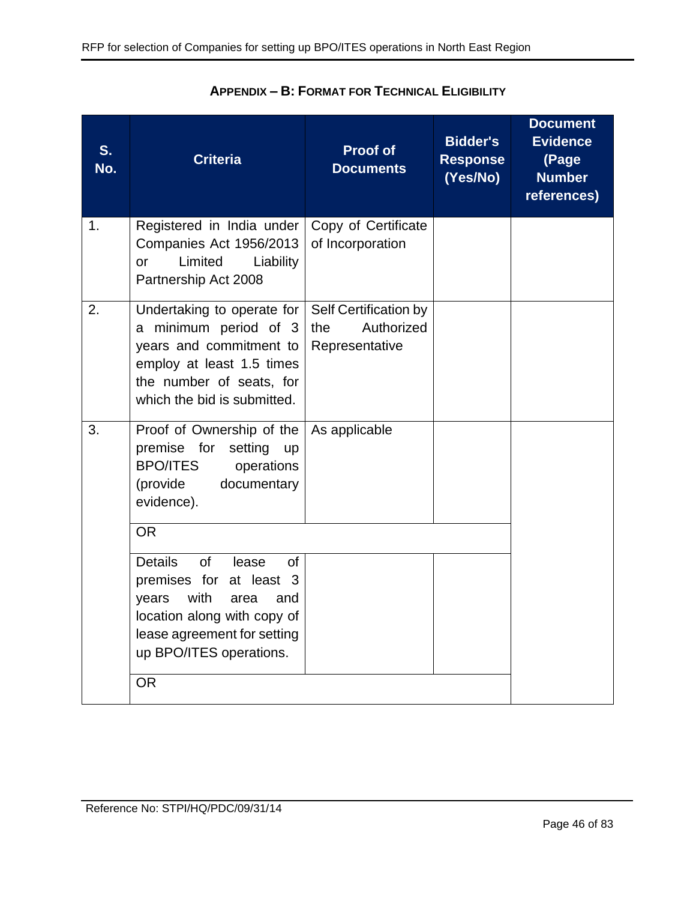## APPENDIX – B: FORMAT FOR TECHNICAL ELIGIBILITY

| S. No. | Criteria | Proof of Documents | Bidder's Response (Yes/No) | Document Evidence (Page Number references) |
|---|---|---|---|---|
| 1. | Registered in India under Companies Act 1956/2013 or Limited Liability Partnership Act 2008 | Copy of Certificate of Incorporation | | |
| 2. | Undertaking to operate for a minimum period of 3 years and commitment to employ at least 1.5 times the number of seats, for which the bid is submitted. | Self Certification by the Authorized Representative | | |
| 3. | Proof of Ownership of the premise for setting up BPO/ITES operations (provide documentary evidence). | As applicable | | |
| | OR | | | |
| | Details of lease of premises for at least 3 years with area and location along with copy of lease agreement for setting up BPO/ITES operations. | | | |
| | OR | | | |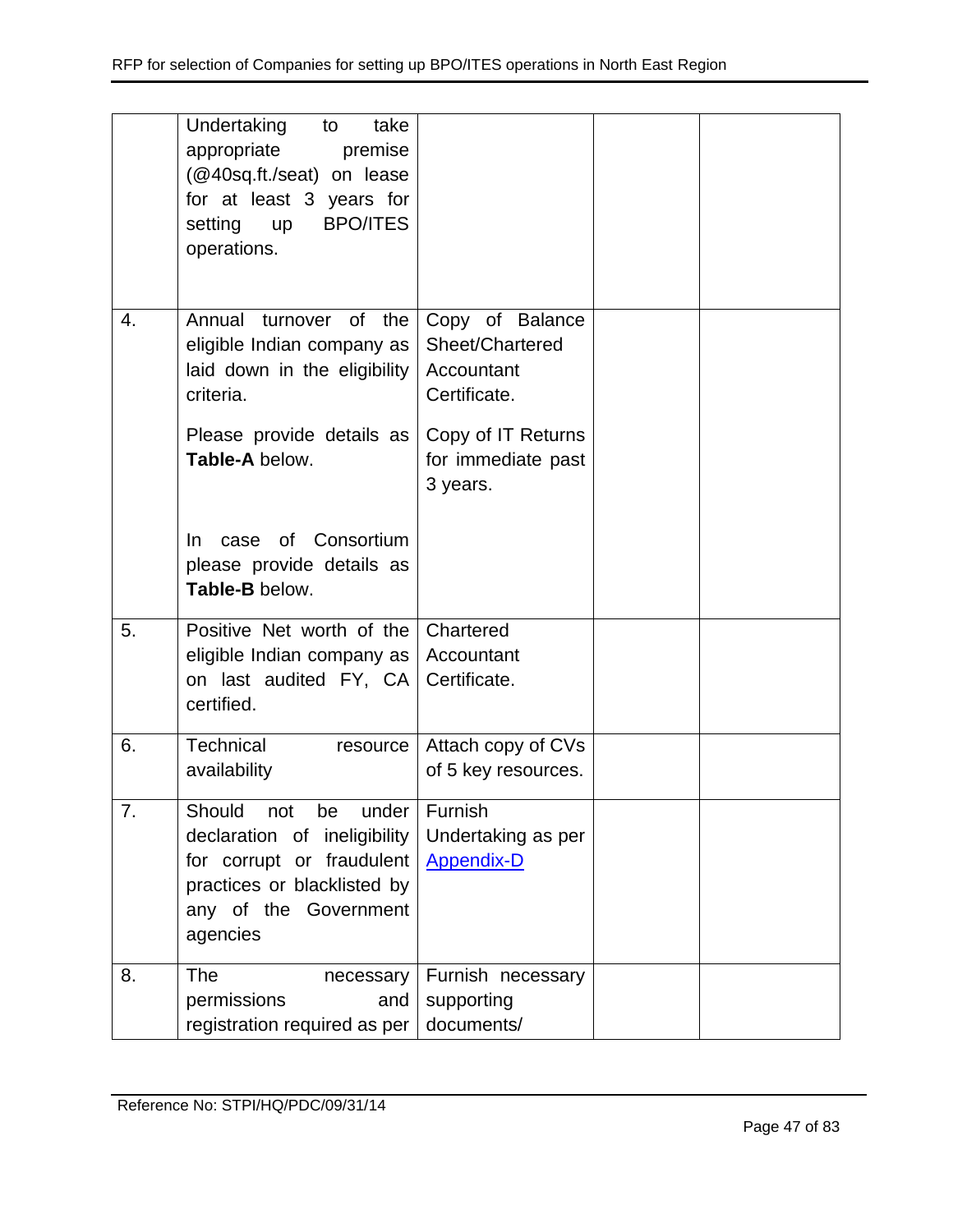| | | | | |
|---|---|---|---|---|
| | Undertaking to take appropriate premise (@40sq.ft./seat) on lease for at least 3 years for setting up BPO/ITES operations. | | | |
| 4. | Annual turnover of the eligible Indian company as laid down in the eligibility criteria.<br><br>Please provide details as **Table-A** below.<br><br>In case of Consortium please provide details as **Table-B** below. | Copy of Balance Sheet/Chartered Accountant Certificate.<br><br>Copy of IT Returns for immediate past 3 years. | | |
| 5. | Positive Net worth of the eligible Indian company as on last audited FY, CA certified. | Chartered Accountant Certificate. | | |
| 6. | Technical resource availability | Attach copy of CVs of 5 key resources. | | |
| 7. | Should not be under declaration of ineligibility for corrupt or fraudulent practices or blacklisted by any of the Government agencies | Furnish Undertaking as per Appendix-D | | |
| 8. | The necessary permissions and registration required as per | Furnish necessary supporting documents/ | | |

Reference No: STPI/HQ/PDC/09/31/14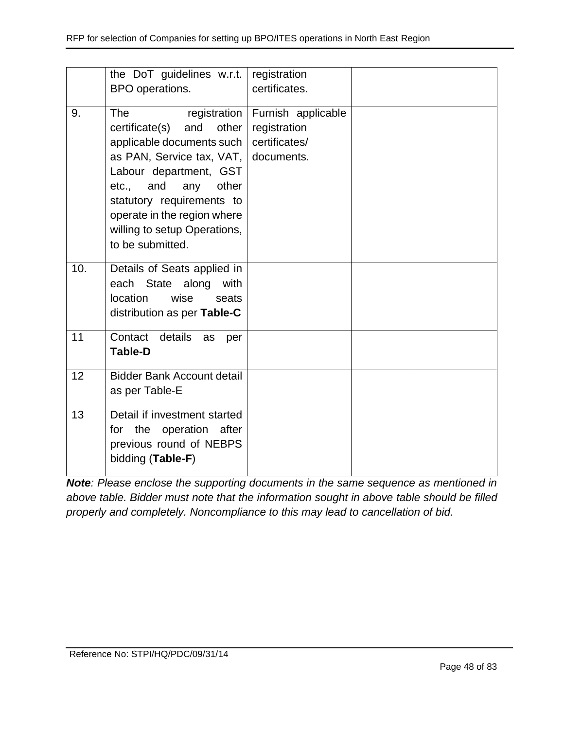|  |  |  |  |  |
|---|---|---|---|---|
|  | the DoT guidelines w.r.t. BPO operations. | registration certificates. |  |  |
| 9. | The registration certificate(s) and other applicable documents such as PAN, Service tax, VAT, Labour department, GST etc., and any other statutory requirements to operate in the region where willing to setup Operations, to be submitted. | Furnish applicable registration certificates/ documents. |  |  |
| 10. | Details of Seats applied in each State along with location wise seats distribution as per **Table-C** |  |  |  |
| 11 | Contact details as per **Table-D** |  |  |  |
| 12 | Bidder Bank Account detail as per Table-E |  |  |  |
| 13 | Detail if investment started for the operation after previous round of NEBPS bidding (**Table-F**) |  |  |  |

***Note**: Please enclose the supporting documents in the same sequence as mentioned in above table. Bidder must note that the information sought in above table should be filled properly and completely. Noncompliance to this may lead to cancellation of bid.*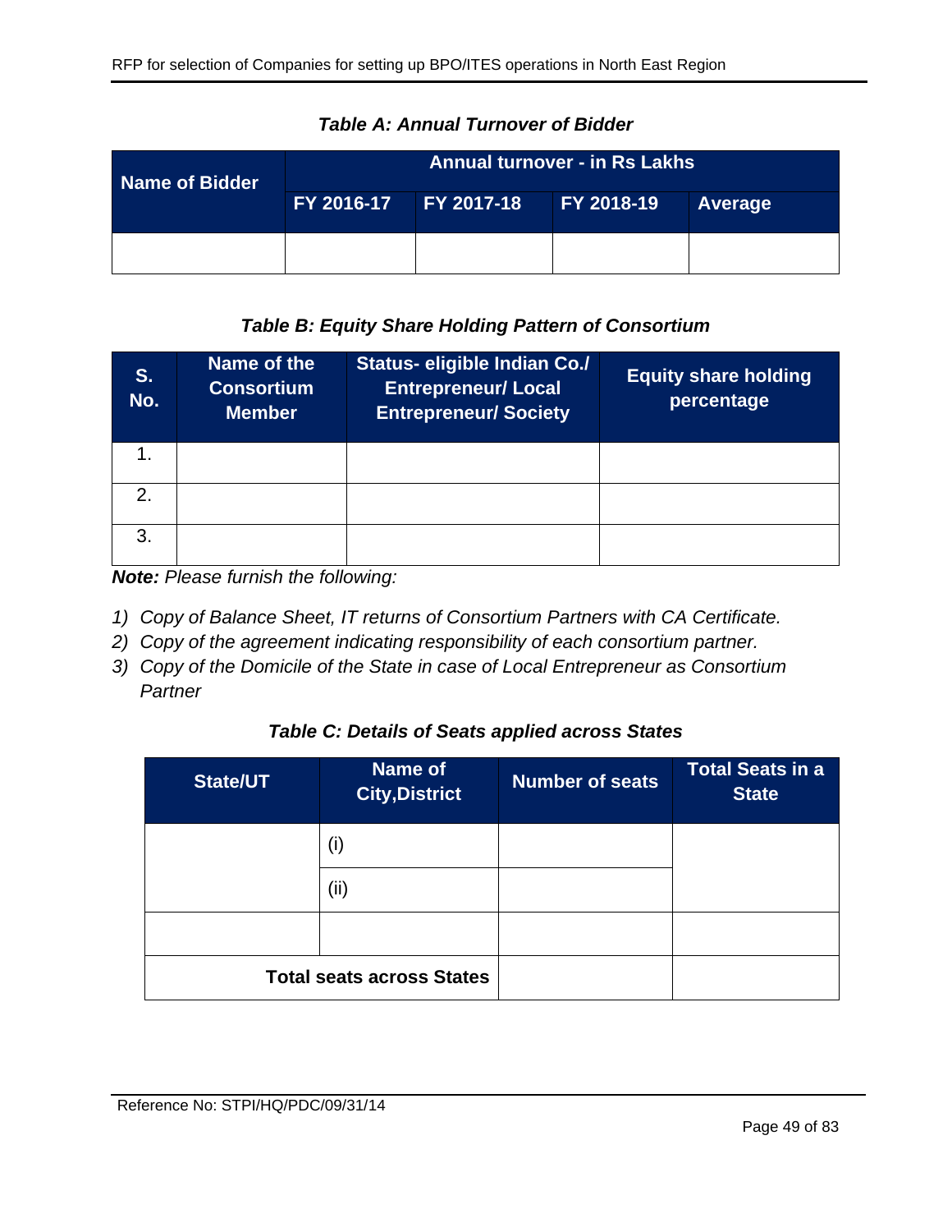***Table A: Annual Turnover of Bidder***

| Name of Bidder | Annual turnover - in Rs Lakhs | | | |
|---|---|---|---|---|
| | FY 2016-17 | FY 2017-18 | FY 2018-19 | Average |
| | | | | |

***Table B: Equity Share Holding Pattern of Consortium***

| S. No. | Name of the Consortium Member | Status- eligible Indian Co./ Entrepreneur/ Local Entrepreneur/ Society | Equity share holding percentage |
|---|---|---|---|
| 1. | | | |
| 2. | | | |
| 3. | | | |

***Note:*** *Please furnish the following:*

1) *Copy of Balance Sheet, IT returns of Consortium Partners with CA Certificate.*
2) *Copy of the agreement indicating responsibility of each consortium partner.*
3) *Copy of the Domicile of the State in case of Local Entrepreneur as Consortium Partner*

***Table C: Details of Seats applied across States***

| State/UT | Name of City,District | Number of seats | Total Seats in a State |
|---|---|---|---|
| | (i) | | |
| | (ii) | | |
| | | | |
| **Total seats across States** | | | |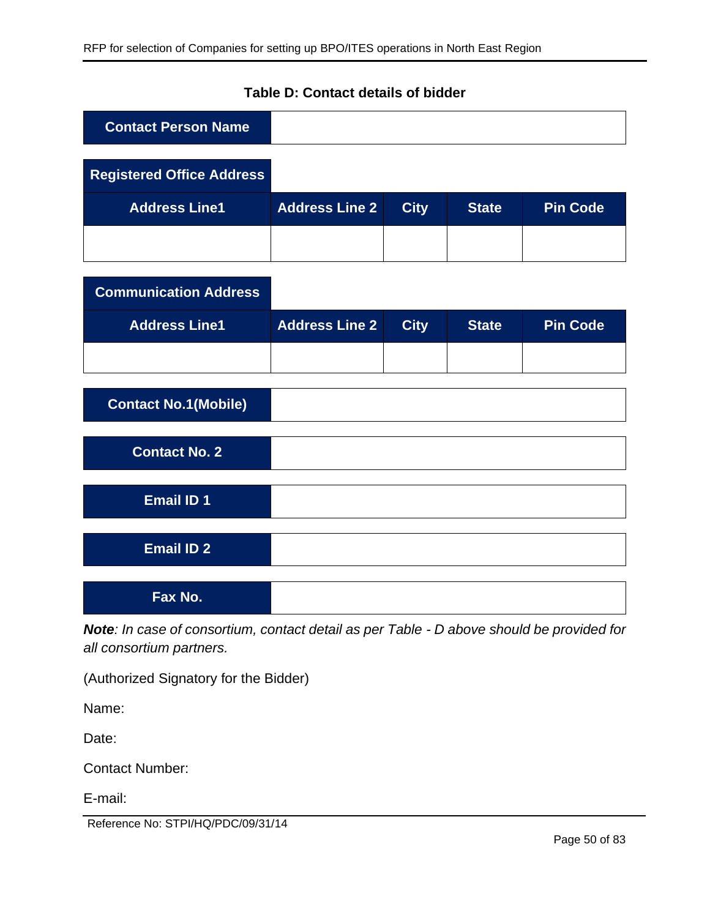**Table D: Contact details of bidder**

| Contact Person Name | |
|---|---|

| Registered Office Address | | | | |
|---|---|---|---|---|
| **Address Line1** | **Address Line 2** | **City** | **State** | **Pin Code** |
| | | | | |

| Communication Address | | | | |
|---|---|---|---|---|
| **Address Line1** | **Address Line 2** | **City** | **State** | **Pin Code** |
| | | | | |

| Contact No.1(Mobile) | |
|---|---|

| Contact No. 2 | |
|---|---|

| Email ID 1 | |
|---|---|

| Email ID 2 | |
|---|---|

| Fax No. | |
|---|---|

***Note**: In case of consortium, contact detail as per Table - D above should be provided for all consortium partners.*

(Authorized Signatory for the Bidder)

Name:

Date:

Contact Number:

E-mail:

Reference No: STPI/HQ/PDC/09/31/14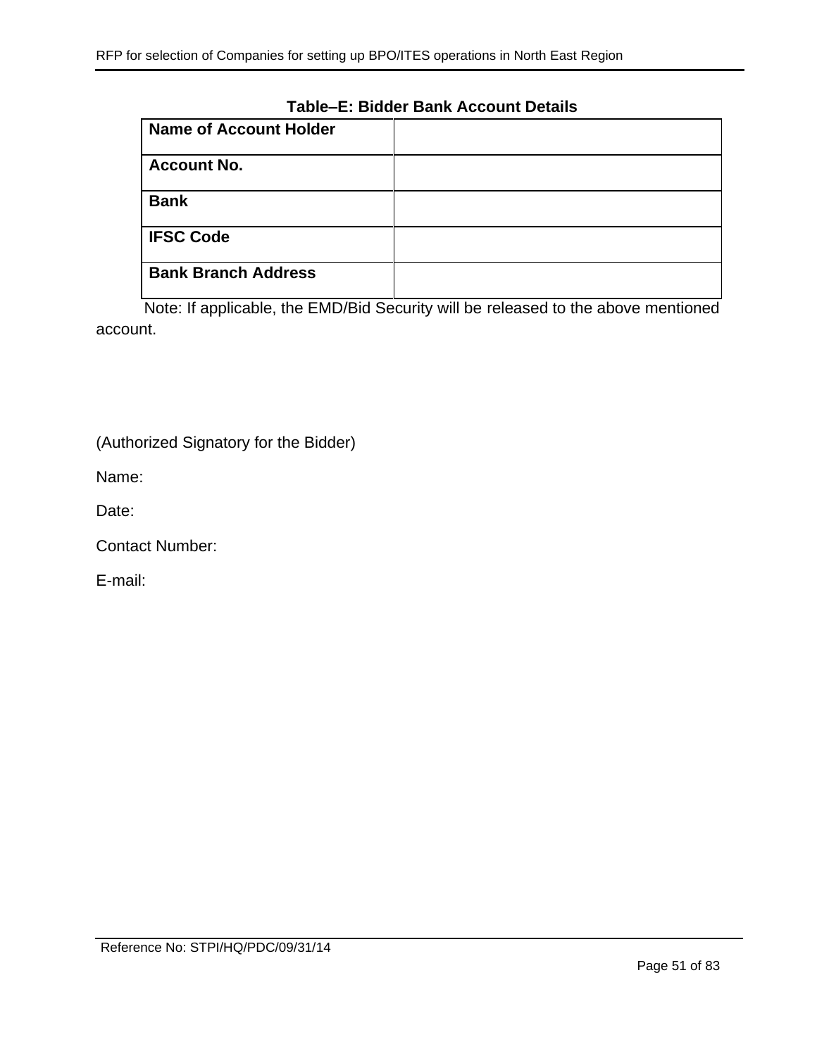**Table–E: Bidder Bank Account Details**

| Name of Account Holder | |
|---|---|
| **Account No.** | |
| **Bank** | |
| **IFSC Code** | |
| **Bank Branch Address** | |

Note: If applicable, the EMD/Bid Security will be released to the above mentioned account.

(Authorized Signatory for the Bidder)

Name:

Date:

Contact Number:

E-mail:

Reference No: STPI/HQ/PDC/09/31/14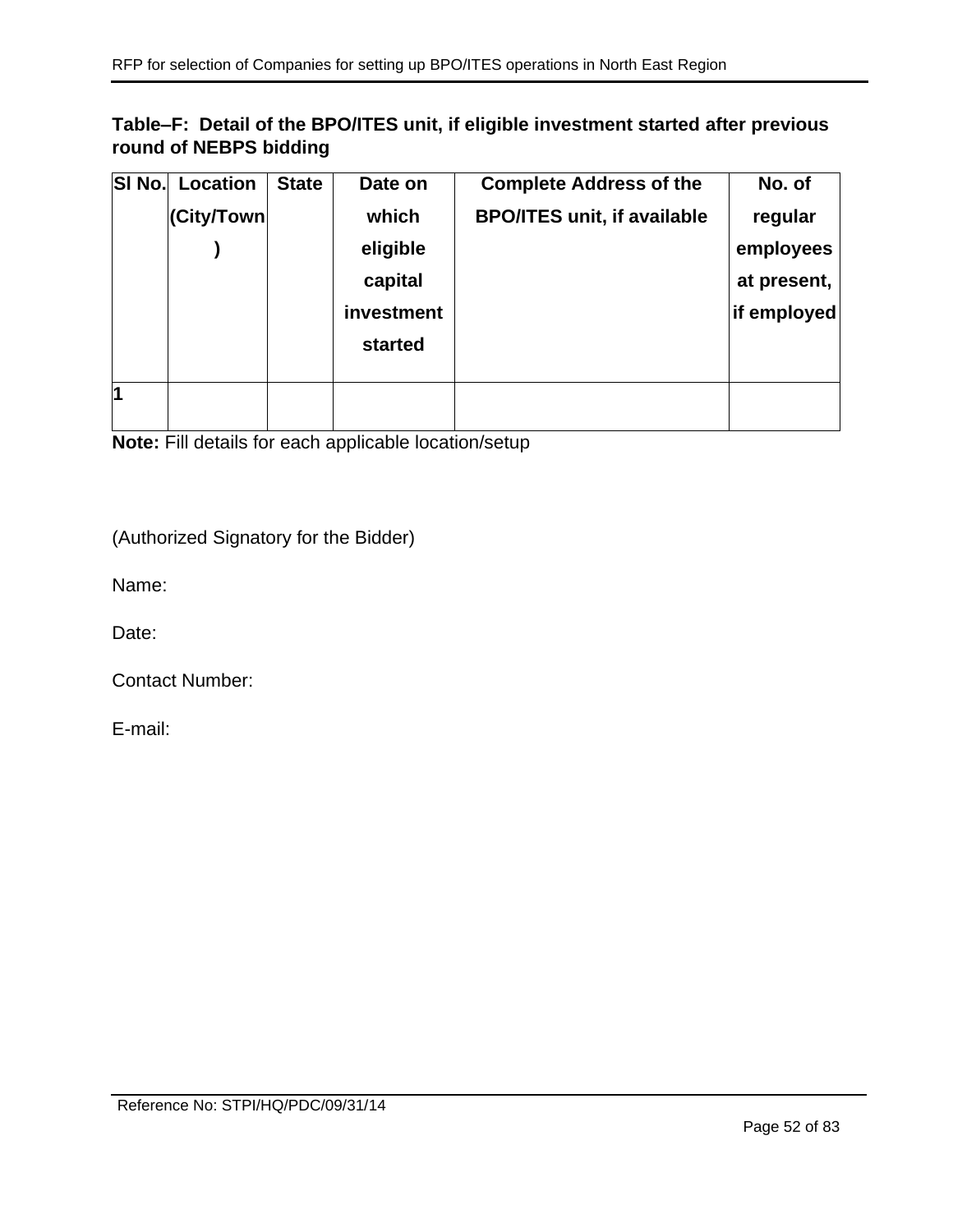**Table–F: Detail of the BPO/ITES unit, if eligible investment started after previous round of NEBPS bidding**

| Sl No. | Location (City/Town) | State | Date on which eligible capital investment started | Complete Address of the BPO/ITES unit, if available | No. of regular employees at present, if employed |
|---|---|---|---|---|---|
| 1 | | | | | |

**Note:** Fill details for each applicable location/setup

(Authorized Signatory for the Bidder)

Name:

Date:

Contact Number:

E-mail: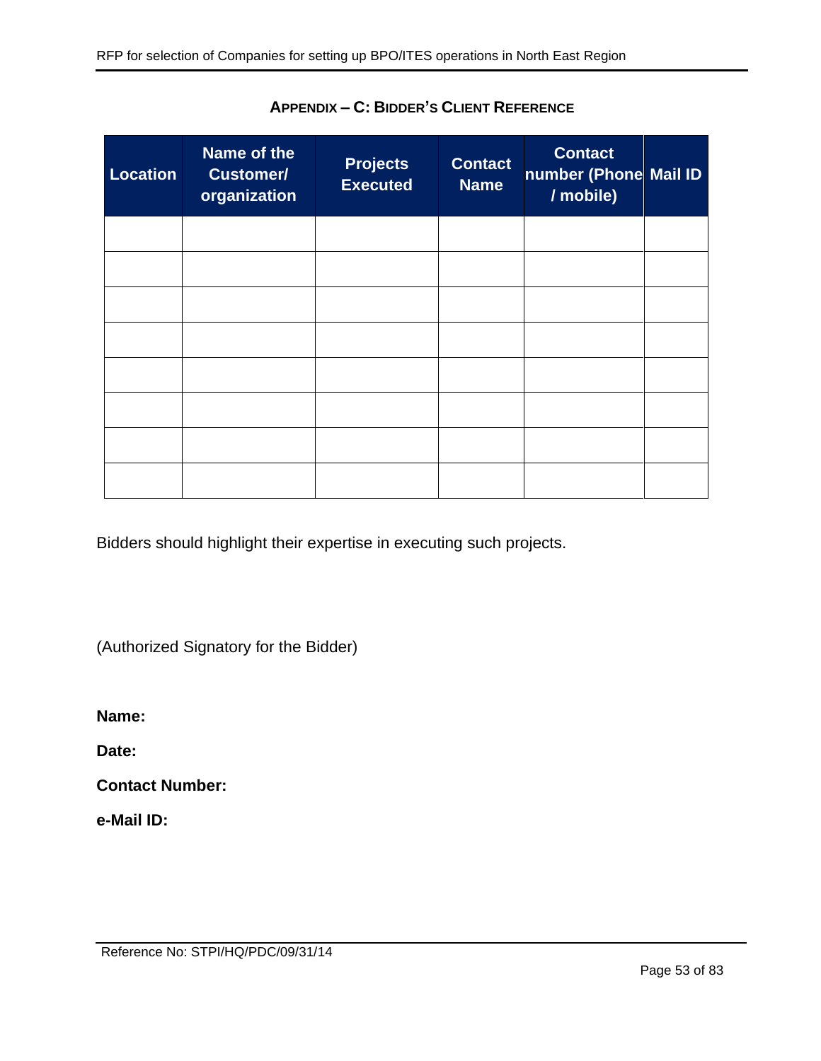## APPENDIX – C: BIDDER'S CLIENT REFERENCE

| Location | Name of the Customer/ organization | Projects Executed | Contact Name | Contact number (Phone / mobile) | Mail ID |
|---|---|---|---|---|---|
| | | | | | |
| | | | | | |
| | | | | | |
| | | | | | |
| | | | | | |
| | | | | | |
| | | | | | |
| | | | | | |

Bidders should highlight their expertise in executing such projects.

(Authorized Signatory for the Bidder)

**Name:**

**Date:**

**Contact Number:**

**e-Mail ID:**

Reference No: STPI/HQ/PDC/09/31/14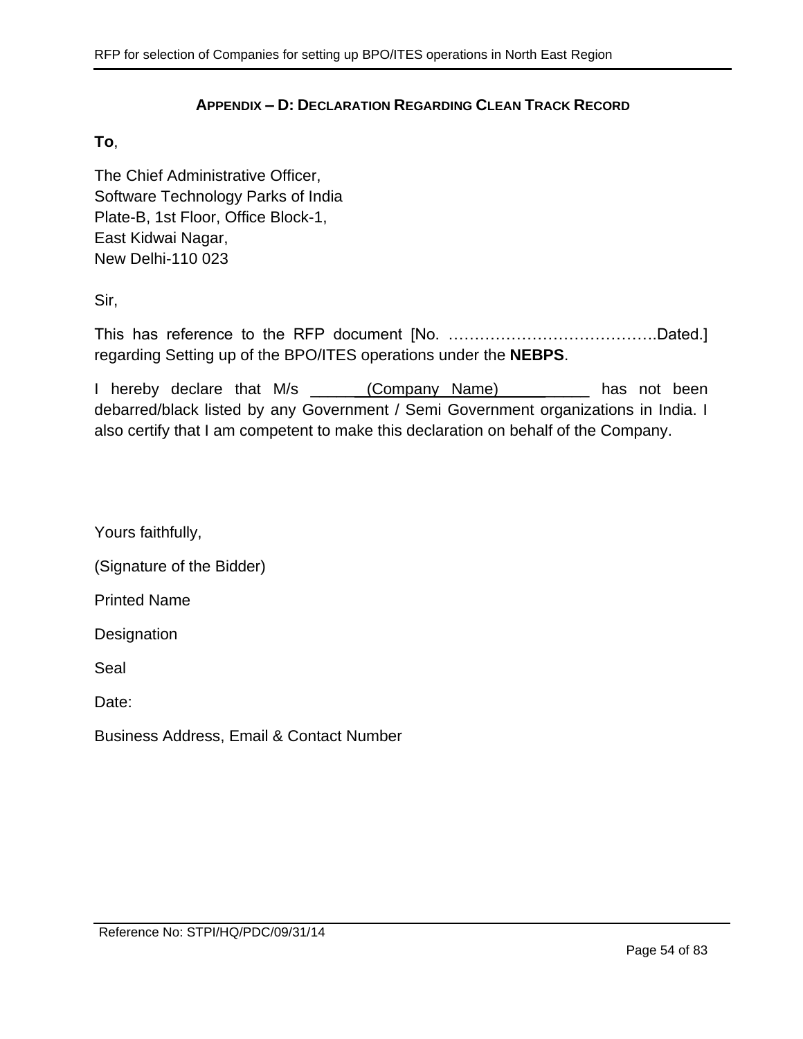## APPENDIX – D: DECLARATION REGARDING CLEAN TRACK RECORD

**To**,

The Chief Administrative Officer,
Software Technology Parks of India
Plate-B, 1st Floor, Office Block-1,
East Kidwai Nagar,
New Delhi-110 023

Sir,

This has reference to the RFP document [No. ………………………………….Dated.] regarding Setting up of the BPO/ITES operations under the **NEBPS**.

I hereby declare that M/s ______(Company Name)__________ has not been debarred/black listed by any Government / Semi Government organizations in India. I also certify that I am competent to make this declaration on behalf of the Company.

Yours faithfully,

(Signature of the Bidder)

Printed Name

Designation

Seal

Date:

Business Address, Email & Contact Number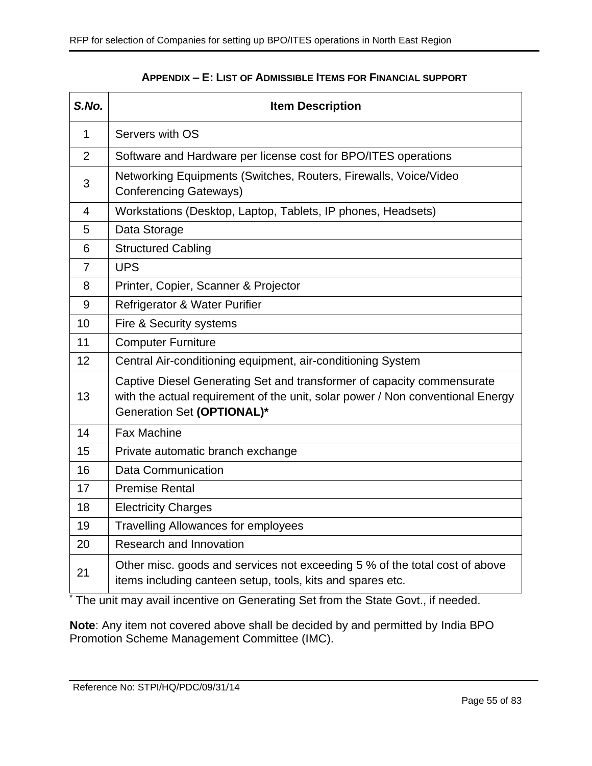## APPENDIX – E: LIST OF ADMISSIBLE ITEMS FOR FINANCIAL SUPPORT

| *S.No.* | **Item Description** |
|---|---|
| 1 | Servers with OS |
| 2 | Software and Hardware per license cost for BPO/ITES operations |
| 3 | Networking Equipments (Switches, Routers, Firewalls, Voice/Video Conferencing Gateways) |
| 4 | Workstations (Desktop, Laptop, Tablets, IP phones, Headsets) |
| 5 | Data Storage |
| 6 | Structured Cabling |
| 7 | UPS |
| 8 | Printer, Copier, Scanner & Projector |
| 9 | Refrigerator & Water Purifier |
| 10 | Fire & Security systems |
| 11 | Computer Furniture |
| 12 | Central Air-conditioning equipment, air-conditioning System |
| 13 | Captive Diesel Generating Set and transformer of capacity commensurate with the actual requirement of the unit, solar power / Non conventional Energy Generation Set **(OPTIONAL)*** |
| 14 | Fax Machine |
| 15 | Private automatic branch exchange |
| 16 | Data Communication |
| 17 | Premise Rental |
| 18 | Electricity Charges |
| 19 | Travelling Allowances for employees |
| 20 | Research and Innovation |
| 21 | Other misc. goods and services not exceeding 5 % of the total cost of above items including canteen setup, tools, kits and spares etc. |

[*] The unit may avail incentive on Generating Set from the State Govt., if needed.

**Note**: Any item not covered above shall be decided by and permitted by India BPO Promotion Scheme Management Committee (IMC).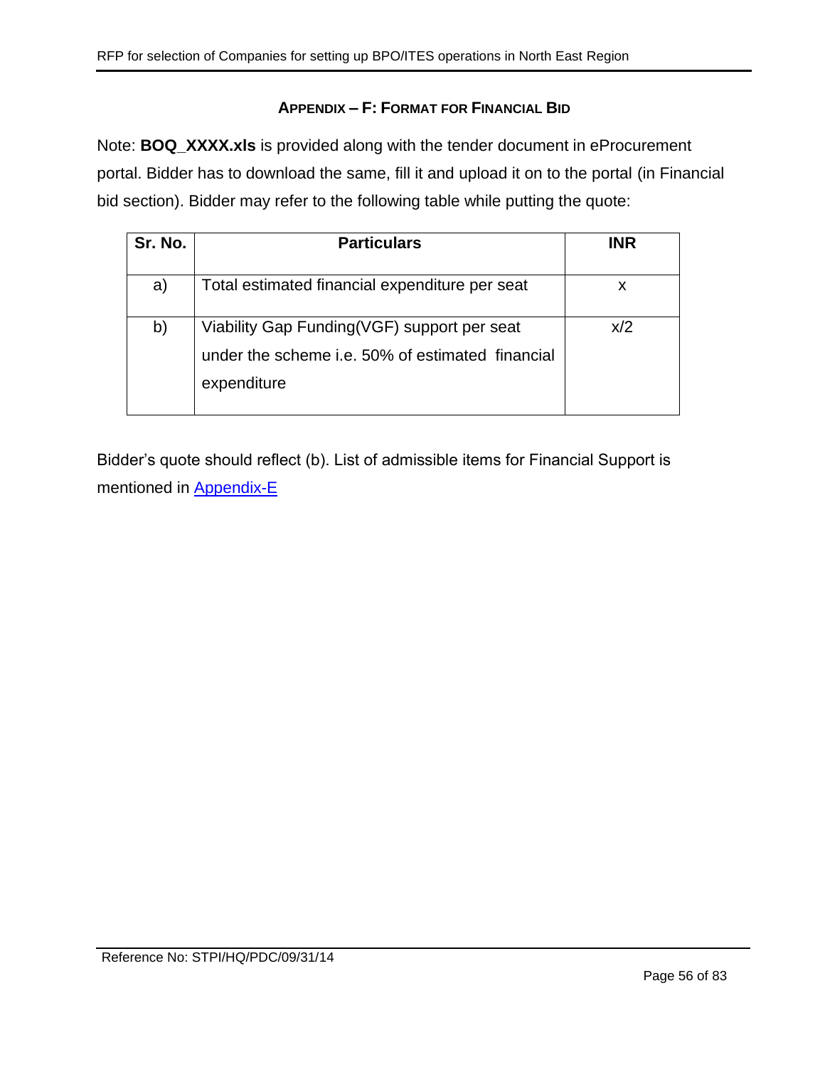## APPENDIX – F: FORMAT FOR FINANCIAL BID

Note: **BOQ_XXXX.xls** is provided along with the tender document in eProcurement portal. Bidder has to download the same, fill it and upload it on to the portal (in Financial bid section). Bidder may refer to the following table while putting the quote:

| Sr. No. | Particulars | INR |
|---|---|---|
| a) | Total estimated financial expenditure per seat | x |
| b) | Viability Gap Funding(VGF) support per seat under the scheme i.e. 50% of estimated financial expenditure | x/2 |

Bidder's quote should reflect (b). List of admissible items for Financial Support is mentioned in Appendix-E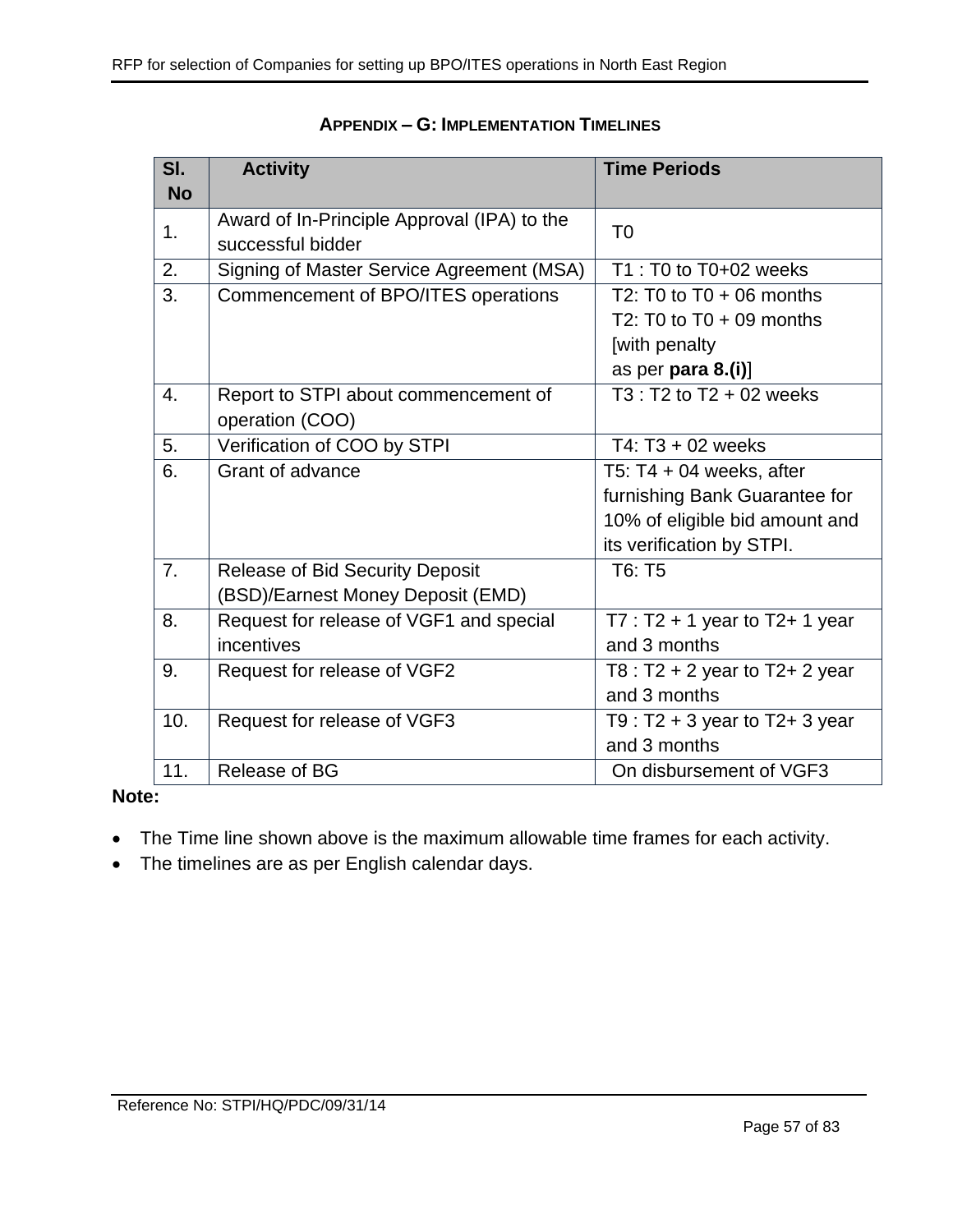## APPENDIX – G: IMPLEMENTATION TIMELINES

| Sl. No | Activity | Time Periods |
|---|---|---|
| 1. | Award of In-Principle Approval (IPA) to the successful bidder | T0 |
| 2. | Signing of Master Service Agreement (MSA) | T1 : T0 to T0+02 weeks |
| 3. | Commencement of BPO/ITES operations | T2: T0 to T0 + 06 months<br>T2: T0 to T0 + 09 months [with penalty as per **para 8.(i)**] |
| 4. | Report to STPI about commencement of operation (COO) | T3 : T2 to T2 + 02 weeks |
| 5. | Verification of COO by STPI | T4: T3 + 02 weeks |
| 6. | Grant of advance | T5: T4 + 04 weeks, after furnishing Bank Guarantee for 10% of eligible bid amount and its verification by STPI. |
| 7. | Release of Bid Security Deposit (BSD)/Earnest Money Deposit (EMD) | T6: T5 |
| 8. | Request for release of VGF1 and special incentives | T7 : T2 + 1 year to T2+ 1 year and 3 months |
| 9. | Request for release of VGF2 | T8 : T2 + 2 year to T2+ 2 year and 3 months |
| 10. | Request for release of VGF3 | T9 : T2 + 3 year to T2+ 3 year and 3 months |
| 11. | Release of BG | On disbursement of VGF3 |

**Note:**

- The Time line shown above is the maximum allowable time frames for each activity.
- The timelines are as per English calendar days.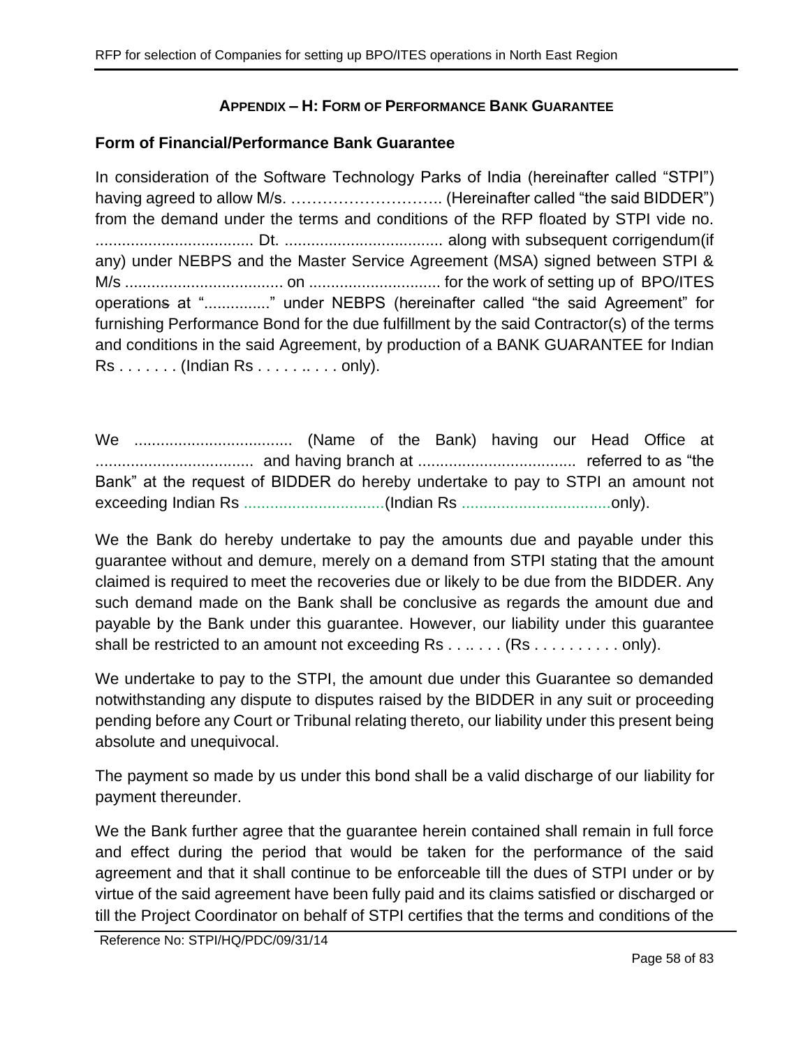## APPENDIX – H: FORM OF PERFORMANCE BANK GUARANTEE

**Form of Financial/Performance Bank Guarantee**

In consideration of the Software Technology Parks of India (hereinafter called "STPI") having agreed to allow M/s. ……………………….. (Hereinafter called "the said BIDDER") from the demand under the terms and conditions of the RFP floated by STPI vide no. .................................... Dt. .................................... along with subsequent corrigendum(if any) under NEBPS and the Master Service Agreement (MSA) signed between STPI & M/s .................................... on .............................. for the work of setting up of BPO/ITES operations at "..............." under NEBPS (hereinafter called "the said Agreement" for furnishing Performance Bond for the due fulfillment by the said Contractor(s) of the terms and conditions in the said Agreement, by production of a BANK GUARANTEE for Indian Rs . . . . . . . (Indian Rs . . . . . .. . . . only).

We .................................... (Name of the Bank) having our Head Office at .................................... and having branch at .................................... referred to as "the Bank" at the request of BIDDER do hereby undertake to pay to STPI an amount not exceeding Indian Rs ................................(Indian Rs ..................................only).

We the Bank do hereby undertake to pay the amounts due and payable under this guarantee without and demure, merely on a demand from STPI stating that the amount claimed is required to meet the recoveries due or likely to be due from the BIDDER. Any such demand made on the Bank shall be conclusive as regards the amount due and payable by the Bank under this guarantee. However, our liability under this guarantee shall be restricted to an amount not exceeding Rs . . .. . . . (Rs . . . . . . . . . . only).

We undertake to pay to the STPI, the amount due under this Guarantee so demanded notwithstanding any dispute to disputes raised by the BIDDER in any suit or proceeding pending before any Court or Tribunal relating thereto, our liability under this present being absolute and unequivocal.

The payment so made by us under this bond shall be a valid discharge of our liability for payment thereunder.

We the Bank further agree that the guarantee herein contained shall remain in full force and effect during the period that would be taken for the performance of the said agreement and that it shall continue to be enforceable till the dues of STPI under or by virtue of the said agreement have been fully paid and its claims satisfied or discharged or till the Project Coordinator on behalf of STPI certifies that the terms and conditions of the

Reference No: STPI/HQ/PDC/09/31/14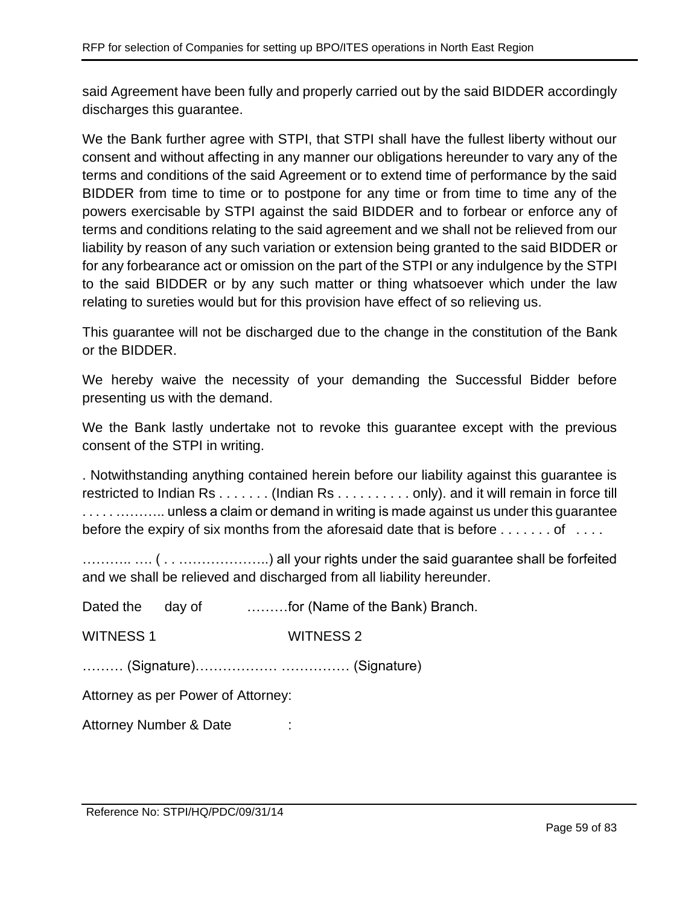said Agreement have been fully and properly carried out by the said BIDDER accordingly discharges this guarantee.

We the Bank further agree with STPI, that STPI shall have the fullest liberty without our consent and without affecting in any manner our obligations hereunder to vary any of the terms and conditions of the said Agreement or to extend time of performance by the said BIDDER from time to time or to postpone for any time or from time to time any of the powers exercisable by STPI against the said BIDDER and to forbear or enforce any of terms and conditions relating to the said agreement and we shall not be relieved from our liability by reason of any such variation or extension being granted to the said BIDDER or for any forbearance act or omission on the part of the STPI or any indulgence by the STPI to the said BIDDER or by any such matter or thing whatsoever which under the law relating to sureties would but for this provision have effect of so relieving us.

This guarantee will not be discharged due to the change in the constitution of the Bank or the BIDDER.

We hereby waive the necessity of your demanding the Successful Bidder before presenting us with the demand.

We the Bank lastly undertake not to revoke this guarantee except with the previous consent of the STPI in writing.

. Notwithstanding anything contained herein before our liability against this guarantee is restricted to Indian Rs . . . . . . . (Indian Rs . . . . . . . . . . only). and it will remain in force till . . . . ……….. unless a claim or demand in writing is made against us under this guarantee before the expiry of six months from the aforesaid date that is before . . . . . . . of . . . .

……….. …. ( . . ………………..) all your rights under the said guarantee shall be forfeited and we shall be relieved and discharged from all liability hereunder.

Dated the day of ………for (Name of the Bank) Branch.

WITNESS 1 WITNESS 2

……… (Signature)……………… …………… (Signature)

Attorney as per Power of Attorney:

Attorney Number & Date :

Reference No: STPI/HQ/PDC/09/31/14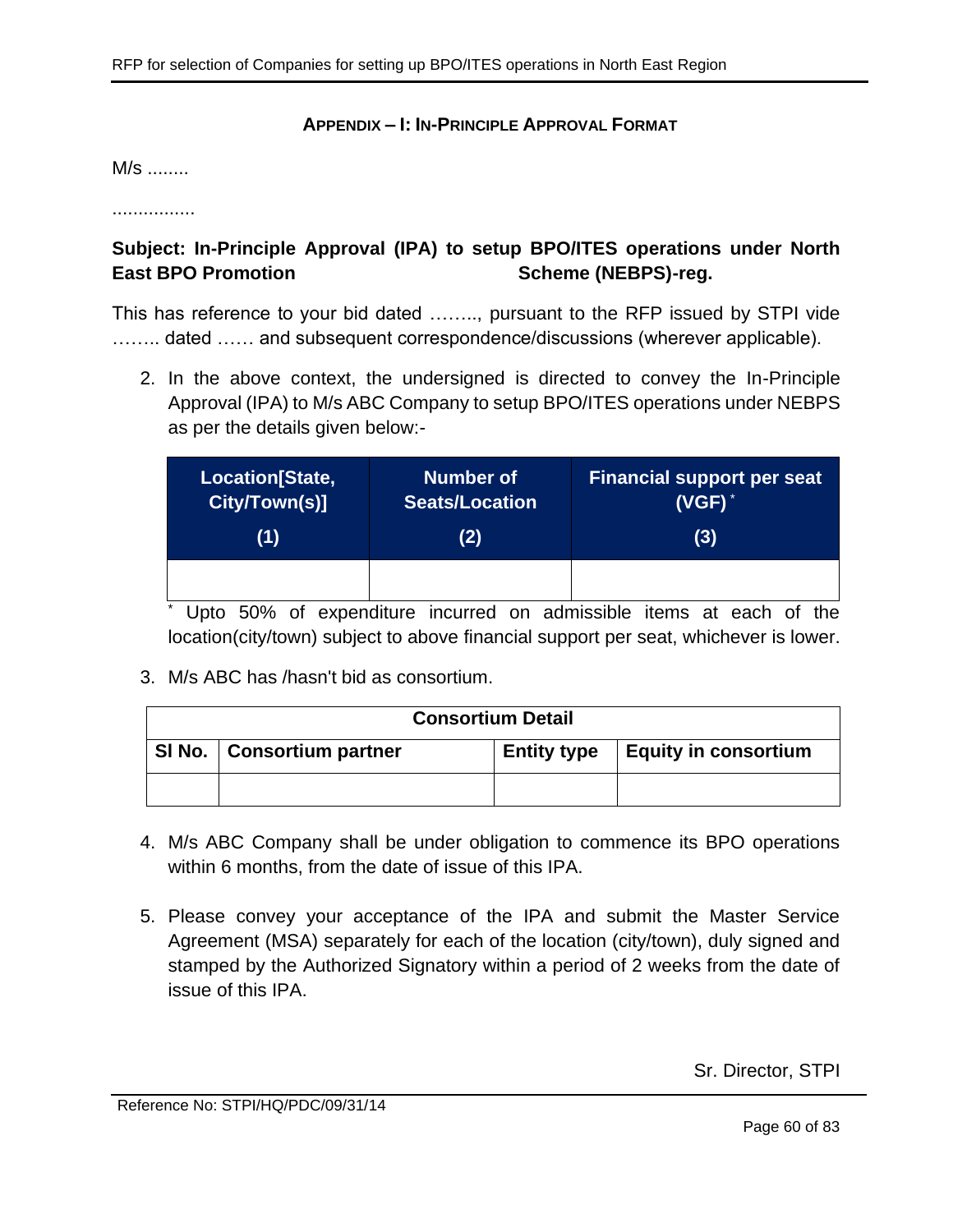## APPENDIX – I: IN-PRINCIPLE APPROVAL FORMAT

M/s ........

................

**Subject: In-Principle Approval (IPA) to setup BPO/ITES operations under North East BPO Promotion Scheme (NEBPS)-reg.**

This has reference to your bid dated …….., pursuant to the RFP issued by STPI vide …….. dated …… and subsequent correspondence/discussions (wherever applicable).

2. In the above context, the undersigned is directed to convey the In-Principle Approval (IPA) to M/s ABC Company to setup BPO/ITES operations under NEBPS as per the details given below:-

| Location[State, City/Town(s)] (1) | Number of Seats/Location (2) | Financial support per seat (VGF) * (3) |
|---|---|---|
| | | |

\* Upto 50% of expenditure incurred on admissible items at each of the location(city/town) subject to above financial support per seat, whichever is lower.

3. M/s ABC has /hasn't bid as consortium.

| Consortium Detail | | | |
|---|---|---|---|
| Sl No. | Consortium partner | Entity type | Equity in consortium |
| | | | |

4. M/s ABC Company shall be under obligation to commence its BPO operations within 6 months, from the date of issue of this IPA.

5. Please convey your acceptance of the IPA and submit the Master Service Agreement (MSA) separately for each of the location (city/town), duly signed and stamped by the Authorized Signatory within a period of 2 weeks from the date of issue of this IPA.

Sr. Director, STPI

Reference No: STPI/HQ/PDC/09/31/14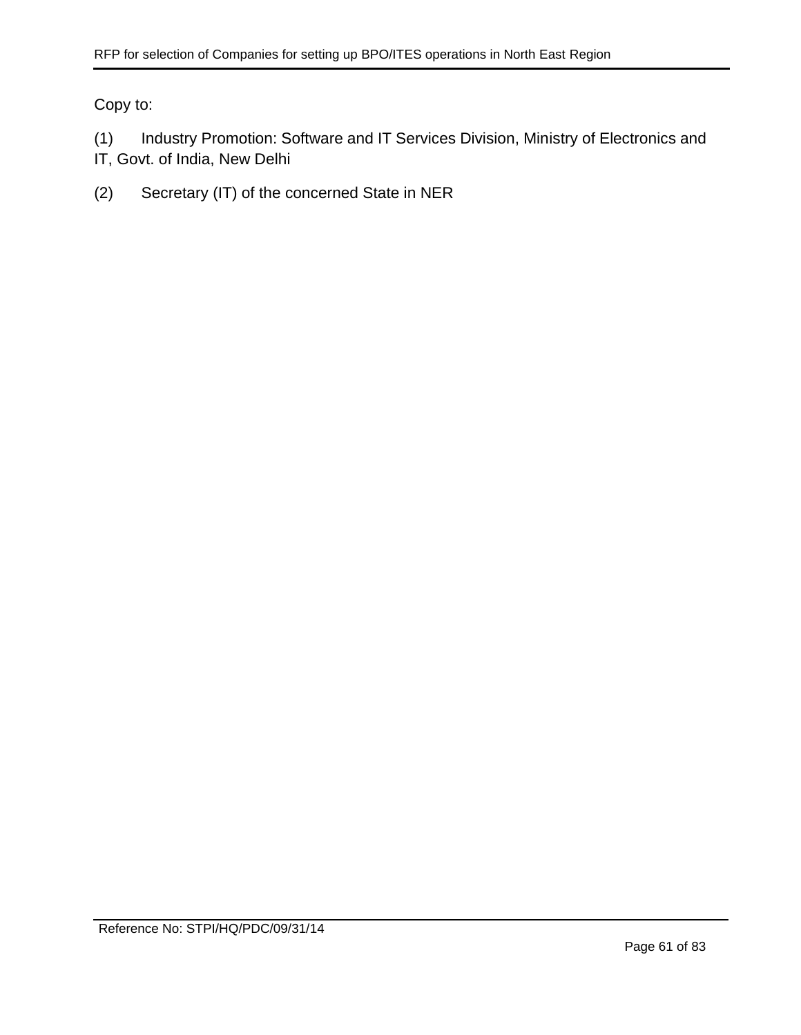Copy to:

(1) Industry Promotion: Software and IT Services Division, Ministry of Electronics and IT, Govt. of India, New Delhi

(2) Secretary (IT) of the concerned State in NER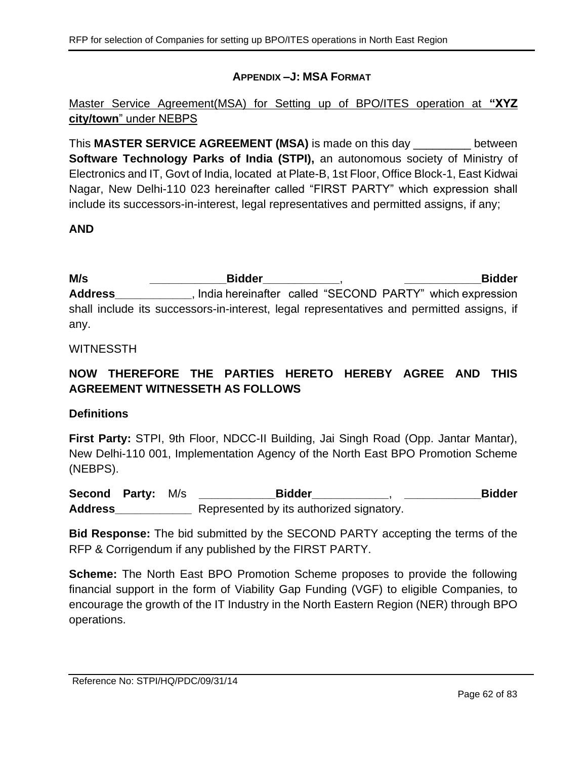## APPENDIX –J: MSA FORMAT

Master Service Agreement(MSA) for Setting up of BPO/ITES operation at **"XYZ city/town"** under NEBPS

This **MASTER SERVICE AGREEMENT (MSA)** is made on this day _________ between **Software Technology Parks of India (STPI),** an autonomous society of Ministry of Electronics and IT, Govt of India, located at Plate-B, 1st Floor, Office Block-1, East Kidwai Nagar, New Delhi-110 023 hereinafter called "FIRST PARTY" which expression shall include its successors-in-interest, legal representatives and permitted assigns, if any;

**AND**

**M/s ____________Bidder____________, ____________Bidder Address____________**, India hereinafter called "SECOND PARTY" which expression shall include its successors-in-interest, legal representatives and permitted assigns, if any.

WITNESSTH

**NOW THEREFORE THE PARTIES HERETO HEREBY AGREE AND THIS AGREEMENT WITNESSETH AS FOLLOWS**

**Definitions**

**First Party:** STPI, 9th Floor, NDCC-II Building, Jai Singh Road (Opp. Jantar Mantar), New Delhi-110 001, Implementation Agency of the North East BPO Promotion Scheme (NEBPS).

**Second Party:** M/s **____________Bidder____________, ____________Bidder Address____________** Represented by its authorized signatory.

**Bid Response:** The bid submitted by the SECOND PARTY accepting the terms of the RFP & Corrigendum if any published by the FIRST PARTY.

**Scheme:** The North East BPO Promotion Scheme proposes to provide the following financial support in the form of Viability Gap Funding (VGF) to eligible Companies, to encourage the growth of the IT Industry in the North Eastern Region (NER) through BPO operations.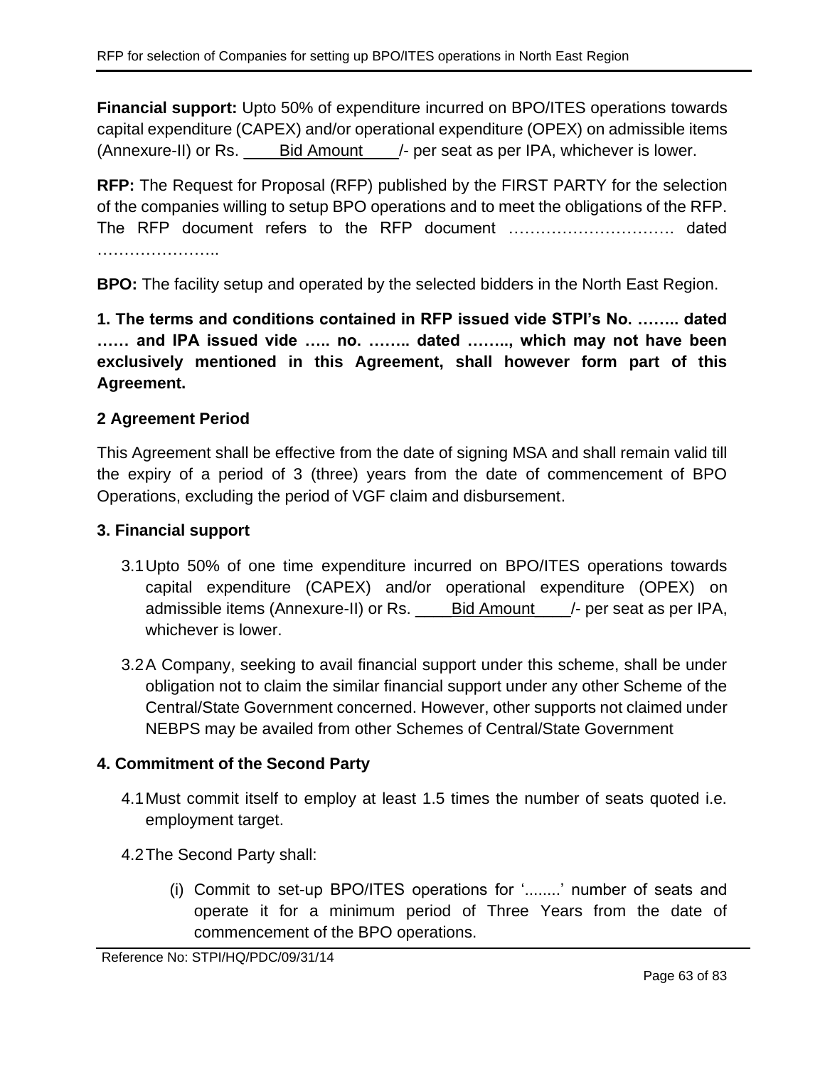**Financial support:** Upto 50% of expenditure incurred on BPO/ITES operations towards capital expenditure (CAPEX) and/or operational expenditure (OPEX) on admissible items (Annexure-II) or Rs. ____Bid Amount____/- per seat as per IPA, whichever is lower.

**RFP:** The Request for Proposal (RFP) published by the FIRST PARTY for the selection of the companies willing to setup BPO operations and to meet the obligations of the RFP. The RFP document refers to the RFP document …………………………. dated …………………..

**BPO:** The facility setup and operated by the selected bidders in the North East Region.

**1. The terms and conditions contained in RFP issued vide STPI's No. …….. dated …… and IPA issued vide ….. no. …….. dated …….., which may not have been exclusively mentioned in this Agreement, shall however form part of this Agreement.**

**2 Agreement Period**

This Agreement shall be effective from the date of signing MSA and shall remain valid till the expiry of a period of 3 (three) years from the date of commencement of BPO Operations, excluding the period of VGF claim and disbursement.

**3. Financial support**

3.1 Upto 50% of one time expenditure incurred on BPO/ITES operations towards capital expenditure (CAPEX) and/or operational expenditure (OPEX) on admissible items (Annexure-II) or Rs. ____Bid Amount____/- per seat as per IPA, whichever is lower.

3.2 A Company, seeking to avail financial support under this scheme, shall be under obligation not to claim the similar financial support under any other Scheme of the Central/State Government concerned. However, other supports not claimed under NEBPS may be availed from other Schemes of Central/State Government

**4. Commitment of the Second Party**

4.1 Must commit itself to employ at least 1.5 times the number of seats quoted i.e. employment target.

4.2 The Second Party shall:

(i) Commit to set-up BPO/ITES operations for '........' number of seats and operate it for a minimum period of Three Years from the date of commencement of the BPO operations.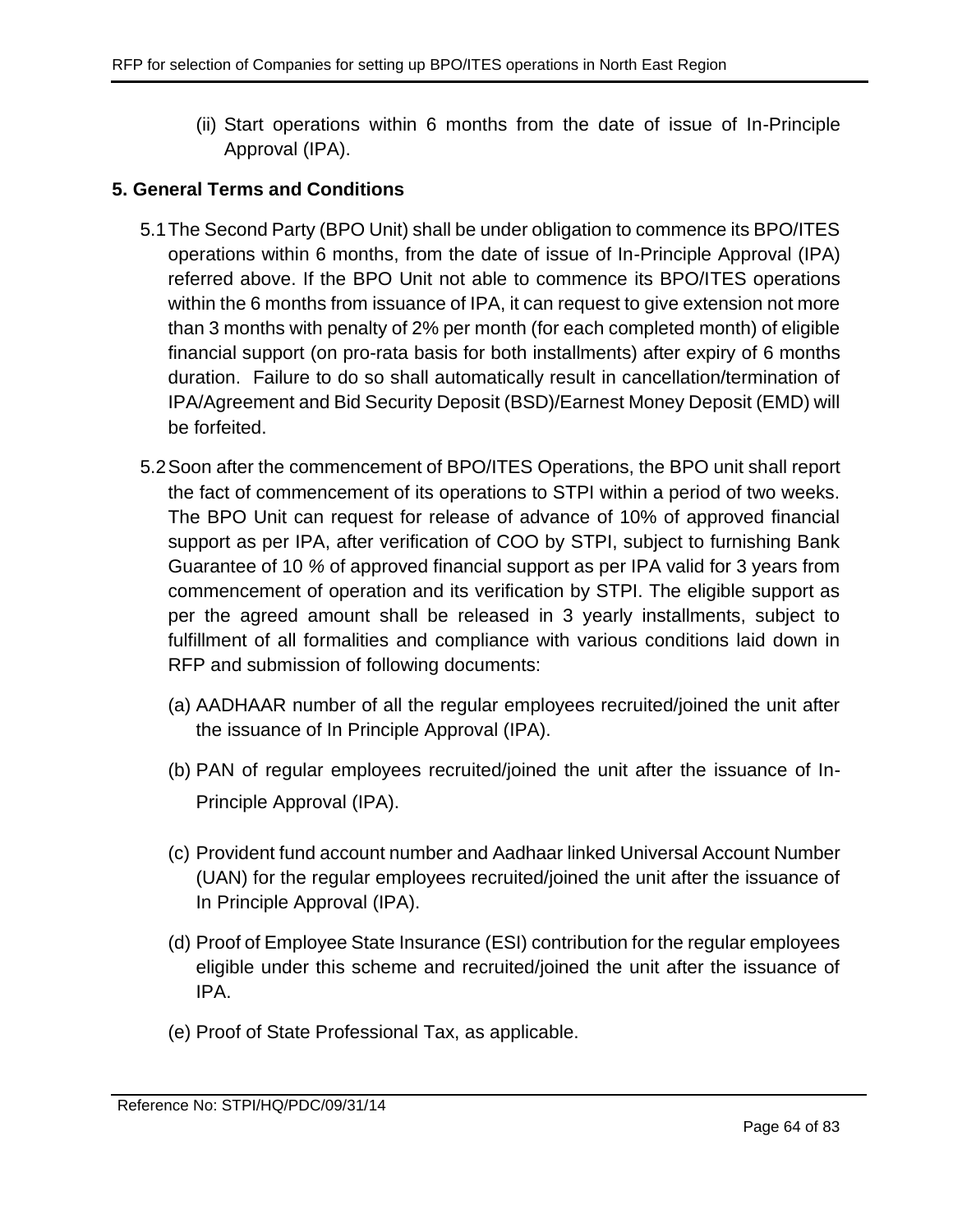(ii) Start operations within 6 months from the date of issue of In-Principle Approval (IPA).

## 5. General Terms and Conditions

5.1 The Second Party (BPO Unit) shall be under obligation to commence its BPO/ITES operations within 6 months, from the date of issue of In-Principle Approval (IPA) referred above. If the BPO Unit not able to commence its BPO/ITES operations within the 6 months from issuance of IPA, it can request to give extension not more than 3 months with penalty of 2% per month (for each completed month) of eligible financial support (on pro-rata basis for both installments) after expiry of 6 months duration. Failure to do so shall automatically result in cancellation/termination of IPA/Agreement and Bid Security Deposit (BSD)/Earnest Money Deposit (EMD) will be forfeited.

5.2 Soon after the commencement of BPO/ITES Operations, the BPO unit shall report the fact of commencement of its operations to STPI within a period of two weeks. The BPO Unit can request for release of advance of 10% of approved financial support as per IPA, after verification of COO by STPI, subject to furnishing Bank Guarantee of 10 % of approved financial support as per IPA valid for 3 years from commencement of operation and its verification by STPI. The eligible support as per the agreed amount shall be released in 3 yearly installments, subject to fulfillment of all formalities and compliance with various conditions laid down in RFP and submission of following documents:

(a) AADHAAR number of all the regular employees recruited/joined the unit after the issuance of In Principle Approval (IPA).

(b) PAN of regular employees recruited/joined the unit after the issuance of In-Principle Approval (IPA).

(c) Provident fund account number and Aadhaar linked Universal Account Number (UAN) for the regular employees recruited/joined the unit after the issuance of In Principle Approval (IPA).

(d) Proof of Employee State Insurance (ESI) contribution for the regular employees eligible under this scheme and recruited/joined the unit after the issuance of IPA.

(e) Proof of State Professional Tax, as applicable.

Reference No: STPI/HQ/PDC/09/31/14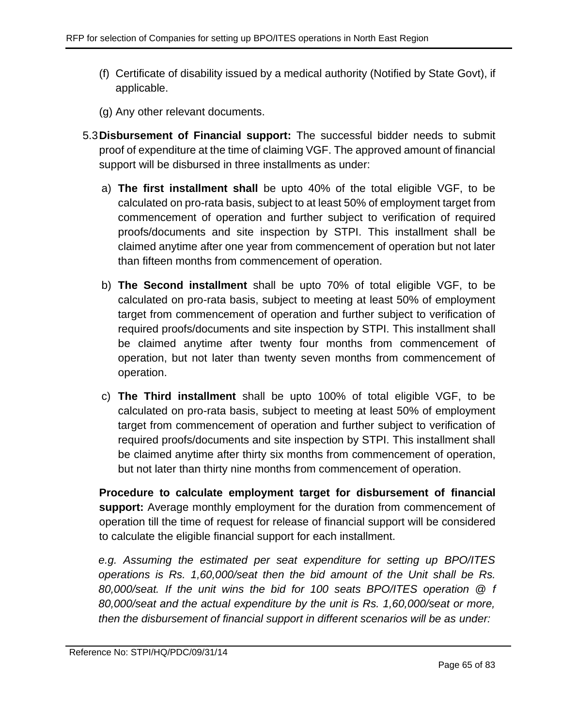(f) Certificate of disability issued by a medical authority (Notified by State Govt), if applicable.

(g) Any other relevant documents.

5.3 **Disbursement of Financial support:** The successful bidder needs to submit proof of expenditure at the time of claiming VGF. The approved amount of financial support will be disbursed in three installments as under:

a) **The first installment shall** be upto 40% of the total eligible VGF, to be calculated on pro-rata basis, subject to at least 50% of employment target from commencement of operation and further subject to verification of required proofs/documents and site inspection by STPI. This installment shall be claimed anytime after one year from commencement of operation but not later than fifteen months from commencement of operation.

b) **The Second installment** shall be upto 70% of total eligible VGF, to be calculated on pro-rata basis, subject to meeting at least 50% of employment target from commencement of operation and further subject to verification of required proofs/documents and site inspection by STPI. This installment shall be claimed anytime after twenty four months from commencement of operation, but not later than twenty seven months from commencement of operation.

c) **The Third installment** shall be upto 100% of total eligible VGF, to be calculated on pro-rata basis, subject to meeting at least 50% of employment target from commencement of operation and further subject to verification of required proofs/documents and site inspection by STPI. This installment shall be claimed anytime after thirty six months from commencement of operation, but not later than thirty nine months from commencement of operation.

**Procedure to calculate employment target for disbursement of financial support:** Average monthly employment for the duration from commencement of operation till the time of request for release of financial support will be considered to calculate the eligible financial support for each installment.

*e.g. Assuming the estimated per seat expenditure for setting up BPO/ITES operations is Rs. 1,60,000/seat then the bid amount of the Unit shall be Rs. 80,000/seat. If the unit wins the bid for 100 seats BPO/ITES operation @ f 80,000/seat and the actual expenditure by the unit is Rs. 1,60,000/seat or more, then the disbursement of financial support in different scenarios will be as under:*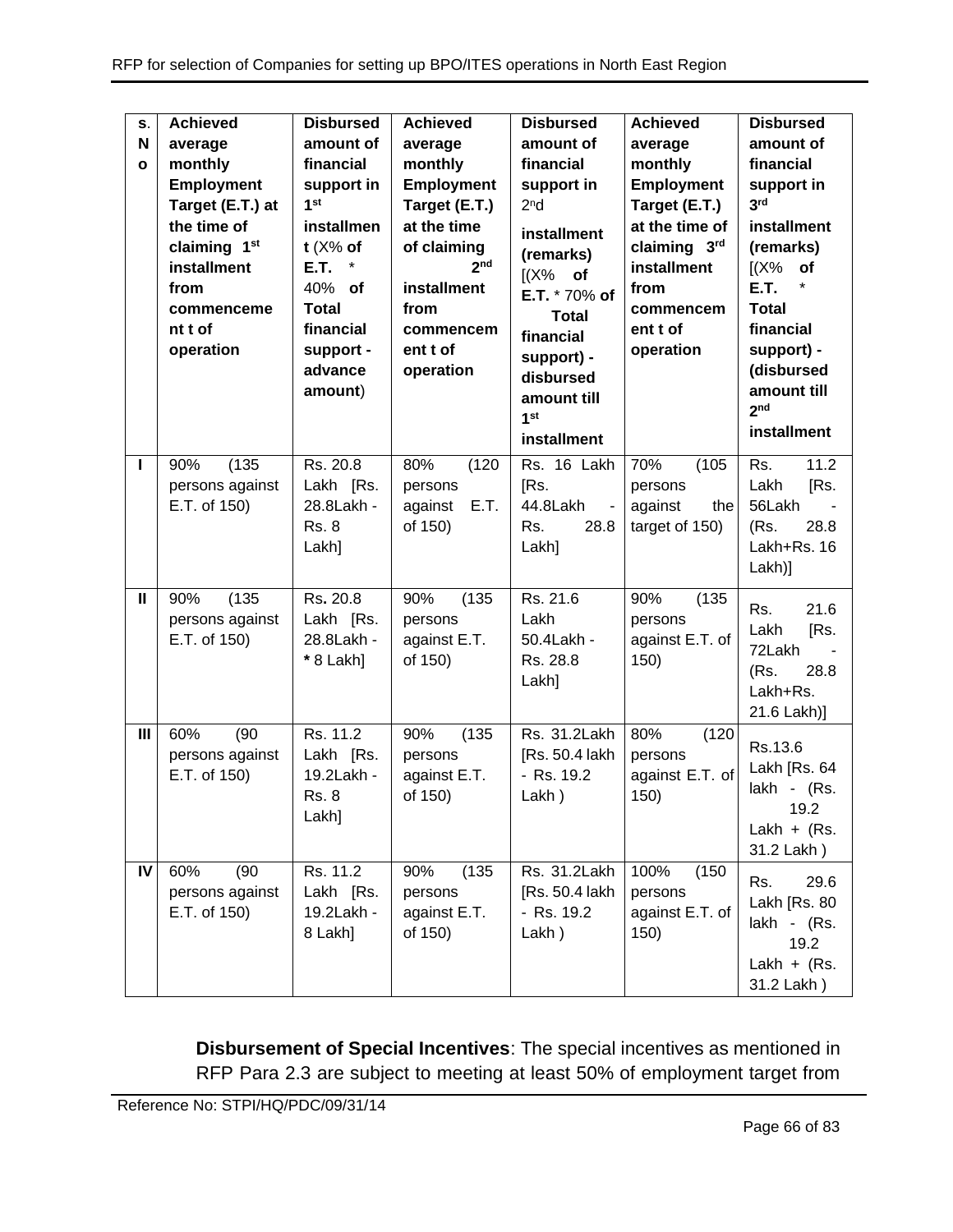| S. No | Achieved average monthly Employment Target (E.T.) at the time of claiming 1st installment from commencement of operation | Disbursed amount of financial support in 1st installment (X% of E.T. * 40% of Total financial support - advance amount) | Achieved average monthly Employment Target (E.T.) at the time of claiming 2nd installment from commencement of operation | Disbursed amount of financial support in 2nd installment (remarks) [(X% of E.T. * 70% of Total financial support) - disbursed amount till 1st installment | Achieved average monthly Employment Target (E.T.) at the time of claiming 3rd installment from commencement of operation | Disbursed amount of financial support in 3rd installment (remarks) [(X% of E.T. * Total financial support) - (disbursed amount till 2nd installment |
|---|---|---|---|---|---|---|
| I | 90% (135 persons against E.T. of 150) | Rs. 20.8 Lakh [Rs. 28.8Lakh - Rs. 8 Lakh] | 80% (120 persons against E.T. of 150) | Rs. 16 Lakh [Rs. 44.8Lakh - Rs. 28.8 Lakh] | 70% (105 persons against the target of 150) | Rs. 11.2 Lakh [Rs. 56Lakh - (Rs. 28.8 Lakh+Rs. 16 Lakh)] |
| II | 90% (135 persons against E.T. of 150) | Rs. 20.8 Lakh [Rs. 28.8Lakh - * 8 Lakh] | 90% (135 persons against E.T. of 150) | Rs. 21.6 Lakh 50.4Lakh - Rs. 28.8 Lakh] | 90% (135 persons against E.T. of 150) | Rs. 21.6 Lakh [Rs. 72Lakh - (Rs. 28.8 Lakh+Rs. 21.6 Lakh)] |
| III | 60% (90 persons against E.T. of 150) | Rs. 11.2 Lakh [Rs. 19.2Lakh - Rs. 8 Lakh] | 90% (135 persons against E.T. of 150) | Rs. 31.2Lakh [Rs. 50.4 lakh - Rs. 19.2 Lakh ) | 80% (120 persons against E.T. of 150) | Rs.13.6 Lakh [Rs. 64 lakh - (Rs. 19.2 Lakh + (Rs. 31.2 Lakh ) |
| IV | 60% (90 persons against E.T. of 150) | Rs. 11.2 Lakh [Rs. 19.2Lakh - 8 Lakh] | 90% (135 persons against E.T. of 150) | Rs. 31.2Lakh [Rs. 50.4 lakh - Rs. 19.2 Lakh ) | 100% (150 persons against E.T. of 150) | Rs. 29.6 Lakh [Rs. 80 lakh - (Rs. 19.2 Lakh + (Rs. 31.2 Lakh ) |

**Disbursement of Special Incentives**: The special incentives as mentioned in RFP Para 2.3 are subject to meeting at least 50% of employment target from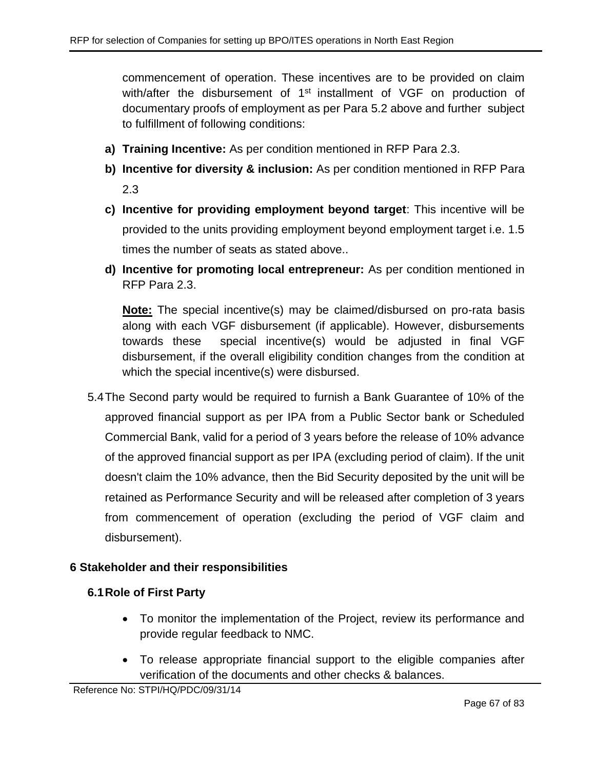commencement of operation. These incentives are to be provided on claim with/after the disbursement of 1st installment of VGF on production of documentary proofs of employment as per Para 5.2 above and further subject to fulfillment of following conditions:

a) **Training Incentive:** As per condition mentioned in RFP Para 2.3.

b) **Incentive for diversity & inclusion:** As per condition mentioned in RFP Para 2.3

c) **Incentive for providing employment beyond target**: This incentive will be provided to the units providing employment beyond employment target i.e. 1.5 times the number of seats as stated above..

d) **Incentive for promoting local entrepreneur:** As per condition mentioned in RFP Para 2.3.

**Note:** The special incentive(s) may be claimed/disbursed on pro-rata basis along with each VGF disbursement (if applicable). However, disbursements towards these special incentive(s) would be adjusted in final VGF disbursement, if the overall eligibility condition changes from the condition at which the special incentive(s) were disbursed.

5.4 The Second party would be required to furnish a Bank Guarantee of 10% of the approved financial support as per IPA from a Public Sector bank or Scheduled Commercial Bank, valid for a period of 3 years before the release of 10% advance of the approved financial support as per IPA (excluding period of claim). If the unit doesn't claim the 10% advance, then the Bid Security deposited by the unit will be retained as Performance Security and will be released after completion of 3 years from commencement of operation (excluding the period of VGF claim and disbursement).

# 6 Stakeholder and their responsibilities

## 6.1 Role of First Party

- To monitor the implementation of the Project, review its performance and provide regular feedback to NMC.
- To release appropriate financial support to the eligible companies after verification of the documents and other checks & balances.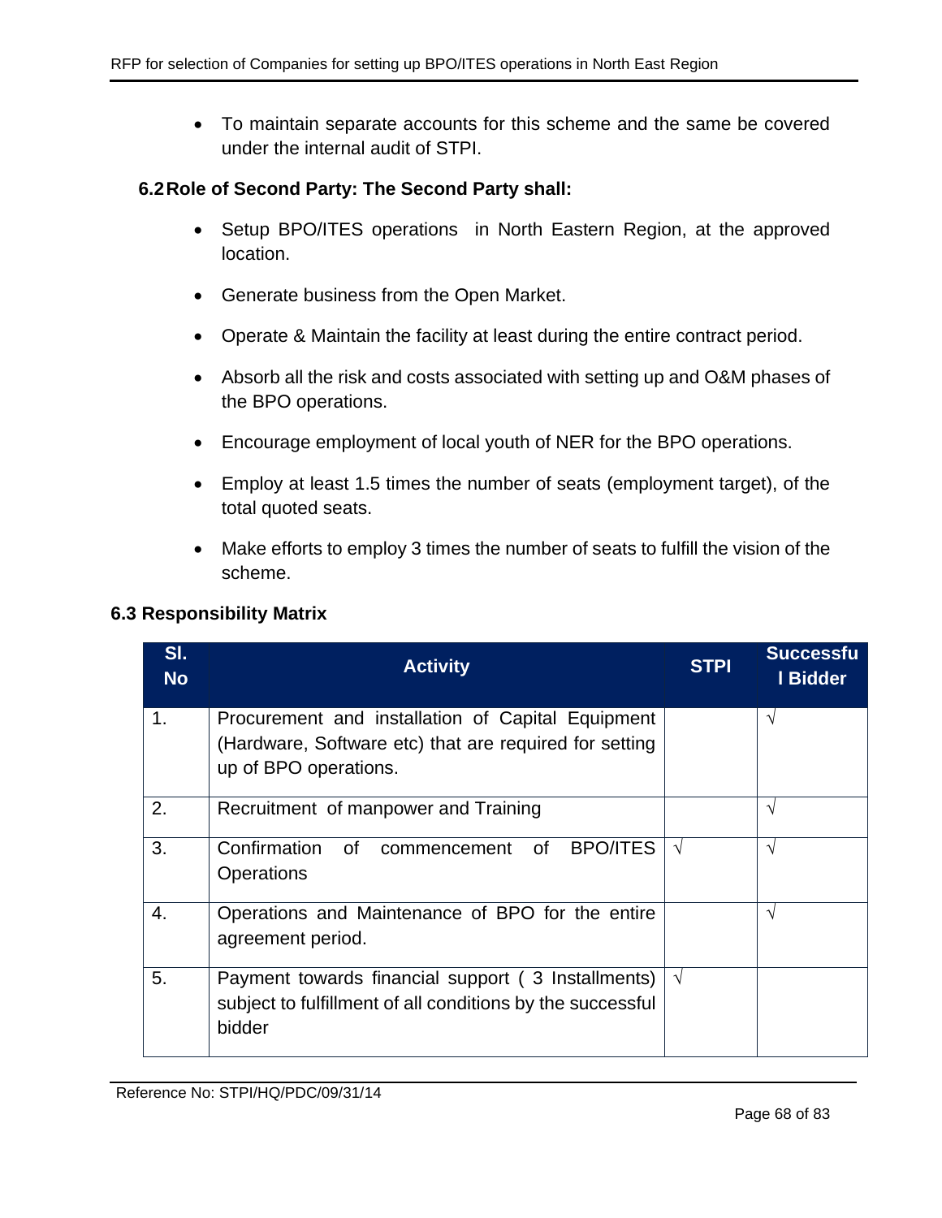- To maintain separate accounts for this scheme and the same be covered under the internal audit of STPI.

### 6.2 Role of Second Party: The Second Party shall:

- Setup BPO/ITES operations in North Eastern Region, at the approved location.
- Generate business from the Open Market.
- Operate & Maintain the facility at least during the entire contract period.
- Absorb all the risk and costs associated with setting up and O&M phases of the BPO operations.
- Encourage employment of local youth of NER for the BPO operations.
- Employ at least 1.5 times the number of seats (employment target), of the total quoted seats.
- Make efforts to employ 3 times the number of seats to fulfill the vision of the scheme.

### 6.3 Responsibility Matrix

| Sl. No | Activity | STPI | Successful Bidder |
|---|---|---|---|
| 1. | Procurement and installation of Capital Equipment (Hardware, Software etc) that are required for setting up of BPO operations. | | √ |
| 2. | Recruitment of manpower and Training | | √ |
| 3. | Confirmation of commencement of BPO/ITES Operations | √ | √ |
| 4. | Operations and Maintenance of BPO for the entire agreement period. | | √ |
| 5. | Payment towards financial support ( 3 Installments) subject to fulfillment of all conditions by the successful bidder | √ | |

Reference No: STPI/HQ/PDC/09/31/14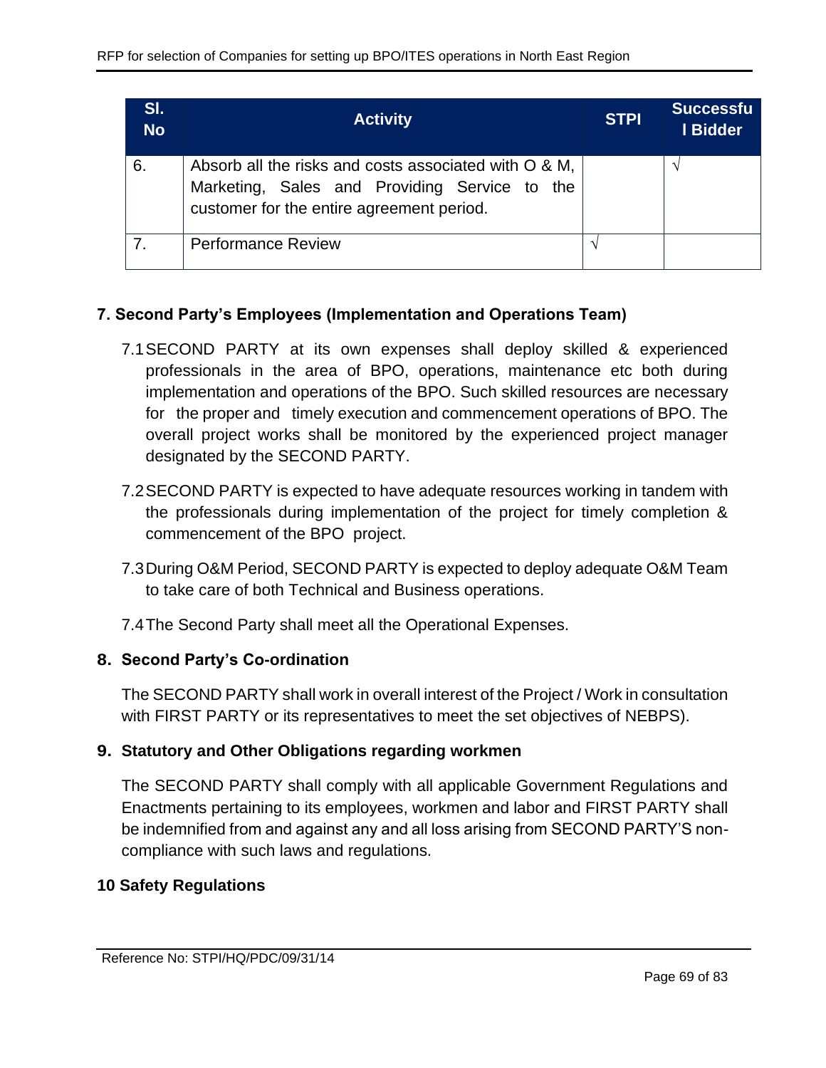| Sl. No | Activity | STPI | Successful Bidder |
|---|---|---|---|
| 6. | Absorb all the risks and costs associated with O & M, Marketing, Sales and Providing Service to the customer for the entire agreement period. | | √ |
| 7. | Performance Review | √ | |

**7. Second Party's Employees (Implementation and Operations Team)**

7.1 SECOND PARTY at its own expenses shall deploy skilled & experienced professionals in the area of BPO, operations, maintenance etc both during implementation and operations of the BPO. Such skilled resources are necessary for the proper and timely execution and commencement operations of BPO. The overall project works shall be monitored by the experienced project manager designated by the SECOND PARTY.

7.2 SECOND PARTY is expected to have adequate resources working in tandem with the professionals during implementation of the project for timely completion & commencement of the BPO project.

7.3 During O&M Period, SECOND PARTY is expected to deploy adequate O&M Team to take care of both Technical and Business operations.

7.4 The Second Party shall meet all the Operational Expenses.

**8. Second Party's Co-ordination**

The SECOND PARTY shall work in overall interest of the Project / Work in consultation with FIRST PARTY or its representatives to meet the set objectives of NEBPS).

**9. Statutory and Other Obligations regarding workmen**

The SECOND PARTY shall comply with all applicable Government Regulations and Enactments pertaining to its employees, workmen and labor and FIRST PARTY shall be indemnified from and against any and all loss arising from SECOND PARTY'S non-compliance with such laws and regulations.

**10 Safety Regulations**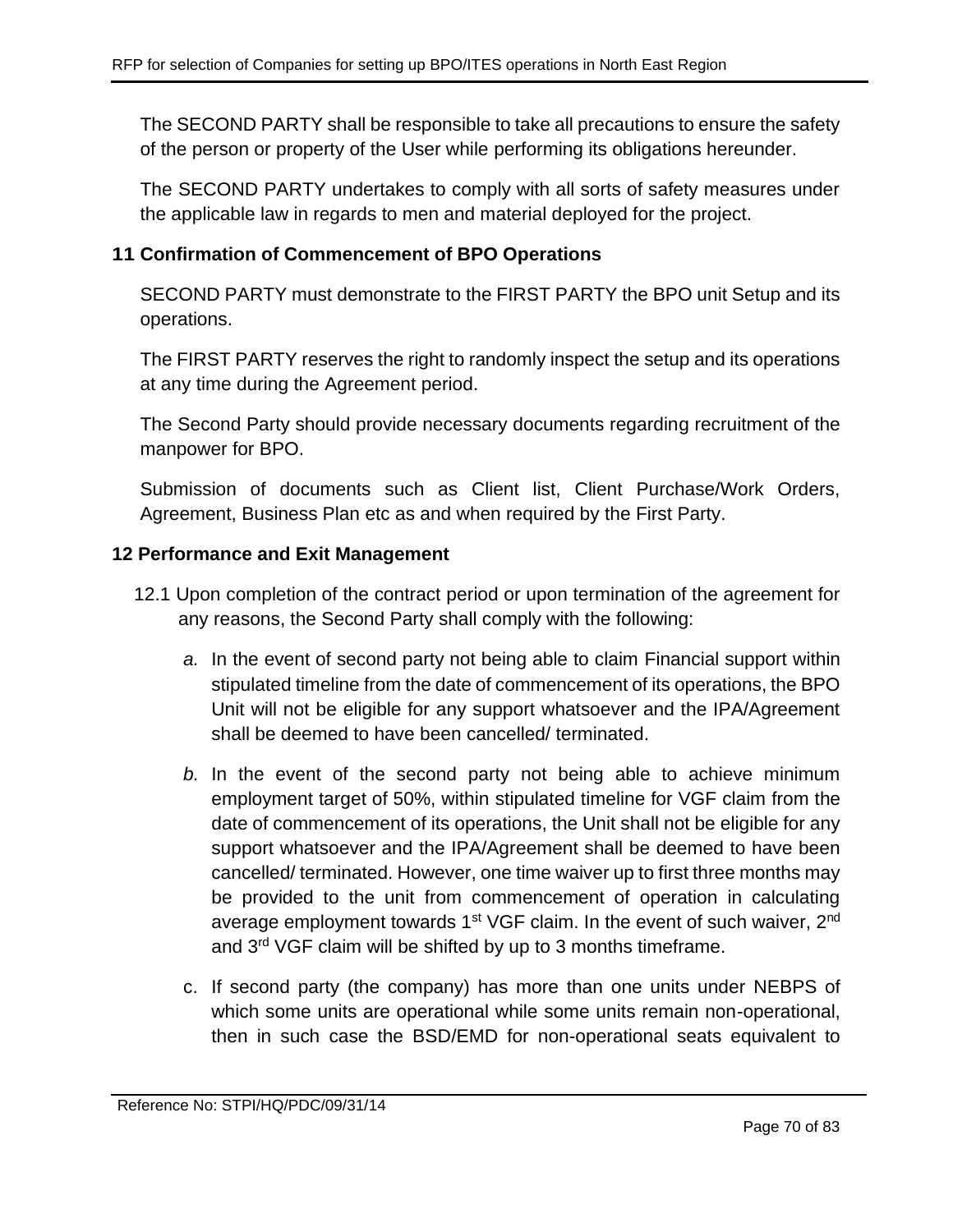The SECOND PARTY shall be responsible to take all precautions to ensure the safety of the person or property of the User while performing its obligations hereunder.

The SECOND PARTY undertakes to comply with all sorts of safety measures under the applicable law in regards to men and material deployed for the project.

## 11 Confirmation of Commencement of BPO Operations

SECOND PARTY must demonstrate to the FIRST PARTY the BPO unit Setup and its operations.

The FIRST PARTY reserves the right to randomly inspect the setup and its operations at any time during the Agreement period.

The Second Party should provide necessary documents regarding recruitment of the manpower for BPO.

Submission of documents such as Client list, Client Purchase/Work Orders, Agreement, Business Plan etc as and when required by the First Party.

## 12 Performance and Exit Management

12.1 Upon completion of the contract period or upon termination of the agreement for any reasons, the Second Party shall comply with the following:

*a.* In the event of second party not being able to claim Financial support within stipulated timeline from the date of commencement of its operations, the BPO Unit will not be eligible for any support whatsoever and the IPA/Agreement shall be deemed to have been cancelled/ terminated.

*b.* In the event of the second party not being able to achieve minimum employment target of 50%, within stipulated timeline for VGF claim from the date of commencement of its operations, the Unit shall not be eligible for any support whatsoever and the IPA/Agreement shall be deemed to have been cancelled/ terminated. However, one time waiver up to first three months may be provided to the unit from commencement of operation in calculating average employment towards 1st VGF claim. In the event of such waiver, 2nd and 3rd VGF claim will be shifted by up to 3 months timeframe.

c. If second party (the company) has more than one units under NEBPS of which some units are operational while some units remain non-operational, then in such case the BSD/EMD for non-operational seats equivalent to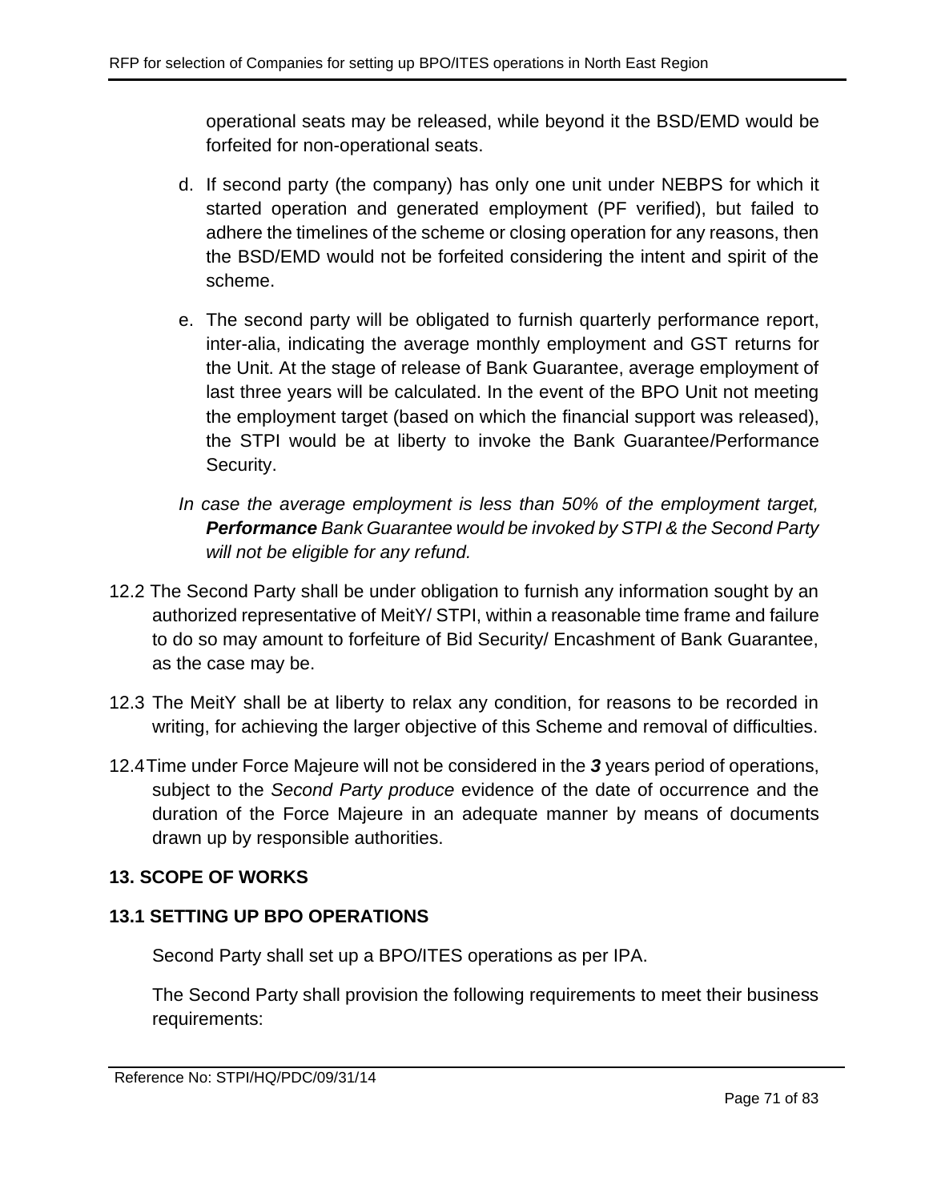operational seats may be released, while beyond it the BSD/EMD would be forfeited for non-operational seats.

d. If second party (the company) has only one unit under NEBPS for which it started operation and generated employment (PF verified), but failed to adhere the timelines of the scheme or closing operation for any reasons, then the BSD/EMD would not be forfeited considering the intent and spirit of the scheme.

e. The second party will be obligated to furnish quarterly performance report, inter-alia, indicating the average monthly employment and GST returns for the Unit. At the stage of release of Bank Guarantee, average employment of last three years will be calculated. In the event of the BPO Unit not meeting the employment target (based on which the financial support was released), the STPI would be at liberty to invoke the Bank Guarantee/Performance Security.

*In case the average employment is less than 50% of the employment target, **Performance** Bank Guarantee would be invoked by STPI & the Second Party will not be eligible for any refund.*

12.2 The Second Party shall be under obligation to furnish any information sought by an authorized representative of MeitY/ STPI, within a reasonable time frame and failure to do so may amount to forfeiture of Bid Security/ Encashment of Bank Guarantee, as the case may be.

12.3 The MeitY shall be at liberty to relax any condition, for reasons to be recorded in writing, for achieving the larger objective of this Scheme and removal of difficulties.

12.4 Time under Force Majeure will not be considered in the ***3*** years period of operations, subject to the *Second Party produce* evidence of the date of occurrence and the duration of the Force Majeure in an adequate manner by means of documents drawn up by responsible authorities.

## 13. SCOPE OF WORKS

### 13.1 SETTING UP BPO OPERATIONS

Second Party shall set up a BPO/ITES operations as per IPA.

The Second Party shall provision the following requirements to meet their business requirements: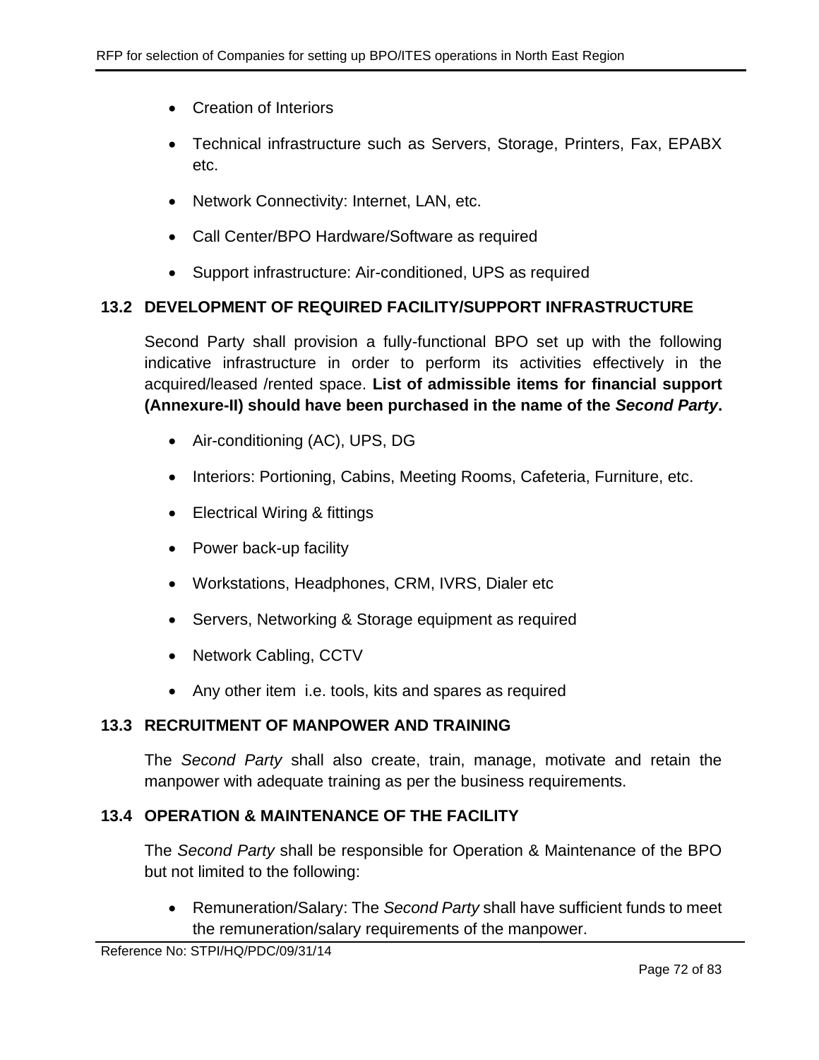- Creation of Interiors
- Technical infrastructure such as Servers, Storage, Printers, Fax, EPABX etc.
- Network Connectivity: Internet, LAN, etc.
- Call Center/BPO Hardware/Software as required
- Support infrastructure: Air-conditioned, UPS as required

### 13.2 DEVELOPMENT OF REQUIRED FACILITY/SUPPORT INFRASTRUCTURE

Second Party shall provision a fully-functional BPO set up with the following indicative infrastructure in order to perform its activities effectively in the acquired/leased /rented space. **List of admissible items for financial support (Annexure-II) should have been purchased in the name of the *Second Party*.**

- Air-conditioning (AC), UPS, DG
- Interiors: Portioning, Cabins, Meeting Rooms, Cafeteria, Furniture, etc.
- Electrical Wiring & fittings
- Power back-up facility
- Workstations, Headphones, CRM, IVRS, Dialer etc
- Servers, Networking & Storage equipment as required
- Network Cabling, CCTV
- Any other item i.e. tools, kits and spares as required

### 13.3 RECRUITMENT OF MANPOWER AND TRAINING

The *Second Party* shall also create, train, manage, motivate and retain the manpower with adequate training as per the business requirements.

### 13.4 OPERATION & MAINTENANCE OF THE FACILITY

The *Second Party* shall be responsible for Operation & Maintenance of the BPO but not limited to the following:

- Remuneration/Salary: The *Second Party* shall have sufficient funds to meet the remuneration/salary requirements of the manpower.

Reference No: STPI/HQ/PDC/09/31/14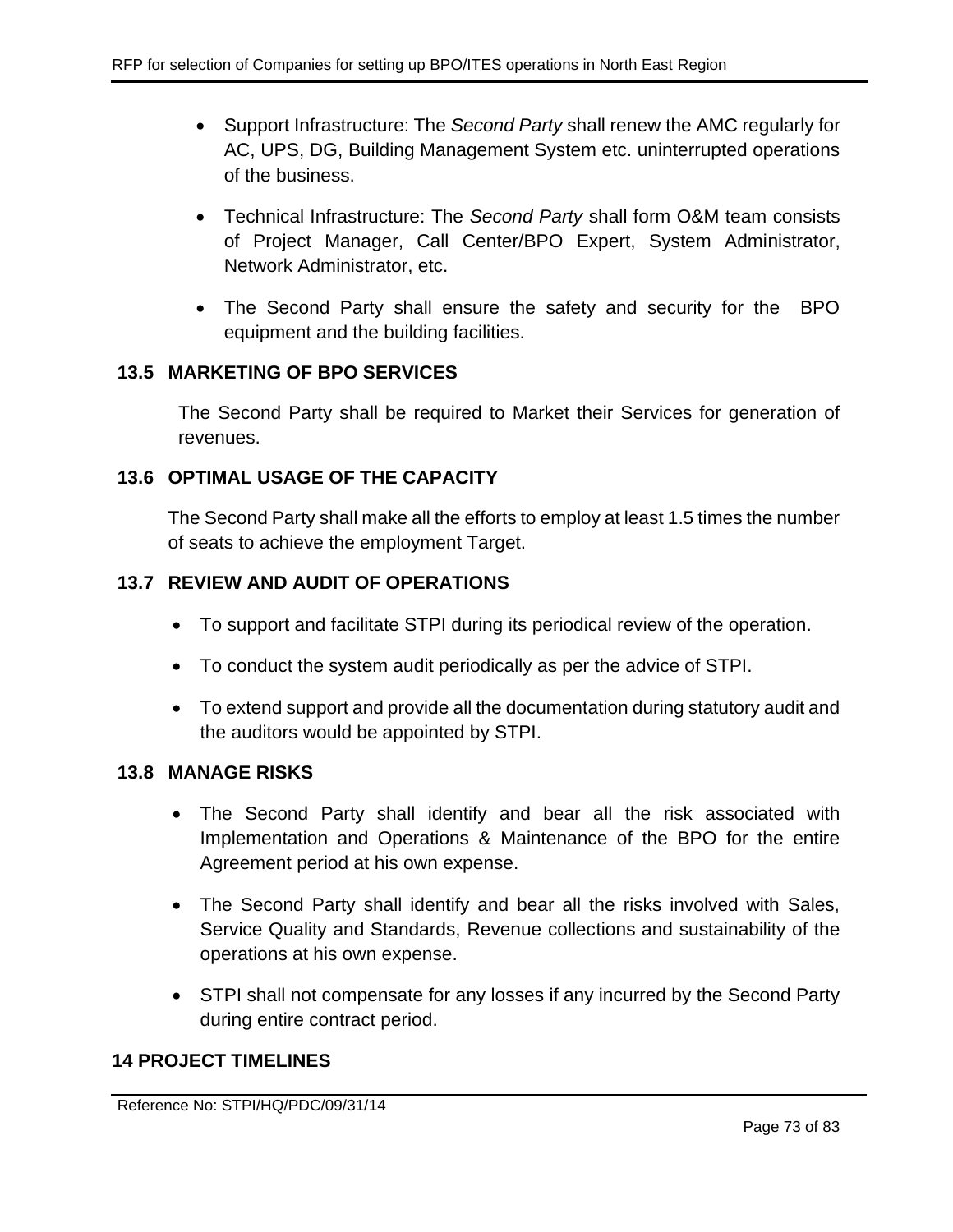- Support Infrastructure: The *Second Party* shall renew the AMC regularly for AC, UPS, DG, Building Management System etc. uninterrupted operations of the business.
- Technical Infrastructure: The *Second Party* shall form O&M team consists of Project Manager, Call Center/BPO Expert, System Administrator, Network Administrator, etc.
- The Second Party shall ensure the safety and security for the BPO equipment and the building facilities.

### 13.5 MARKETING OF BPO SERVICES

The Second Party shall be required to Market their Services for generation of revenues.

### 13.6 OPTIMAL USAGE OF THE CAPACITY

The Second Party shall make all the efforts to employ at least 1.5 times the number of seats to achieve the employment Target.

### 13.7 REVIEW AND AUDIT OF OPERATIONS

- To support and facilitate STPI during its periodical review of the operation.
- To conduct the system audit periodically as per the advice of STPI.
- To extend support and provide all the documentation during statutory audit and the auditors would be appointed by STPI.

### 13.8 MANAGE RISKS

- The Second Party shall identify and bear all the risk associated with Implementation and Operations & Maintenance of the BPO for the entire Agreement period at his own expense.
- The Second Party shall identify and bear all the risks involved with Sales, Service Quality and Standards, Revenue collections and sustainability of the operations at his own expense.
- STPI shall not compensate for any losses if any incurred by the Second Party during entire contract period.

## 14 PROJECT TIMELINES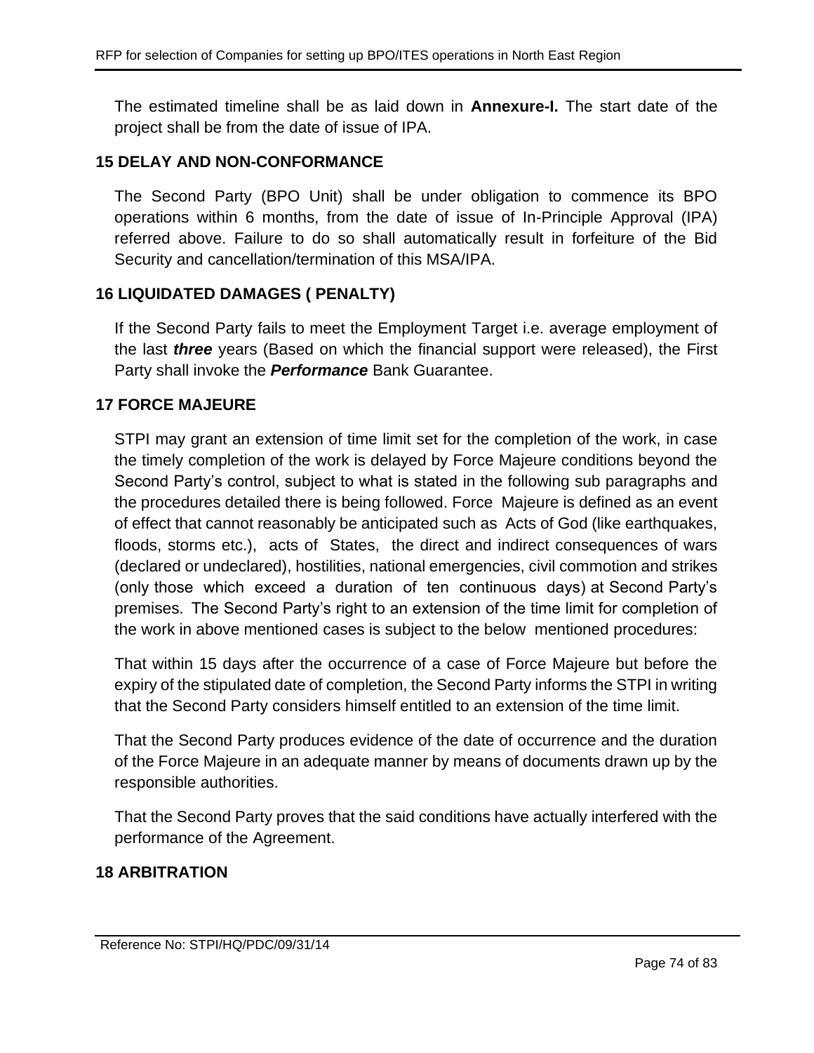The estimated timeline shall be as laid down in **Annexure-I.** The start date of the project shall be from the date of issue of IPA.

## 15 DELAY AND NON-CONFORMANCE

The Second Party (BPO Unit) shall be under obligation to commence its BPO operations within 6 months, from the date of issue of In-Principle Approval (IPA) referred above. Failure to do so shall automatically result in forfeiture of the Bid Security and cancellation/termination of this MSA/IPA.

## 16 LIQUIDATED DAMAGES ( PENALTY)

If the Second Party fails to meet the Employment Target i.e. average employment of the last ***three*** years (Based on which the financial support were released), the First Party shall invoke the ***Performance*** Bank Guarantee.

## 17 FORCE MAJEURE

STPI may grant an extension of time limit set for the completion of the work, in case the timely completion of the work is delayed by Force Majeure conditions beyond the Second Party's control, subject to what is stated in the following sub paragraphs and the procedures detailed there is being followed. Force Majeure is defined as an event of effect that cannot reasonably be anticipated such as Acts of God (like earthquakes, floods, storms etc.), acts of States, the direct and indirect consequences of wars (declared or undeclared), hostilities, national emergencies, civil commotion and strikes (only those which exceed a duration of ten continuous days) at Second Party's premises. The Second Party's right to an extension of the time limit for completion of the work in above mentioned cases is subject to the below mentioned procedures:

That within 15 days after the occurrence of a case of Force Majeure but before the expiry of the stipulated date of completion, the Second Party informs the STPI in writing that the Second Party considers himself entitled to an extension of the time limit.

That the Second Party produces evidence of the date of occurrence and the duration of the Force Majeure in an adequate manner by means of documents drawn up by the responsible authorities.

That the Second Party proves that the said conditions have actually interfered with the performance of the Agreement.

## 18 ARBITRATION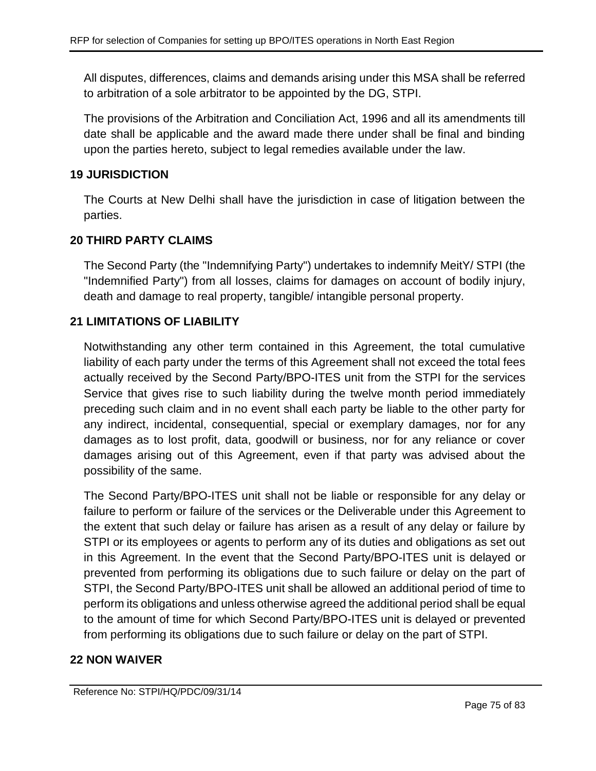All disputes, differences, claims and demands arising under this MSA shall be referred to arbitration of a sole arbitrator to be appointed by the DG, STPI.

The provisions of the Arbitration and Conciliation Act, 1996 and all its amendments till date shall be applicable and the award made there under shall be final and binding upon the parties hereto, subject to legal remedies available under the law.

## 19 JURISDICTION

The Courts at New Delhi shall have the jurisdiction in case of litigation between the parties.

## 20 THIRD PARTY CLAIMS

The Second Party (the "Indemnifying Party") undertakes to indemnify MeitY/ STPI (the "Indemnified Party") from all losses, claims for damages on account of bodily injury, death and damage to real property, tangible/ intangible personal property.

## 21 LIMITATIONS OF LIABILITY

Notwithstanding any other term contained in this Agreement, the total cumulative liability of each party under the terms of this Agreement shall not exceed the total fees actually received by the Second Party/BPO-ITES unit from the STPI for the services Service that gives rise to such liability during the twelve month period immediately preceding such claim and in no event shall each party be liable to the other party for any indirect, incidental, consequential, special or exemplary damages, nor for any damages as to lost profit, data, goodwill or business, nor for any reliance or cover damages arising out of this Agreement, even if that party was advised about the possibility of the same.

The Second Party/BPO-ITES unit shall not be liable or responsible for any delay or failure to perform or failure of the services or the Deliverable under this Agreement to the extent that such delay or failure has arisen as a result of any delay or failure by STPI or its employees or agents to perform any of its duties and obligations as set out in this Agreement. In the event that the Second Party/BPO-ITES unit is delayed or prevented from performing its obligations due to such failure or delay on the part of STPI, the Second Party/BPO-ITES unit shall be allowed an additional period of time to perform its obligations and unless otherwise agreed the additional period shall be equal to the amount of time for which Second Party/BPO-ITES unit is delayed or prevented from performing its obligations due to such failure or delay on the part of STPI.

## 22 NON WAIVER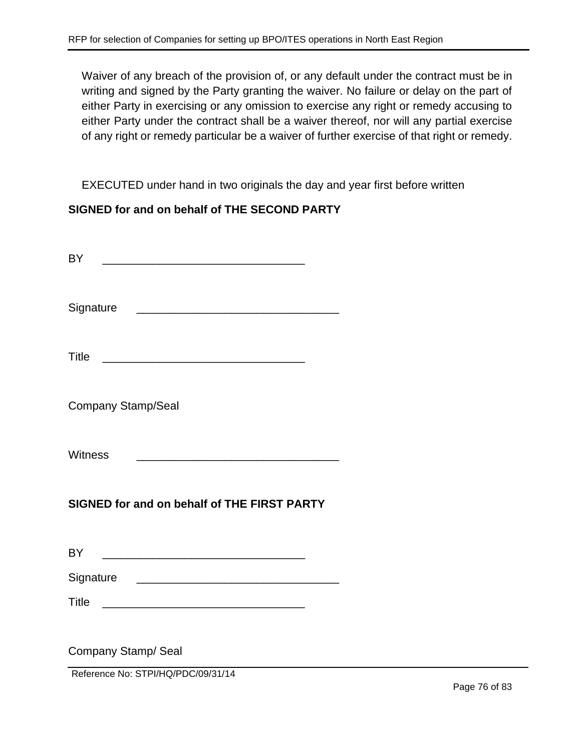Waiver of any breach of the provision of, or any default under the contract must be in writing and signed by the Party granting the waiver. No failure or delay on the part of either Party in exercising or any omission to exercise any right or remedy accusing to either Party under the contract shall be a waiver thereof, nor will any partial exercise of any right or remedy particular be a waiver of further exercise of that right or remedy.

EXECUTED under hand in two originals the day and year first before written

**SIGNED for and on behalf of THE SECOND PARTY**

BY ________________________________

Signature ________________________________

Title ________________________________

Company Stamp/Seal

Witness ________________________________

**SIGNED for and on behalf of THE FIRST PARTY**

BY ________________________________

Signature ________________________________

Title ________________________________

Company Stamp/ Seal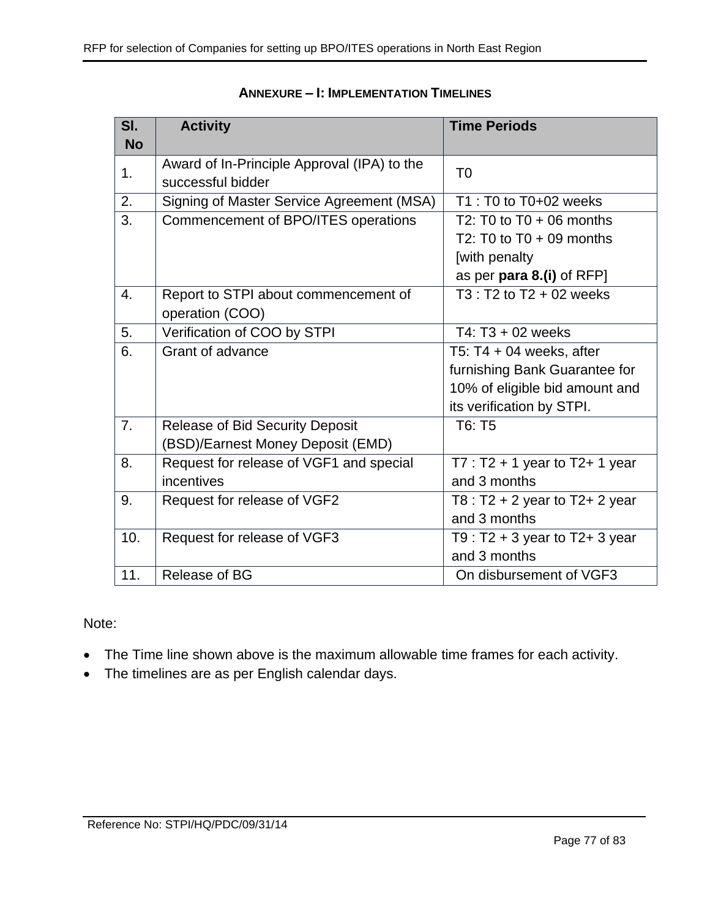## ANNEXURE – I: IMPLEMENTATION TIMELINES

| Sl. No | Activity | Time Periods |
|---|---|---|
| 1. | Award of In-Principle Approval (IPA) to the successful bidder | T0 |
| 2. | Signing of Master Service Agreement (MSA) | T1 : T0 to T0+02 weeks |
| 3. | Commencement of BPO/ITES operations | T2: T0 to T0 + 06 months<br>T2: T0 to T0 + 09 months [with penalty as per **para 8.(i)** of RFP] |
| 4. | Report to STPI about commencement of operation (COO) | T3 : T2 to T2 + 02 weeks |
| 5. | Verification of COO by STPI | T4: T3 + 02 weeks |
| 6. | Grant of advance | T5: T4 + 04 weeks, after furnishing Bank Guarantee for 10% of eligible bid amount and its verification by STPI. |
| 7. | Release of Bid Security Deposit (BSD)/Earnest Money Deposit (EMD) | T6: T5 |
| 8. | Request for release of VGF1 and special incentives | T7 : T2 + 1 year to T2+ 1 year and 3 months |
| 9. | Request for release of VGF2 | T8 : T2 + 2 year to T2+ 2 year and 3 months |
| 10. | Request for release of VGF3 | T9 : T2 + 3 year to T2+ 3 year and 3 months |
| 11. | Release of BG | On disbursement of VGF3 |

Note:

- The Time line shown above is the maximum allowable time frames for each activity.
- The timelines are as per English calendar days.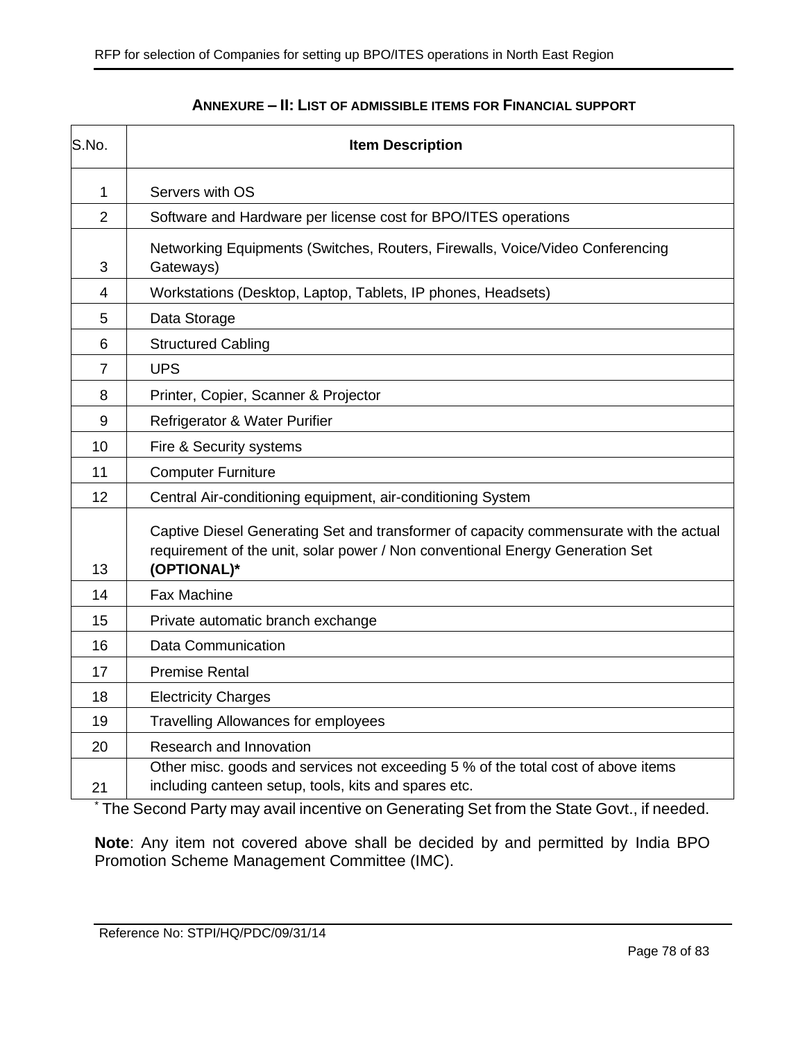## ANNEXURE – II: LIST OF ADMISSIBLE ITEMS FOR FINANCIAL SUPPORT

| S.No. | Item Description |
|---|---|
| 1 | Servers with OS |
| 2 | Software and Hardware per license cost for BPO/ITES operations |
| 3 | Networking Equipments (Switches, Routers, Firewalls, Voice/Video Conferencing Gateways) |
| 4 | Workstations (Desktop, Laptop, Tablets, IP phones, Headsets) |
| 5 | Data Storage |
| 6 | Structured Cabling |
| 7 | UPS |
| 8 | Printer, Copier, Scanner & Projector |
| 9 | Refrigerator & Water Purifier |
| 10 | Fire & Security systems |
| 11 | Computer Furniture |
| 12 | Central Air-conditioning equipment, air-conditioning System |
| 13 | Captive Diesel Generating Set and transformer of capacity commensurate with the actual requirement of the unit, solar power / Non conventional Energy Generation Set **(OPTIONAL)*** |
| 14 | Fax Machine |
| 15 | Private automatic branch exchange |
| 16 | Data Communication |
| 17 | Premise Rental |
| 18 | Electricity Charges |
| 19 | Travelling Allowances for employees |
| 20 | Research and Innovation |
| 21 | Other misc. goods and services not exceeding 5 % of the total cost of above items including canteen setup, tools, kits and spares etc. |

* The Second Party may avail incentive on Generating Set from the State Govt., if needed.

**Note**: Any item not covered above shall be decided by and permitted by India BPO Promotion Scheme Management Committee (IMC).

Reference No: STPI/HQ/PDC/09/31/14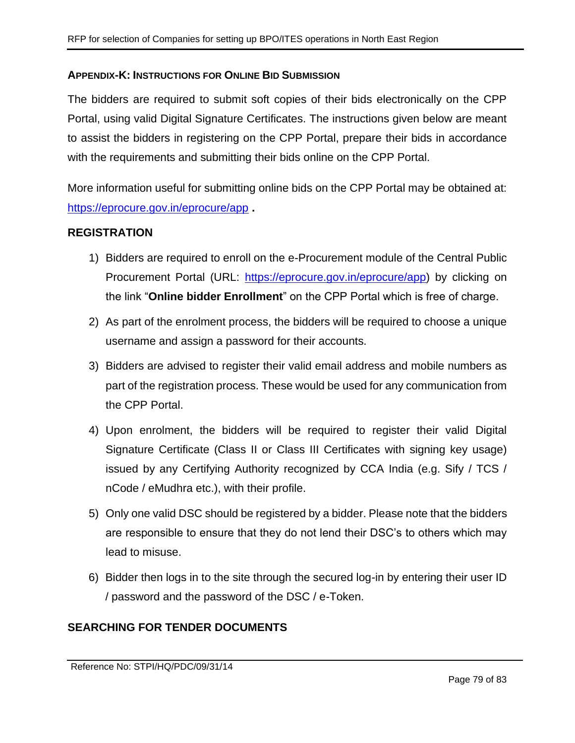## APPENDIX-K: INSTRUCTIONS FOR ONLINE BID SUBMISSION

The bidders are required to submit soft copies of their bids electronically on the CPP Portal, using valid Digital Signature Certificates. The instructions given below are meant to assist the bidders in registering on the CPP Portal, prepare their bids in accordance with the requirements and submitting their bids online on the CPP Portal.

More information useful for submitting online bids on the CPP Portal may be obtained at: https://eprocure.gov.in/eprocure/app **.**

### REGISTRATION

1) Bidders are required to enroll on the e-Procurement module of the Central Public Procurement Portal (URL: https://eprocure.gov.in/eprocure/app) by clicking on the link "**Online bidder Enrollment**" on the CPP Portal which is free of charge.
2) As part of the enrolment process, the bidders will be required to choose a unique username and assign a password for their accounts.
3) Bidders are advised to register their valid email address and mobile numbers as part of the registration process. These would be used for any communication from the CPP Portal.
4) Upon enrolment, the bidders will be required to register their valid Digital Signature Certificate (Class II or Class III Certificates with signing key usage) issued by any Certifying Authority recognized by CCA India (e.g. Sify / TCS / nCode / eMudhra etc.), with their profile.
5) Only one valid DSC should be registered by a bidder. Please note that the bidders are responsible to ensure that they do not lend their DSC's to others which may lead to misuse.
6) Bidder then logs in to the site through the secured log-in by entering their user ID / password and the password of the DSC / e-Token.

### SEARCHING FOR TENDER DOCUMENTS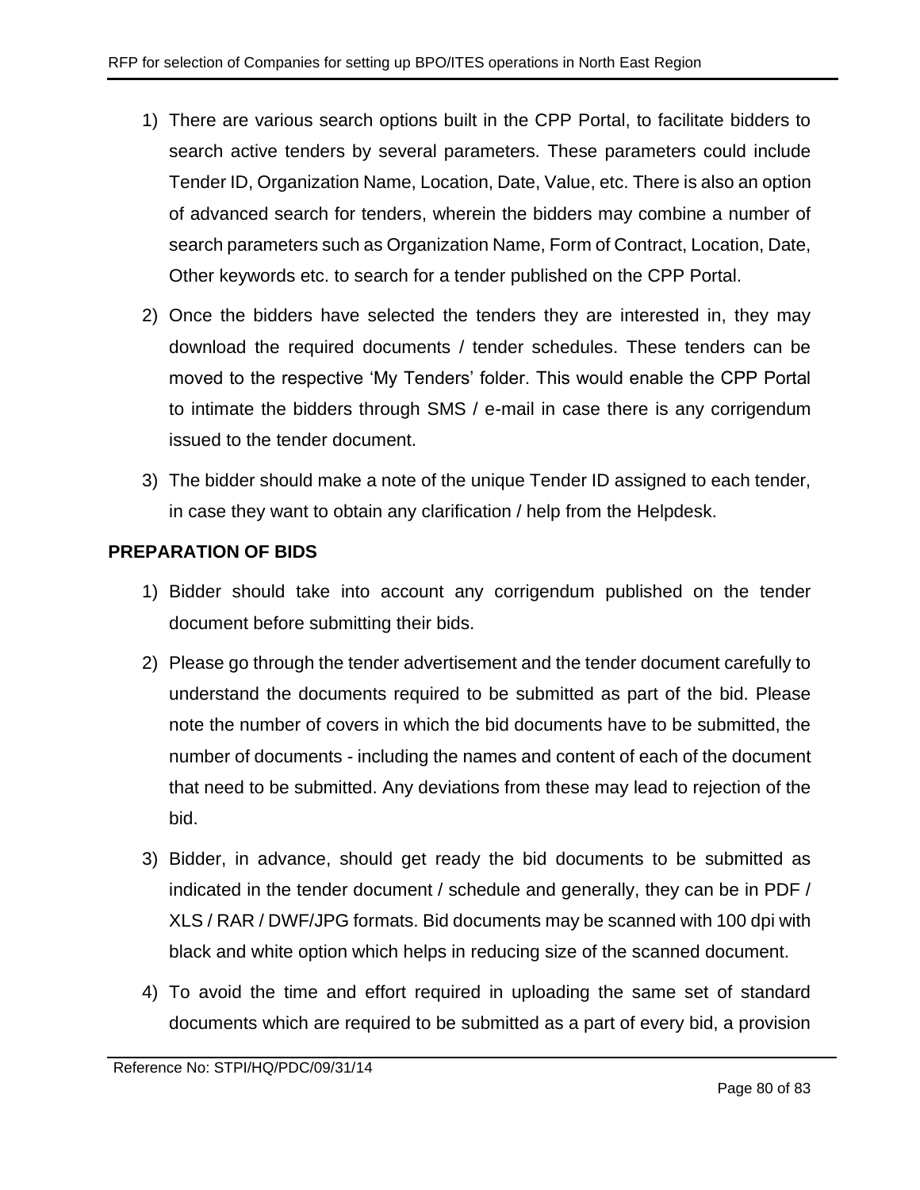1) There are various search options built in the CPP Portal, to facilitate bidders to search active tenders by several parameters. These parameters could include Tender ID, Organization Name, Location, Date, Value, etc. There is also an option of advanced search for tenders, wherein the bidders may combine a number of search parameters such as Organization Name, Form of Contract, Location, Date, Other keywords etc. to search for a tender published on the CPP Portal.

2) Once the bidders have selected the tenders they are interested in, they may download the required documents / tender schedules. These tenders can be moved to the respective 'My Tenders' folder. This would enable the CPP Portal to intimate the bidders through SMS / e-mail in case there is any corrigendum issued to the tender document.

3) The bidder should make a note of the unique Tender ID assigned to each tender, in case they want to obtain any clarification / help from the Helpdesk.

**PREPARATION OF BIDS**

1) Bidder should take into account any corrigendum published on the tender document before submitting their bids.

2) Please go through the tender advertisement and the tender document carefully to understand the documents required to be submitted as part of the bid. Please note the number of covers in which the bid documents have to be submitted, the number of documents - including the names and content of each of the document that need to be submitted. Any deviations from these may lead to rejection of the bid.

3) Bidder, in advance, should get ready the bid documents to be submitted as indicated in the tender document / schedule and generally, they can be in PDF / XLS / RAR / DWF/JPG formats. Bid documents may be scanned with 100 dpi with black and white option which helps in reducing size of the scanned document.

4) To avoid the time and effort required in uploading the same set of standard documents which are required to be submitted as a part of every bid, a provision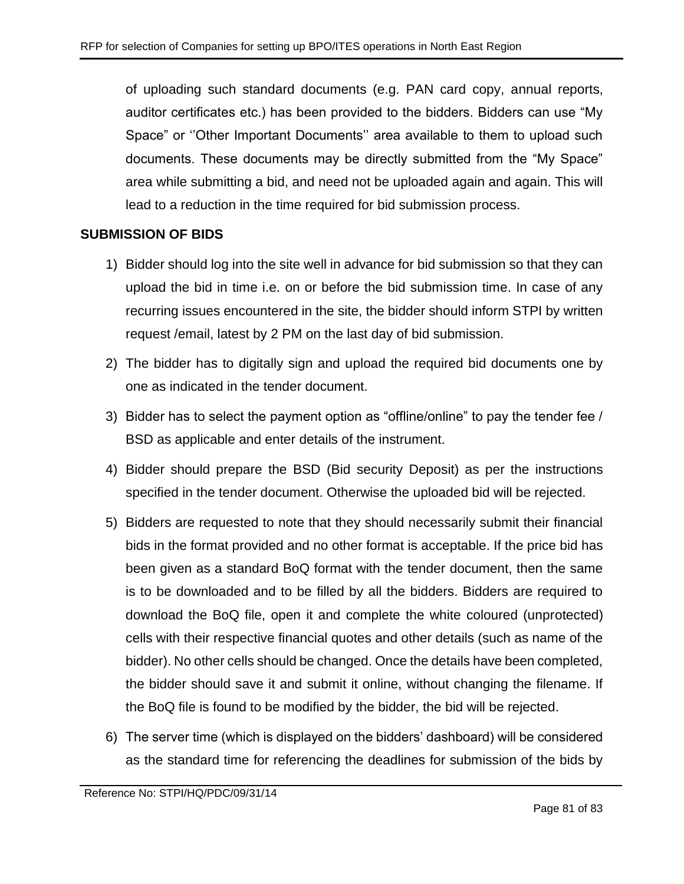of uploading such standard documents (e.g. PAN card copy, annual reports, auditor certificates etc.) has been provided to the bidders. Bidders can use “My Space” or ‘’Other Important Documents’’ area available to them to upload such documents. These documents may be directly submitted from the “My Space” area while submitting a bid, and need not be uploaded again and again. This will lead to a reduction in the time required for bid submission process.

**SUBMISSION OF BIDS**

1) Bidder should log into the site well in advance for bid submission so that they can upload the bid in time i.e. on or before the bid submission time. In case of any recurring issues encountered in the site, the bidder should inform STPI by written request /email, latest by 2 PM on the last day of bid submission.

2) The bidder has to digitally sign and upload the required bid documents one by one as indicated in the tender document.

3) Bidder has to select the payment option as “offline/online” to pay the tender fee / BSD as applicable and enter details of the instrument.

4) Bidder should prepare the BSD (Bid security Deposit) as per the instructions specified in the tender document. Otherwise the uploaded bid will be rejected.

5) Bidders are requested to note that they should necessarily submit their financial bids in the format provided and no other format is acceptable. If the price bid has been given as a standard BoQ format with the tender document, then the same is to be downloaded and to be filled by all the bidders. Bidders are required to download the BoQ file, open it and complete the white coloured (unprotected) cells with their respective financial quotes and other details (such as name of the bidder). No other cells should be changed. Once the details have been completed, the bidder should save it and submit it online, without changing the filename. If the BoQ file is found to be modified by the bidder, the bid will be rejected.

6) The server time (which is displayed on the bidders’ dashboard) will be considered as the standard time for referencing the deadlines for submission of the bids by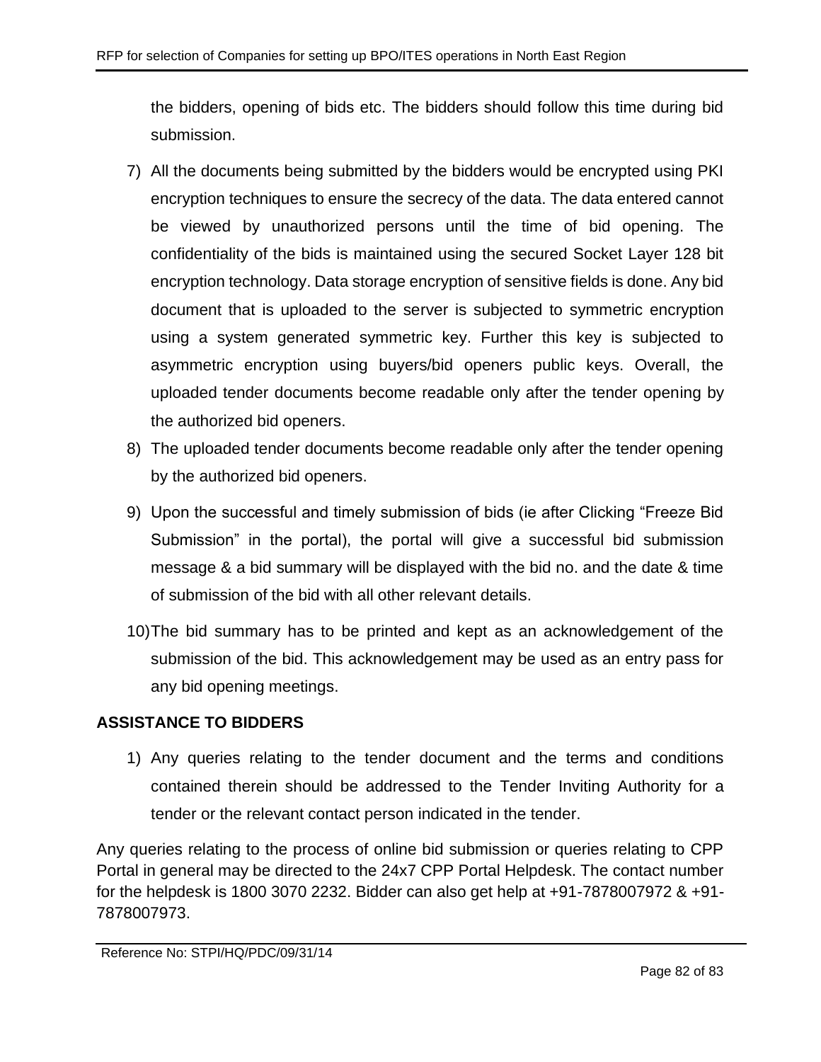the bidders, opening of bids etc. The bidders should follow this time during bid submission.

7) All the documents being submitted by the bidders would be encrypted using PKI encryption techniques to ensure the secrecy of the data. The data entered cannot be viewed by unauthorized persons until the time of bid opening. The confidentiality of the bids is maintained using the secured Socket Layer 128 bit encryption technology. Data storage encryption of sensitive fields is done. Any bid document that is uploaded to the server is subjected to symmetric encryption using a system generated symmetric key. Further this key is subjected to asymmetric encryption using buyers/bid openers public keys. Overall, the uploaded tender documents become readable only after the tender opening by the authorized bid openers.
8) The uploaded tender documents become readable only after the tender opening by the authorized bid openers.
9) Upon the successful and timely submission of bids (ie after Clicking "Freeze Bid Submission" in the portal), the portal will give a successful bid submission message & a bid summary will be displayed with the bid no. and the date & time of submission of the bid with all other relevant details.
10) The bid summary has to be printed and kept as an acknowledgement of the submission of the bid. This acknowledgement may be used as an entry pass for any bid opening meetings.

**ASSISTANCE TO BIDDERS**

1) Any queries relating to the tender document and the terms and conditions contained therein should be addressed to the Tender Inviting Authority for a tender or the relevant contact person indicated in the tender.

Any queries relating to the process of online bid submission or queries relating to CPP Portal in general may be directed to the 24x7 CPP Portal Helpdesk. The contact number for the helpdesk is 1800 3070 2232. Bidder can also get help at +91-7878007972 & +91-7878007973.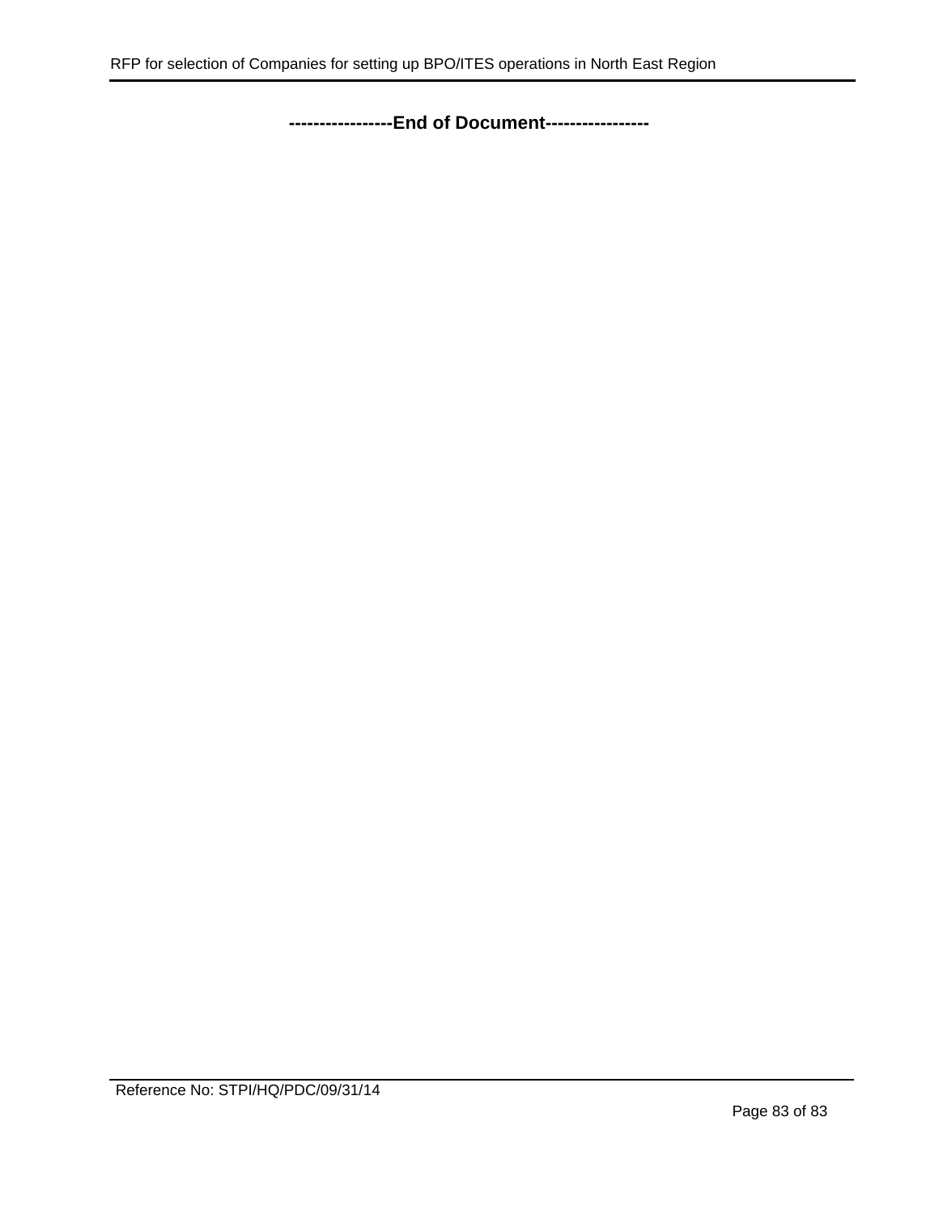**-----------------End of Document-----------------**